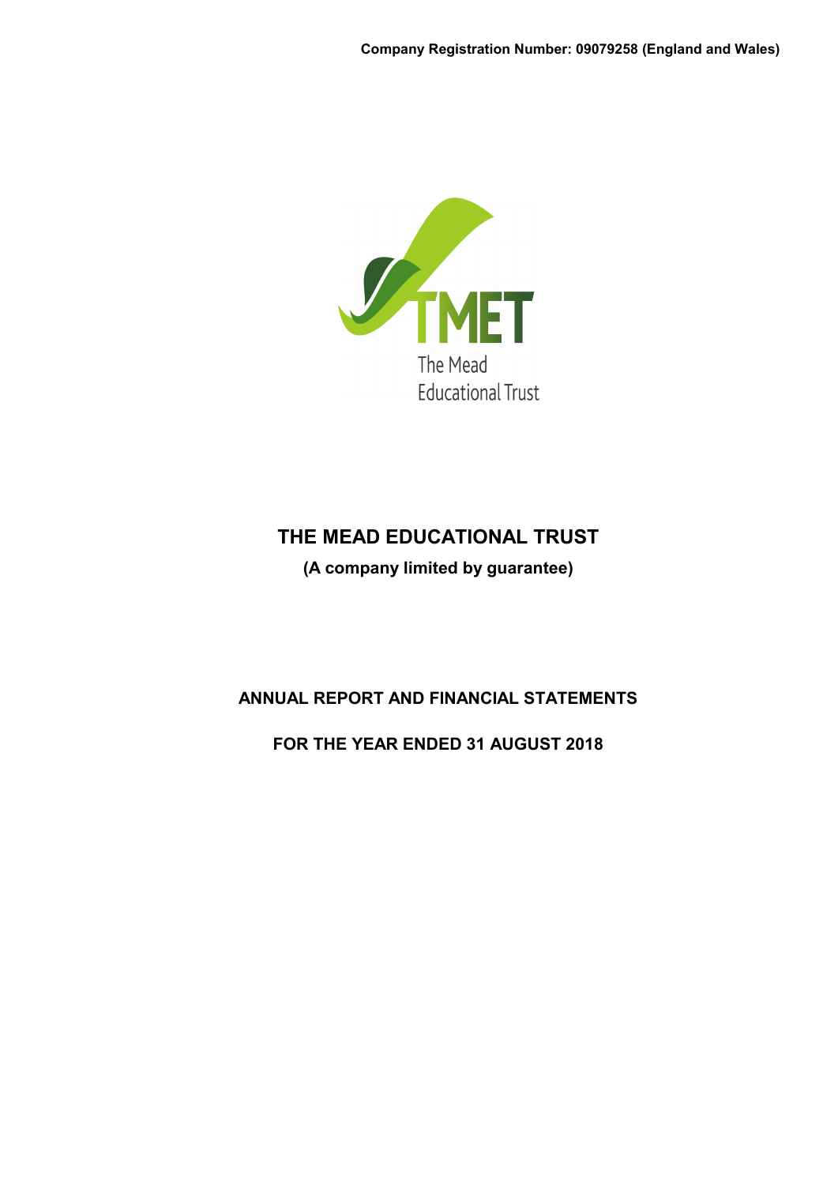**Company Registration Number: 09079258 (England and Wales)**

TMET

The Mead Educational Trust

# THE MEAD EDUCATIONAL TRUST

**(A company limited by guarantee)**

## ANNUAL REPORT AND FINANCIAL STATEMENTS

## FOR THE YEAR ENDED 31 AUGUST 2018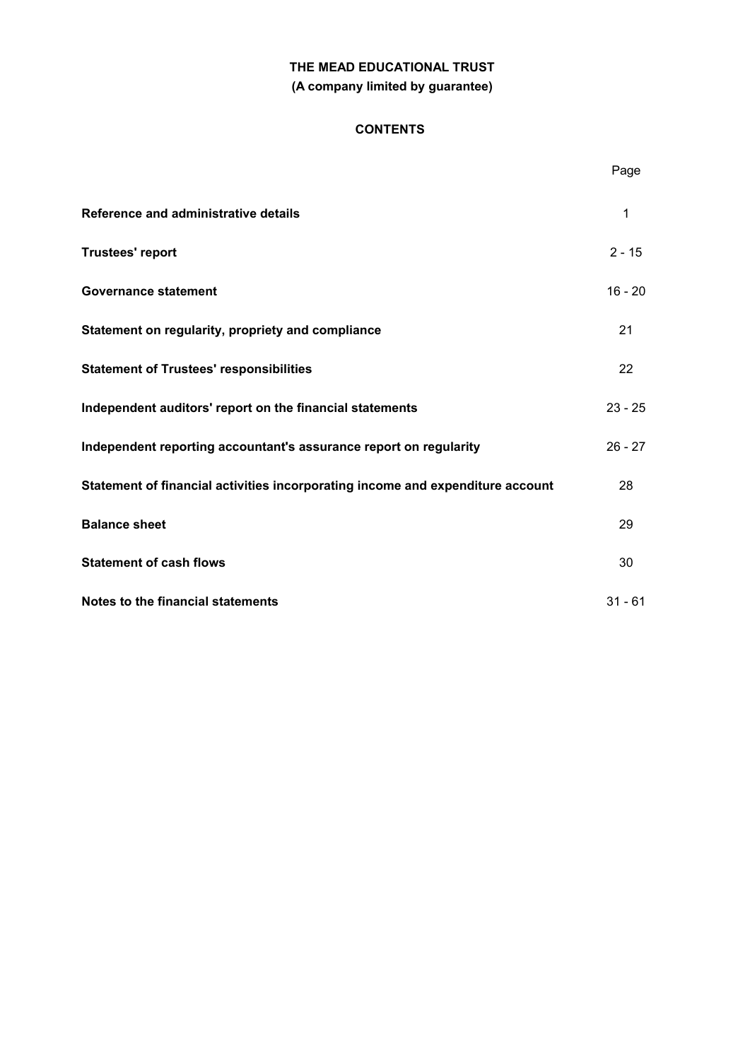**THE MEAD EDUCATIONAL TRUST**
**(A company limited by guarantee)**

## CONTENTS

| | Page |
|---|---|
| **Reference and administrative details** | 1 |
| **Trustees' report** | 2 - 15 |
| **Governance statement** | 16 - 20 |
| **Statement on regularity, propriety and compliance** | 21 |
| **Statement of Trustees' responsibilities** | 22 |
| **Independent auditors' report on the financial statements** | 23 - 25 |
| **Independent reporting accountant's assurance report on regularity** | 26 - 27 |
| **Statement of financial activities incorporating income and expenditure account** | 28 |
| **Balance sheet** | 29 |
| **Statement of cash flows** | 30 |
| **Notes to the financial statements** | 31 - 61 |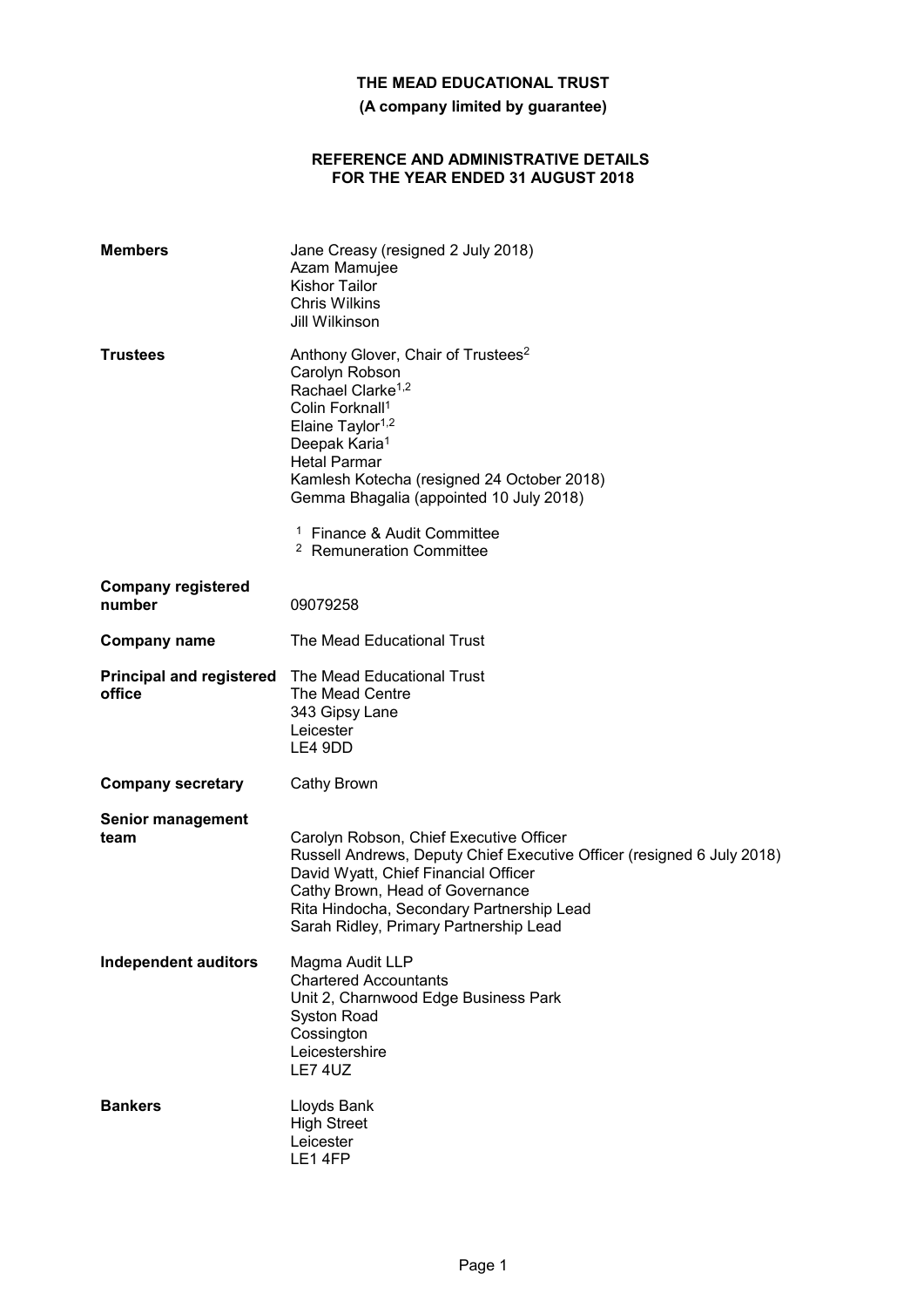# THE MEAD EDUCATIONAL TRUST

**(A company limited by guarantee)**

## REFERENCE AND ADMINISTRATIVE DETAILS FOR THE YEAR ENDED 31 AUGUST 2018

| | |
|---|---|
| **Members** | Jane Creasy (resigned 2 July 2018)<br>Azam Mamujee<br>Kishor Tailor<br>Chris Wilkins<br>Jill Wilkinson |
| **Trustees** | Anthony Glover, Chair of Trustees[2]<br>Carolyn Robson<br>Rachael Clarke[1,2]<br>Colin Forknall[1]<br>Elaine Taylor[1,2]<br>Deepak Karia[1]<br>Hetal Parmar<br>Kamlesh Kotecha (resigned 24 October 2018)<br>Gemma Bhagalia (appointed 10 July 2018)<br><br>[1] Finance & Audit Committee<br>[2] Remuneration Committee |
| **Company registered number** | 09079258 |
| **Company name** | The Mead Educational Trust |
| **Principal and registered office** | The Mead Educational Trust<br>The Mead Centre<br>343 Gipsy Lane<br>Leicester<br>LE4 9DD |
| **Company secretary** | Cathy Brown |
| **Senior management team** | Carolyn Robson, Chief Executive Officer<br>Russell Andrews, Deputy Chief Executive Officer (resigned 6 July 2018)<br>David Wyatt, Chief Financial Officer<br>Cathy Brown, Head of Governance<br>Rita Hindocha, Secondary Partnership Lead<br>Sarah Ridley, Primary Partnership Lead |
| **Independent auditors** | Magma Audit LLP<br>Chartered Accountants<br>Unit 2, Charnwood Edge Business Park<br>Syston Road<br>Cossington<br>Leicestershire<br>LE7 4UZ |
| **Bankers** | Lloyds Bank<br>High Street<br>Leicester<br>LE1 4FP |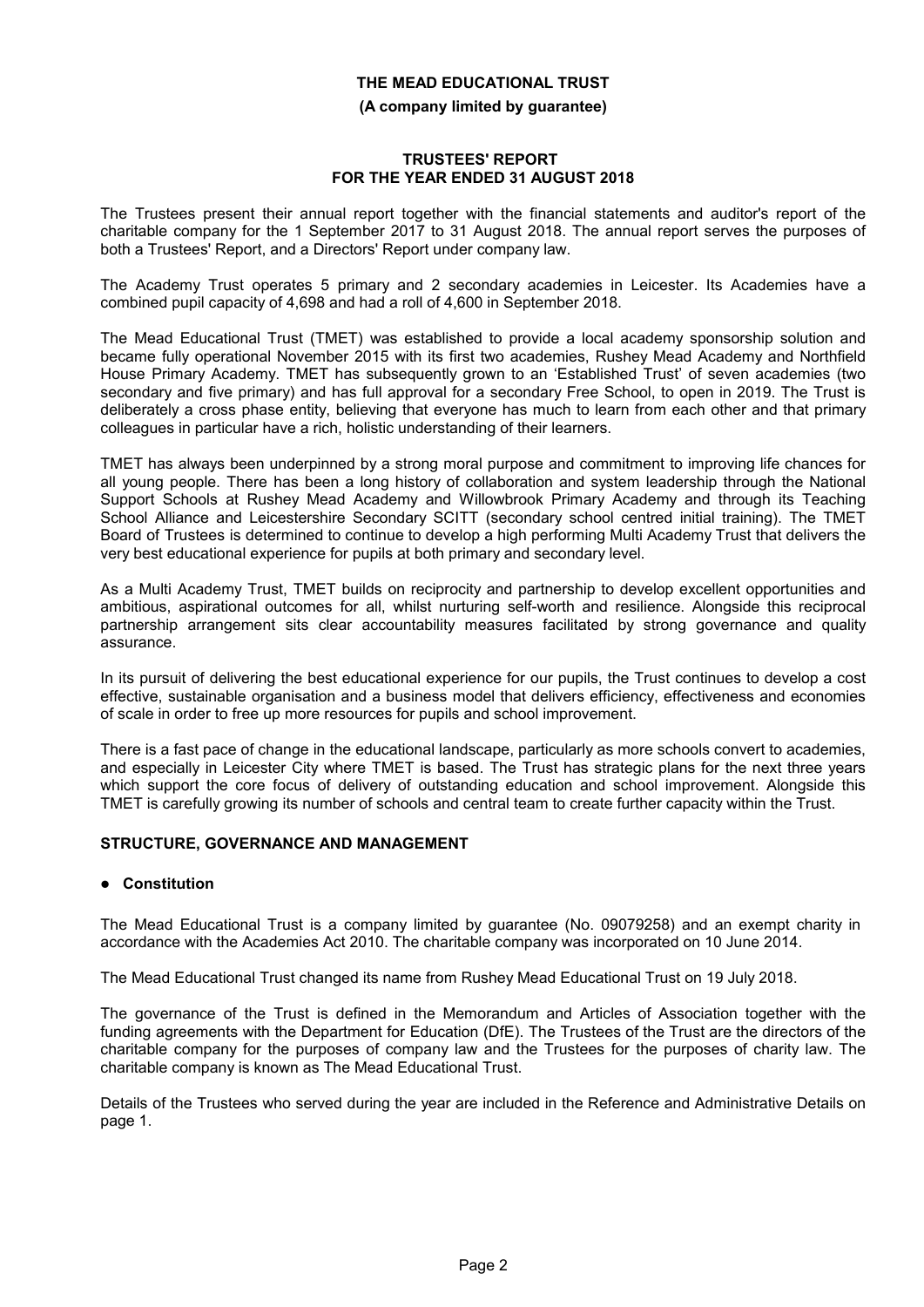# THE MEAD EDUCATIONAL TRUST

**(A company limited by guarantee)**

## TRUSTEES' REPORT FOR THE YEAR ENDED 31 AUGUST 2018

The Trustees present their annual report together with the financial statements and auditor's report of the charitable company for the 1 September 2017 to 31 August 2018. The annual report serves the purposes of both a Trustees' Report, and a Directors' Report under company law.

The Academy Trust operates 5 primary and 2 secondary academies in Leicester. Its Academies have a combined pupil capacity of 4,698 and had a roll of 4,600 in September 2018.

The Mead Educational Trust (TMET) was established to provide a local academy sponsorship solution and became fully operational November 2015 with its first two academies, Rushey Mead Academy and Northfield House Primary Academy. TMET has subsequently grown to an 'Established Trust' of seven academies (two secondary and five primary) and has full approval for a secondary Free School, to open in 2019. The Trust is deliberately a cross phase entity, believing that everyone has much to learn from each other and that primary colleagues in particular have a rich, holistic understanding of their learners.

TMET has always been underpinned by a strong moral purpose and commitment to improving life chances for all young people. There has been a long history of collaboration and system leadership through the National Support Schools at Rushey Mead Academy and Willowbrook Primary Academy and through its Teaching School Alliance and Leicestershire Secondary SCITT (secondary school centred initial training). The TMET Board of Trustees is determined to continue to develop a high performing Multi Academy Trust that delivers the very best educational experience for pupils at both primary and secondary level.

As a Multi Academy Trust, TMET builds on reciprocity and partnership to develop excellent opportunities and ambitious, aspirational outcomes for all, whilst nurturing self-worth and resilience. Alongside this reciprocal partnership arrangement sits clear accountability measures facilitated by strong governance and quality assurance.

In its pursuit of delivering the best educational experience for our pupils, the Trust continues to develop a cost effective, sustainable organisation and a business model that delivers efficiency, effectiveness and economies of scale in order to free up more resources for pupils and school improvement.

There is a fast pace of change in the educational landscape, particularly as more schools convert to academies, and especially in Leicester City where TMET is based. The Trust has strategic plans for the next three years which support the core focus of delivery of outstanding education and school improvement. Alongside this TMET is carefully growing its number of schools and central team to create further capacity within the Trust.

### STRUCTURE, GOVERNANCE AND MANAGEMENT

- **Constitution**

The Mead Educational Trust is a company limited by guarantee (No. 09079258) and an exempt charity in accordance with the Academies Act 2010. The charitable company was incorporated on 10 June 2014.

The Mead Educational Trust changed its name from Rushey Mead Educational Trust on 19 July 2018.

The governance of the Trust is defined in the Memorandum and Articles of Association together with the funding agreements with the Department for Education (DfE). The Trustees of the Trust are the directors of the charitable company for the purposes of company law and the Trustees for the purposes of charity law. The charitable company is known as The Mead Educational Trust.

Details of the Trustees who served during the year are included in the Reference and Administrative Details on page 1.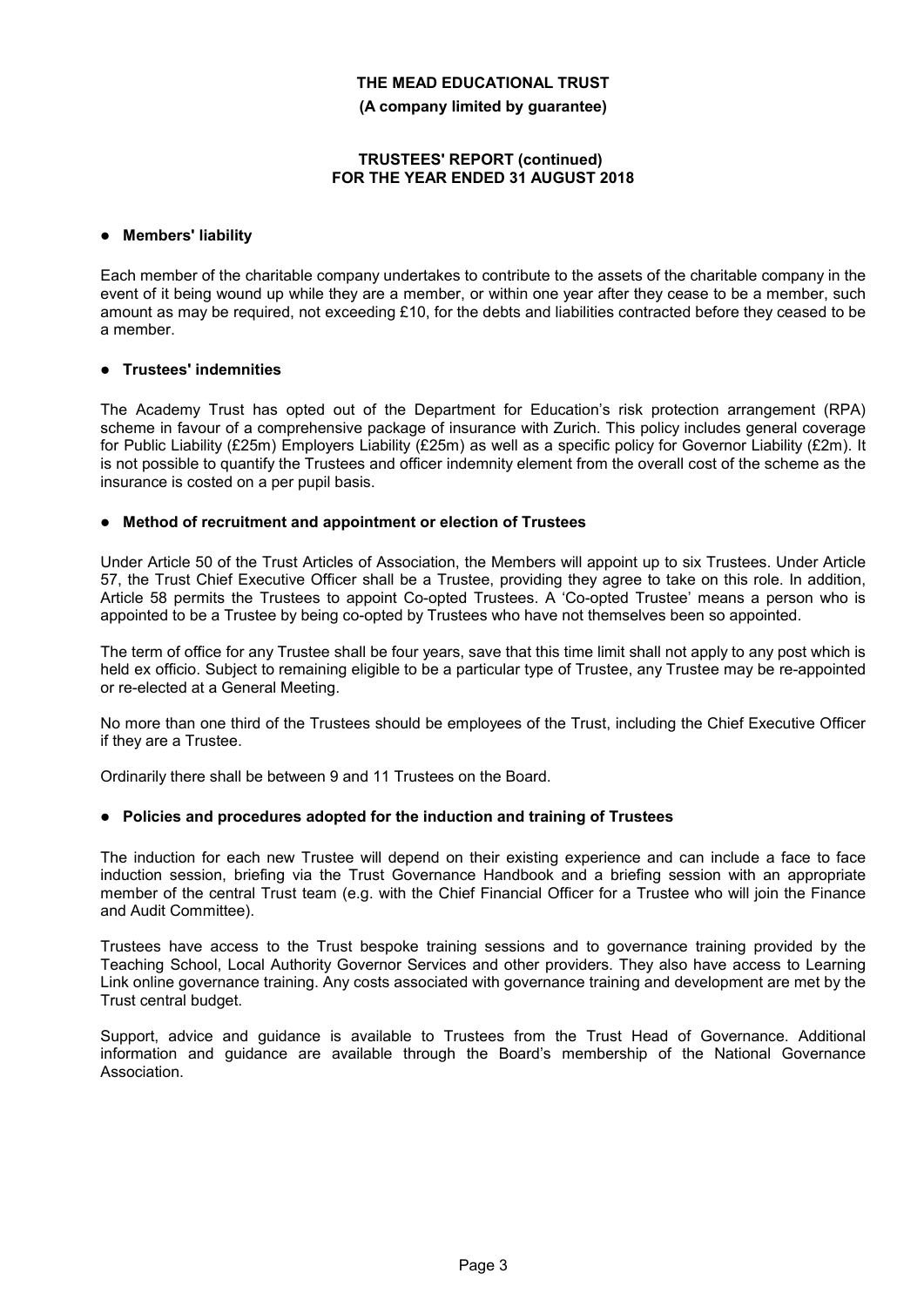# THE MEAD EDUCATIONAL TRUST

**(A company limited by guarantee)**

**TRUSTEES' REPORT (continued)**
**FOR THE YEAR ENDED 31 AUGUST 2018**

- **Members' liability**

Each member of the charitable company undertakes to contribute to the assets of the charitable company in the event of it being wound up while they are a member, or within one year after they cease to be a member, such amount as may be required, not exceeding £10, for the debts and liabilities contracted before they ceased to be a member.

- **Trustees' indemnities**

The Academy Trust has opted out of the Department for Education's risk protection arrangement (RPA) scheme in favour of a comprehensive package of insurance with Zurich. This policy includes general coverage for Public Liability (£25m) Employers Liability (£25m) as well as a specific policy for Governor Liability (£2m). It is not possible to quantify the Trustees and officer indemnity element from the overall cost of the scheme as the insurance is costed on a per pupil basis.

- **Method of recruitment and appointment or election of Trustees**

Under Article 50 of the Trust Articles of Association, the Members will appoint up to six Trustees. Under Article 57, the Trust Chief Executive Officer shall be a Trustee, providing they agree to take on this role. In addition, Article 58 permits the Trustees to appoint Co-opted Trustees. A 'Co-opted Trustee' means a person who is appointed to be a Trustee by being co-opted by Trustees who have not themselves been so appointed.

The term of office for any Trustee shall be four years, save that this time limit shall not apply to any post which is held ex officio. Subject to remaining eligible to be a particular type of Trustee, any Trustee may be re-appointed or re-elected at a General Meeting.

No more than one third of the Trustees should be employees of the Trust, including the Chief Executive Officer if they are a Trustee.

Ordinarily there shall be between 9 and 11 Trustees on the Board.

- **Policies and procedures adopted for the induction and training of Trustees**

The induction for each new Trustee will depend on their existing experience and can include a face to face induction session, briefing via the Trust Governance Handbook and a briefing session with an appropriate member of the central Trust team (e.g. with the Chief Financial Officer for a Trustee who will join the Finance and Audit Committee).

Trustees have access to the Trust bespoke training sessions and to governance training provided by the Teaching School, Local Authority Governor Services and other providers. They also have access to Learning Link online governance training. Any costs associated with governance training and development are met by the Trust central budget.

Support, advice and guidance is available to Trustees from the Trust Head of Governance. Additional information and guidance are available through the Board's membership of the National Governance Association.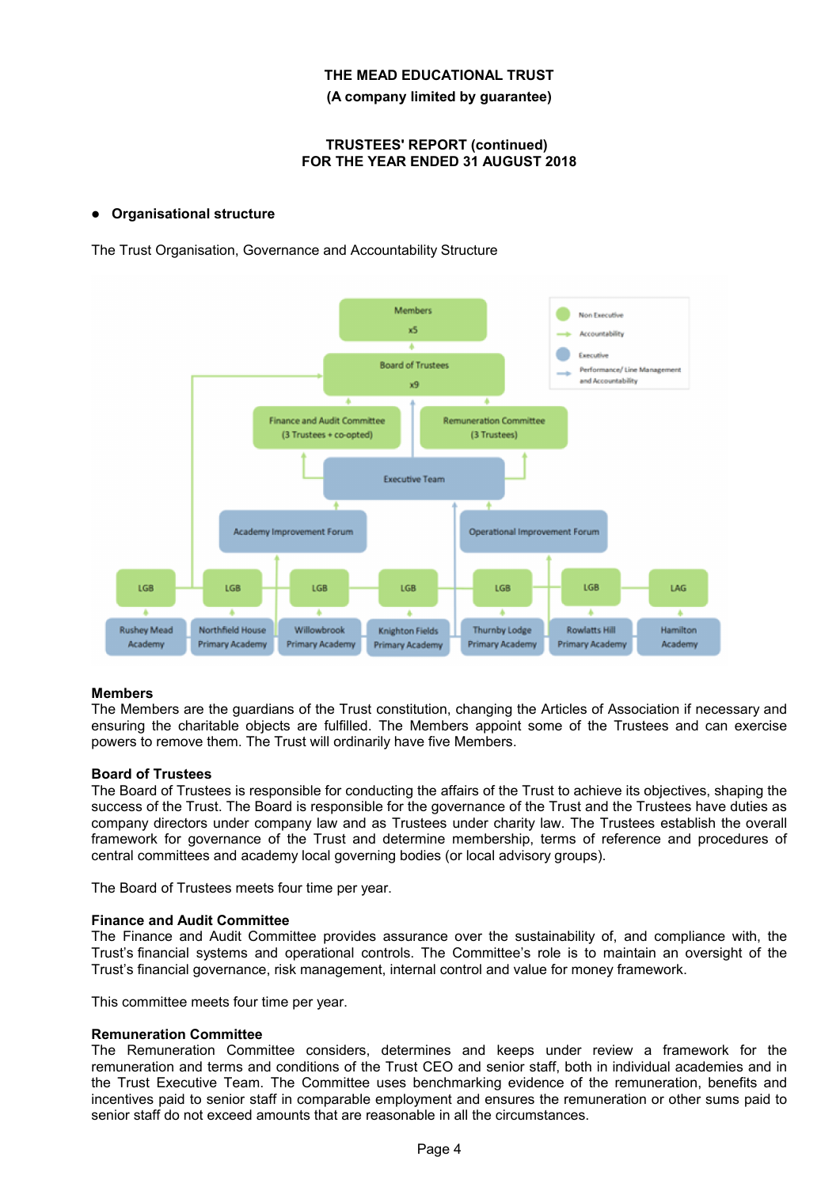THE MEAD EDUCATIONAL TRUST
(A company limited by guarantee)

TRUSTEES' REPORT (continued)
FOR THE YEAR ENDED 31 AUGUST 2018

- **Organisational structure**

The Trust Organisation, Governance and Accountability Structure

**Members**
The Members are the guardians of the Trust constitution, changing the Articles of Association if necessary and ensuring the charitable objects are fulfilled. The Members appoint some of the Trustees and can exercise powers to remove them. The Trust will ordinarily have five Members.

**Board of Trustees**
The Board of Trustees is responsible for conducting the affairs of the Trust to achieve its objectives, shaping the success of the Trust. The Board is responsible for the governance of the Trust and the Trustees have duties as company directors under company law and as Trustees under charity law. The Trustees establish the overall framework for governance of the Trust and determine membership, terms of reference and procedures of central committees and academy local governing bodies (or local advisory groups).

The Board of Trustees meets four time per year.

**Finance and Audit Committee**
The Finance and Audit Committee provides assurance over the sustainability of, and compliance with, the Trust's financial systems and operational controls. The Committee's role is to maintain an oversight of the Trust's financial governance, risk management, internal control and value for money framework.

This committee meets four time per year.

**Remuneration Committee**
The Remuneration Committee considers, determines and keeps under review a framework for the remuneration and terms and conditions of the Trust CEO and senior staff, both in individual academies and in the Trust Executive Team. The Committee uses benchmarking evidence of the remuneration, benefits and incentives paid to senior staff in comparable employment and ensures the remuneration or other sums paid to senior staff do not exceed amounts that are reasonable in all the circumstances.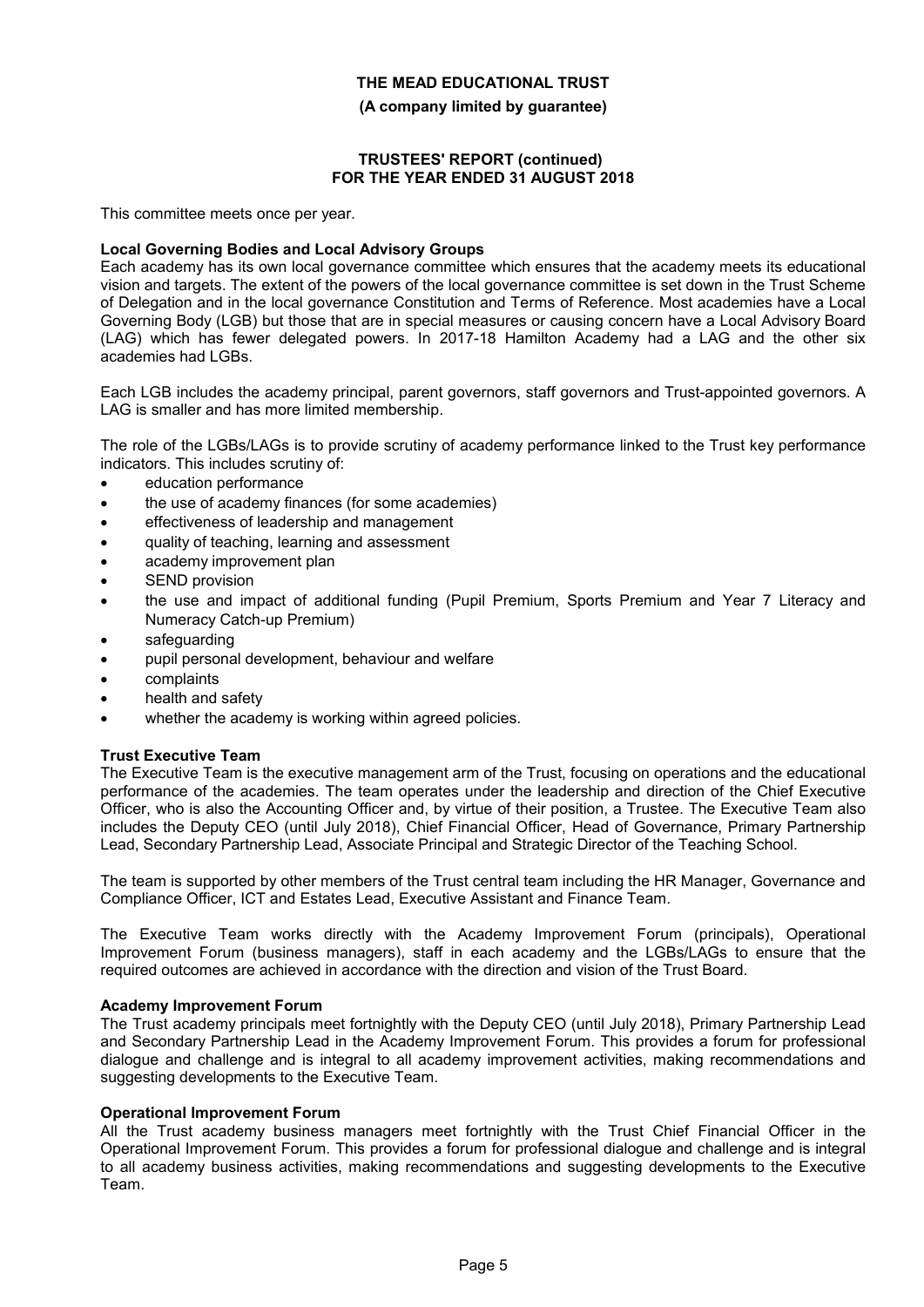This committee meets once per year.

**Local Governing Bodies and Local Advisory Groups**

Each academy has its own local governance committee which ensures that the academy meets its educational vision and targets. The extent of the powers of the local governance committee is set down in the Trust Scheme of Delegation and in the local governance Constitution and Terms of Reference. Most academies have a Local Governing Body (LGB) but those that are in special measures or causing concern have a Local Advisory Board (LAG) which has fewer delegated powers. In 2017-18 Hamilton Academy had a LAG and the other six academies had LGBs.

Each LGB includes the academy principal, parent governors, staff governors and Trust-appointed governors. A LAG is smaller and has more limited membership.

The role of the LGBs/LAGs is to provide scrutiny of academy performance linked to the Trust key performance indicators. This includes scrutiny of:

- education performance
- the use of academy finances (for some academies)
- effectiveness of leadership and management
- quality of teaching, learning and assessment
- academy improvement plan
- SEND provision
- the use and impact of additional funding (Pupil Premium, Sports Premium and Year 7 Literacy and Numeracy Catch-up Premium)
- safeguarding
- pupil personal development, behaviour and welfare
- complaints
- health and safety
- whether the academy is working within agreed policies.

**Trust Executive Team**

The Executive Team is the executive management arm of the Trust, focusing on operations and the educational performance of the academies. The team operates under the leadership and direction of the Chief Executive Officer, who is also the Accounting Officer and, by virtue of their position, a Trustee. The Executive Team also includes the Deputy CEO (until July 2018), Chief Financial Officer, Head of Governance, Primary Partnership Lead, Secondary Partnership Lead, Associate Principal and Strategic Director of the Teaching School.

The team is supported by other members of the Trust central team including the HR Manager, Governance and Compliance Officer, ICT and Estates Lead, Executive Assistant and Finance Team.

The Executive Team works directly with the Academy Improvement Forum (principals), Operational Improvement Forum (business managers), staff in each academy and the LGBs/LAGs to ensure that the required outcomes are achieved in accordance with the direction and vision of the Trust Board.

**Academy Improvement Forum**

The Trust academy principals meet fortnightly with the Deputy CEO (until July 2018), Primary Partnership Lead and Secondary Partnership Lead in the Academy Improvement Forum. This provides a forum for professional dialogue and challenge and is integral to all academy improvement activities, making recommendations and suggesting developments to the Executive Team.

**Operational Improvement Forum**

All the Trust academy business managers meet fortnightly with the Trust Chief Financial Officer in the Operational Improvement Forum. This provides a forum for professional dialogue and challenge and is integral to all academy business activities, making recommendations and suggesting developments to the Executive Team.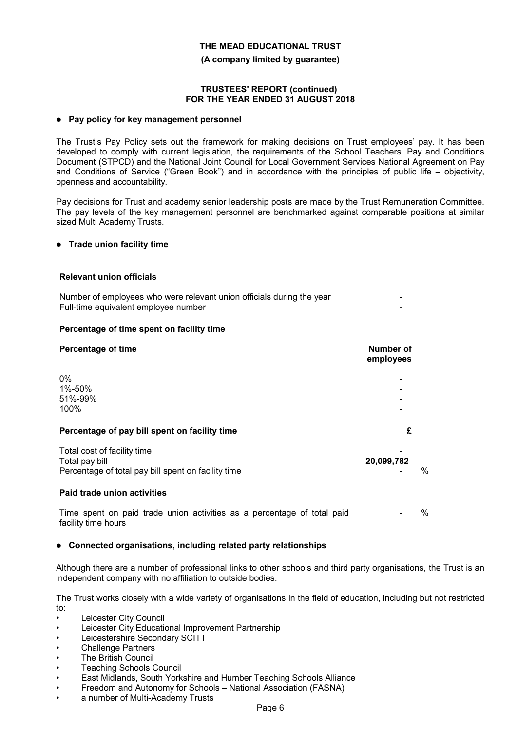**THE MEAD EDUCATIONAL TRUST**

**(A company limited by guarantee)**

**TRUSTEES' REPORT (continued)**
**FOR THE YEAR ENDED 31 AUGUST 2018**

### ● Pay policy for key management personnel

The Trust's Pay Policy sets out the framework for making decisions on Trust employees' pay. It has been developed to comply with current legislation, the requirements of the School Teachers' Pay and Conditions Document (STPCD) and the National Joint Council for Local Government Services National Agreement on Pay and Conditions of Service ("Green Book") and in accordance with the principles of public life – objectivity, openness and accountability.

Pay decisions for Trust and academy senior leadership posts are made by the Trust Remuneration Committee. The pay levels of the key management personnel are benchmarked against comparable positions at similar sized Multi Academy Trusts.

### ● Trade union facility time

**Relevant union officials**

| | |
|---|---|
| Number of employees who were relevant union officials during the year | - |
| Full-time equivalent employee number | - |

**Percentage of time spent on facility time**

| **Percentage of time** | **Number of employees** |
|---|---|
| 0% | - |
| 1%-50% | - |
| 51%-99% | - |
| 100% | - |

| **Percentage of pay bill spent on facility time** | **£** | |
|---|---|---|
| Total cost of facility time | - | |
| Total pay bill | **20,099,782** | |
| Percentage of total pay bill spent on facility time | - | % |

**Paid trade union activities**

| | | |
|---|---|---|
| Time spent on paid trade union activities as a percentage of total paid facility time hours | - | % |

### ● Connected organisations, including related party relationships

Although there are a number of professional links to other schools and third party organisations, the Trust is an independent company with no affiliation to outside bodies.

The Trust works closely with a wide variety of organisations in the field of education, including but not restricted to:

- Leicester City Council
- Leicester City Educational Improvement Partnership
- Leicestershire Secondary SCITT
- Challenge Partners
- The British Council
- Teaching Schools Council
- East Midlands, South Yorkshire and Humber Teaching Schools Alliance
- Freedom and Autonomy for Schools – National Association (FASNA)
- a number of Multi-Academy Trusts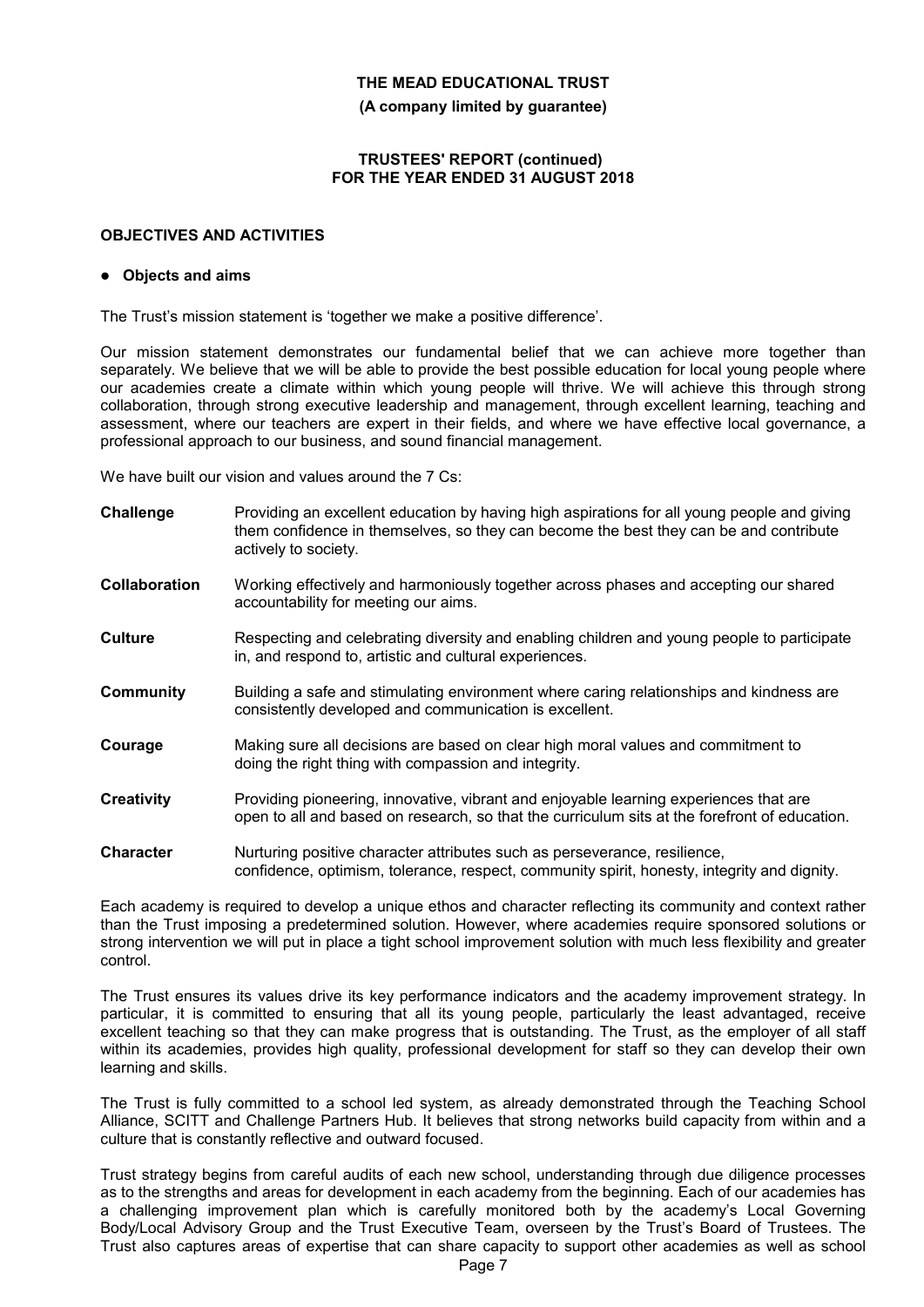## OBJECTIVES AND ACTIVITIES

- **Objects and aims**

The Trust's mission statement is 'together we make a positive difference'.

Our mission statement demonstrates our fundamental belief that we can achieve more together than separately. We believe that we will be able to provide the best possible education for local young people where our academies create a climate within which young people will thrive. We will achieve this through strong collaboration, through strong executive leadership and management, through excellent learning, teaching and assessment, where our teachers are expert in their fields, and where we have effective local governance, a professional approach to our business, and sound financial management.

We have built our vision and values around the 7 Cs:

| | |
|---|---|
| **Challenge** | Providing an excellent education by having high aspirations for all young people and giving them confidence in themselves, so they can become the best they can be and contribute actively to society. |
| **Collaboration** | Working effectively and harmoniously together across phases and accepting our shared accountability for meeting our aims. |
| **Culture** | Respecting and celebrating diversity and enabling children and young people to participate in, and respond to, artistic and cultural experiences. |
| **Community** | Building a safe and stimulating environment where caring relationships and kindness are consistently developed and communication is excellent. |
| **Courage** | Making sure all decisions are based on clear high moral values and commitment to doing the right thing with compassion and integrity. |
| **Creativity** | Providing pioneering, innovative, vibrant and enjoyable learning experiences that are open to all and based on research, so that the curriculum sits at the forefront of education. |
| **Character** | Nurturing positive character attributes such as perseverance, resilience, confidence, optimism, tolerance, respect, community spirit, honesty, integrity and dignity. |

Each academy is required to develop a unique ethos and character reflecting its community and context rather than the Trust imposing a predetermined solution. However, where academies require sponsored solutions or strong intervention we will put in place a tight school improvement solution with much less flexibility and greater control.

The Trust ensures its values drive its key performance indicators and the academy improvement strategy. In particular, it is committed to ensuring that all its young people, particularly the least advantaged, receive excellent teaching so that they can make progress that is outstanding. The Trust, as the employer of all staff within its academies, provides high quality, professional development for staff so they can develop their own learning and skills.

The Trust is fully committed to a school led system, as already demonstrated through the Teaching School Alliance, SCITT and Challenge Partners Hub. It believes that strong networks build capacity from within and a culture that is constantly reflective and outward focused.

Trust strategy begins from careful audits of each new school, understanding through due diligence processes as to the strengths and areas for development in each academy from the beginning. Each of our academies has a challenging improvement plan which is carefully monitored both by the academy's Local Governing Body/Local Advisory Group and the Trust Executive Team, overseen by the Trust's Board of Trustees. The Trust also captures areas of expertise that can share capacity to support other academies as well as school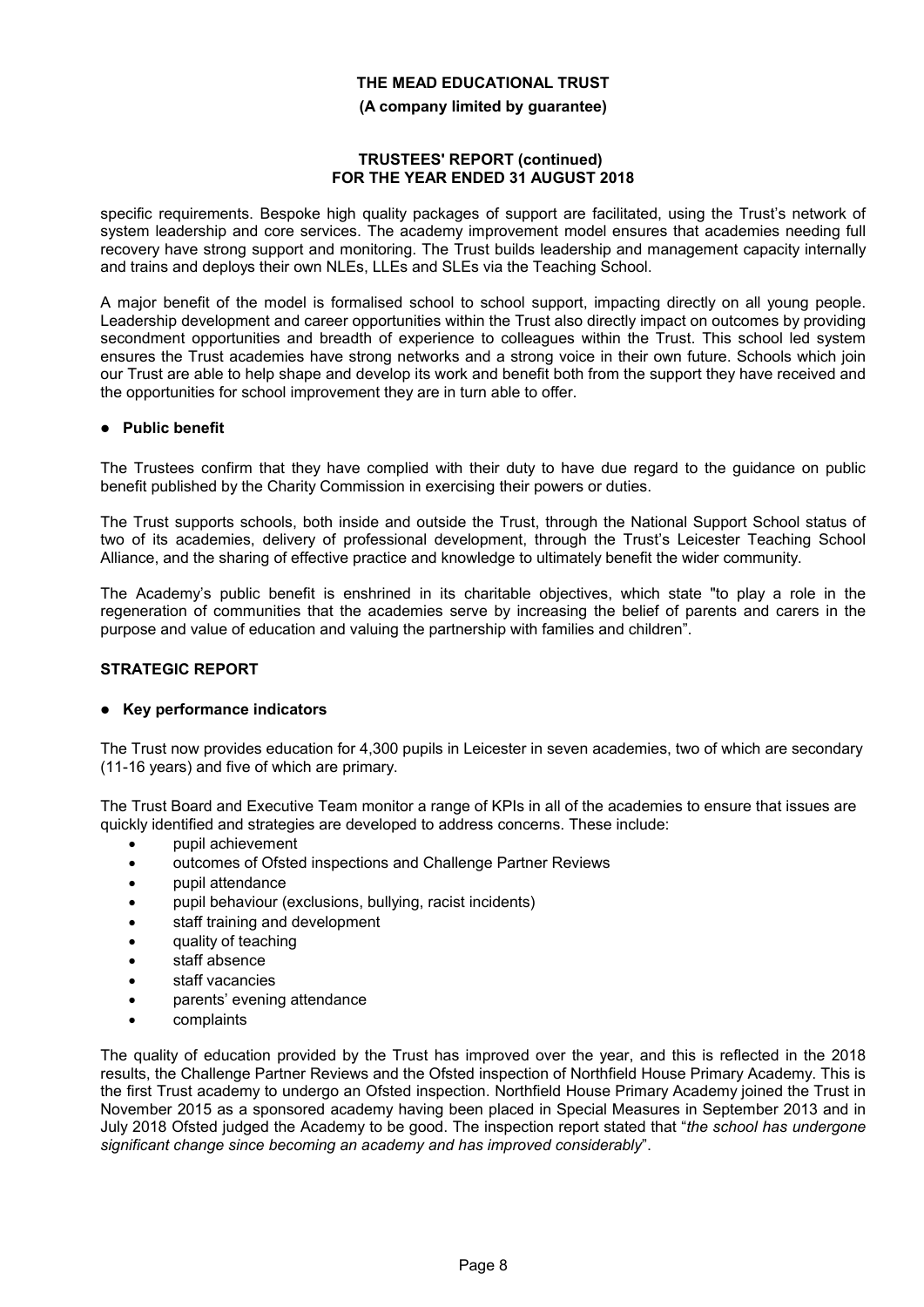specific requirements. Bespoke high quality packages of support are facilitated, using the Trust's network of system leadership and core services. The academy improvement model ensures that academies needing full recovery have strong support and monitoring. The Trust builds leadership and management capacity internally and trains and deploys their own NLEs, LLEs and SLEs via the Teaching School.

A major benefit of the model is formalised school to school support, impacting directly on all young people. Leadership development and career opportunities within the Trust also directly impact on outcomes by providing secondment opportunities and breadth of experience to colleagues within the Trust. This school led system ensures the Trust academies have strong networks and a strong voice in their own future. Schools which join our Trust are able to help shape and develop its work and benefit both from the support they have received and the opportunities for school improvement they are in turn able to offer.

- **Public benefit**

The Trustees confirm that they have complied with their duty to have due regard to the guidance on public benefit published by the Charity Commission in exercising their powers or duties.

The Trust supports schools, both inside and outside the Trust, through the National Support School status of two of its academies, delivery of professional development, through the Trust's Leicester Teaching School Alliance, and the sharing of effective practice and knowledge to ultimately benefit the wider community.

The Academy's public benefit is enshrined in its charitable objectives, which state "to play a role in the regeneration of communities that the academies serve by increasing the belief of parents and carers in the purpose and value of education and valuing the partnership with families and children".

## STRATEGIC REPORT

- **Key performance indicators**

The Trust now provides education for 4,300 pupils in Leicester in seven academies, two of which are secondary (11-16 years) and five of which are primary.

The Trust Board and Executive Team monitor a range of KPIs in all of the academies to ensure that issues are quickly identified and strategies are developed to address concerns. These include:

- pupil achievement
- outcomes of Ofsted inspections and Challenge Partner Reviews
- pupil attendance
- pupil behaviour (exclusions, bullying, racist incidents)
- staff training and development
- quality of teaching
- staff absence
- staff vacancies
- parents' evening attendance
- complaints

The quality of education provided by the Trust has improved over the year, and this is reflected in the 2018 results, the Challenge Partner Reviews and the Ofsted inspection of Northfield House Primary Academy. This is the first Trust academy to undergo an Ofsted inspection. Northfield House Primary Academy joined the Trust in November 2015 as a sponsored academy having been placed in Special Measures in September 2013 and in July 2018 Ofsted judged the Academy to be good. The inspection report stated that "*the school has undergone significant change since becoming an academy and has improved considerably*".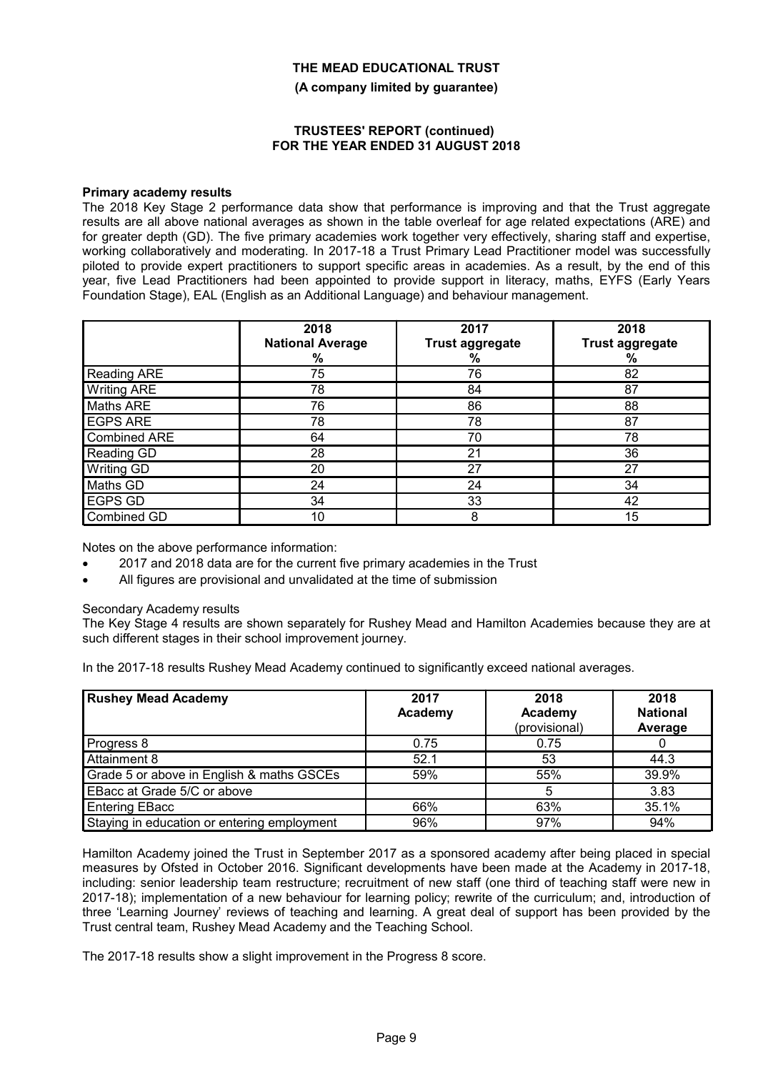**Primary academy results**

The 2018 Key Stage 2 performance data show that performance is improving and that the Trust aggregate results are all above national averages as shown in the table overleaf for age related expectations (ARE) and for greater depth (GD). The five primary academies work together very effectively, sharing staff and expertise, working collaboratively and moderating. In 2017-18 a Trust Primary Lead Practitioner model was successfully piloted to provide expert practitioners to support specific areas in academies. As a result, by the end of this year, five Lead Practitioners had been appointed to provide support in literacy, maths, EYFS (Early Years Foundation Stage), EAL (English as an Additional Language) and behaviour management.

| | 2018 National Average % | 2017 Trust aggregate % | 2018 Trust aggregate % |
|---|---|---|---|
| Reading ARE | 75 | 76 | 82 |
| Writing ARE | 78 | 84 | 87 |
| Maths ARE | 76 | 86 | 88 |
| EGPS ARE | 78 | 78 | 87 |
| Combined ARE | 64 | 70 | 78 |
| Reading GD | 28 | 21 | 36 |
| Writing GD | 20 | 27 | 27 |
| Maths GD | 24 | 24 | 34 |
| EGPS GD | 34 | 33 | 42 |
| Combined GD | 10 | 8 | 15 |

Notes on the above performance information:

- 2017 and 2018 data are for the current five primary academies in the Trust
- All figures are provisional and unvalidated at the time of submission

Secondary Academy results

The Key Stage 4 results are shown separately for Rushey Mead and Hamilton Academies because they are at such different stages in their school improvement journey.

In the 2017-18 results Rushey Mead Academy continued to significantly exceed national averages.

| Rushey Mead Academy | 2017 Academy | 2018 Academy (provisional) | 2018 National Average |
|---|---|---|---|
| Progress 8 | 0.75 | 0.75 | 0 |
| Attainment 8 | 52.1 | 53 | 44.3 |
| Grade 5 or above in English & maths GCSEs | 59% | 55% | 39.9% |
| EBacc at Grade 5/C or above | | 5 | 3.83 |
| Entering EBacc | 66% | 63% | 35.1% |
| Staying in education or entering employment | 96% | 97% | 94% |

Hamilton Academy joined the Trust in September 2017 as a sponsored academy after being placed in special measures by Ofsted in October 2016. Significant developments have been made at the Academy in 2017-18, including: senior leadership team restructure; recruitment of new staff (one third of teaching staff were new in 2017-18); implementation of a new behaviour for learning policy; rewrite of the curriculum; and, introduction of three 'Learning Journey' reviews of teaching and learning. A great deal of support has been provided by the Trust central team, Rushey Mead Academy and the Teaching School.

The 2017-18 results show a slight improvement in the Progress 8 score.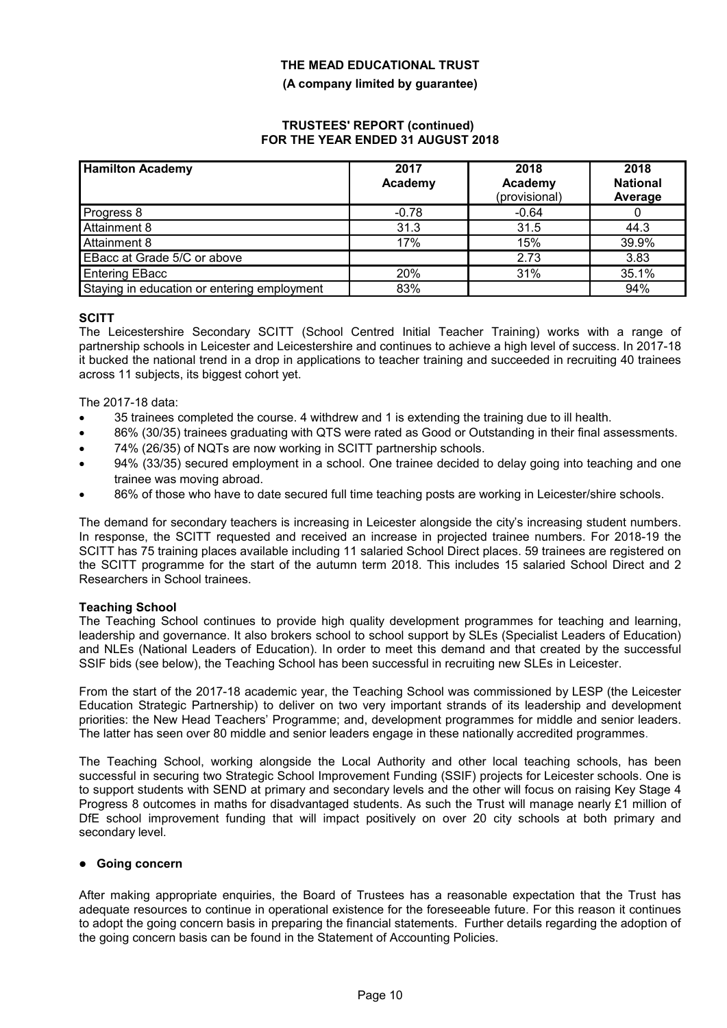**THE MEAD EDUCATIONAL TRUST**

**(A company limited by guarantee)**

**TRUSTEES' REPORT (continued)**
**FOR THE YEAR ENDED 31 AUGUST 2018**

| Hamilton Academy | 2017 Academy | 2018 Academy (provisional) | 2018 National Average |
|---|---|---|---|
| Progress 8 | -0.78 | -0.64 | 0 |
| Attainment 8 | 31.3 | 31.5 | 44.3 |
| Attainment 8 | 17% | 15% | 39.9% |
| EBacc at Grade 5/C or above | | 2.73 | 3.83 |
| Entering EBacc | 20% | 31% | 35.1% |
| Staying in education or entering employment | 83% | | 94% |

**SCITT**

The Leicestershire Secondary SCITT (School Centred Initial Teacher Training) works with a range of partnership schools in Leicester and Leicestershire and continues to achieve a high level of success. In 2017-18 it bucked the national trend in a drop in applications to teacher training and succeeded in recruiting 40 trainees across 11 subjects, its biggest cohort yet.

The 2017-18 data:

- 35 trainees completed the course. 4 withdrew and 1 is extending the training due to ill health.
- 86% (30/35) trainees graduating with QTS were rated as Good or Outstanding in their final assessments.
- 74% (26/35) of NQTs are now working in SCITT partnership schools.
- 94% (33/35) secured employment in a school. One trainee decided to delay going into teaching and one trainee was moving abroad.
- 86% of those who have to date secured full time teaching posts are working in Leicester/shire schools.

The demand for secondary teachers is increasing in Leicester alongside the city's increasing student numbers. In response, the SCITT requested and received an increase in projected trainee numbers. For 2018-19 the SCITT has 75 training places available including 11 salaried School Direct places. 59 trainees are registered on the SCITT programme for the start of the autumn term 2018. This includes 15 salaried School Direct and 2 Researchers in School trainees.

**Teaching School**

The Teaching School continues to provide high quality development programmes for teaching and learning, leadership and governance. It also brokers school to school support by SLEs (Specialist Leaders of Education) and NLEs (National Leaders of Education). In order to meet this demand and that created by the successful SSIF bids (see below), the Teaching School has been successful in recruiting new SLEs in Leicester.

From the start of the 2017-18 academic year, the Teaching School was commissioned by LESP (the Leicester Education Strategic Partnership) to deliver on two very important strands of its leadership and development priorities: the New Head Teachers' Programme; and, development programmes for middle and senior leaders. The latter has seen over 80 middle and senior leaders engage in these nationally accredited programmes.

The Teaching School, working alongside the Local Authority and other local teaching schools, has been successful in securing two Strategic School Improvement Funding (SSIF) projects for Leicester schools. One is to support students with SEND at primary and secondary levels and the other will focus on raising Key Stage 4 Progress 8 outcomes in maths for disadvantaged students. As such the Trust will manage nearly £1 million of DfE school improvement funding that will impact positively on over 20 city schools at both primary and secondary level.

- **Going concern**

After making appropriate enquiries, the Board of Trustees has a reasonable expectation that the Trust has adequate resources to continue in operational existence for the foreseeable future. For this reason it continues to adopt the going concern basis in preparing the financial statements. Further details regarding the adoption of the going concern basis can be found in the Statement of Accounting Policies.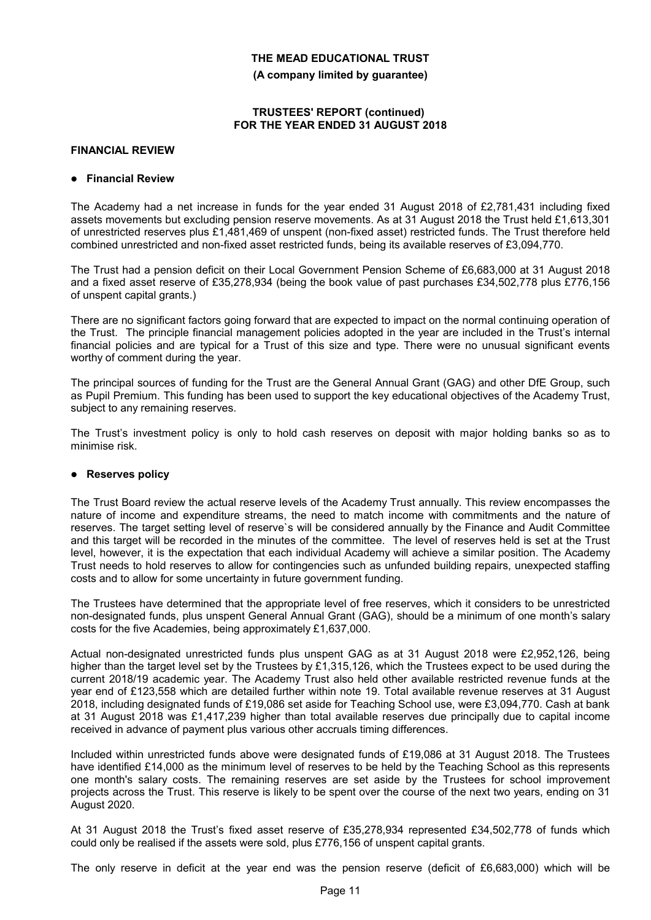**THE MEAD EDUCATIONAL TRUST**

**(A company limited by guarantee)**

**TRUSTEES' REPORT (continued)**
**FOR THE YEAR ENDED 31 AUGUST 2018**

## FINANCIAL REVIEW

### ● Financial Review

The Academy had a net increase in funds for the year ended 31 August 2018 of £2,781,431 including fixed assets movements but excluding pension reserve movements. As at 31 August 2018 the Trust held £1,613,301 of unrestricted reserves plus £1,481,469 of unspent (non-fixed asset) restricted funds. The Trust therefore held combined unrestricted and non-fixed asset restricted funds, being its available reserves of £3,094,770.

The Trust had a pension deficit on their Local Government Pension Scheme of £6,683,000 at 31 August 2018 and a fixed asset reserve of £35,278,934 (being the book value of past purchases £34,502,778 plus £776,156 of unspent capital grants.)

There are no significant factors going forward that are expected to impact on the normal continuing operation of the Trust. The principle financial management policies adopted in the year are included in the Trust's internal financial policies and are typical for a Trust of this size and type. There were no unusual significant events worthy of comment during the year.

The principal sources of funding for the Trust are the General Annual Grant (GAG) and other DfE Group, such as Pupil Premium. This funding has been used to support the key educational objectives of the Academy Trust, subject to any remaining reserves.

The Trust's investment policy is only to hold cash reserves on deposit with major holding banks so as to minimise risk.

### ● Reserves policy

The Trust Board review the actual reserve levels of the Academy Trust annually. This review encompasses the nature of income and expenditure streams, the need to match income with commitments and the nature of reserves. The target setting level of reserve`s will be considered annually by the Finance and Audit Committee and this target will be recorded in the minutes of the committee. The level of reserves held is set at the Trust level, however, it is the expectation that each individual Academy will achieve a similar position. The Academy Trust needs to hold reserves to allow for contingencies such as unfunded building repairs, unexpected staffing costs and to allow for some uncertainty in future government funding.

The Trustees have determined that the appropriate level of free reserves, which it considers to be unrestricted non-designated funds, plus unspent General Annual Grant (GAG), should be a minimum of one month's salary costs for the five Academies, being approximately £1,637,000.

Actual non-designated unrestricted funds plus unspent GAG as at 31 August 2018 were £2,952,126, being higher than the target level set by the Trustees by £1,315,126, which the Trustees expect to be used during the current 2018/19 academic year. The Academy Trust also held other available restricted revenue funds at the year end of £123,558 which are detailed further within note 19. Total available revenue reserves at 31 August 2018, including designated funds of £19,086 set aside for Teaching School use, were £3,094,770. Cash at bank at 31 August 2018 was £1,417,239 higher than total available reserves due principally due to capital income received in advance of payment plus various other accruals timing differences.

Included within unrestricted funds above were designated funds of £19,086 at 31 August 2018. The Trustees have identified £14,000 as the minimum level of reserves to be held by the Teaching School as this represents one month's salary costs. The remaining reserves are set aside by the Trustees for school improvement projects across the Trust. This reserve is likely to be spent over the course of the next two years, ending on 31 August 2020.

At 31 August 2018 the Trust's fixed asset reserve of £35,278,934 represented £34,502,778 of funds which could only be realised if the assets were sold, plus £776,156 of unspent capital grants.

The only reserve in deficit at the year end was the pension reserve (deficit of £6,683,000) which will be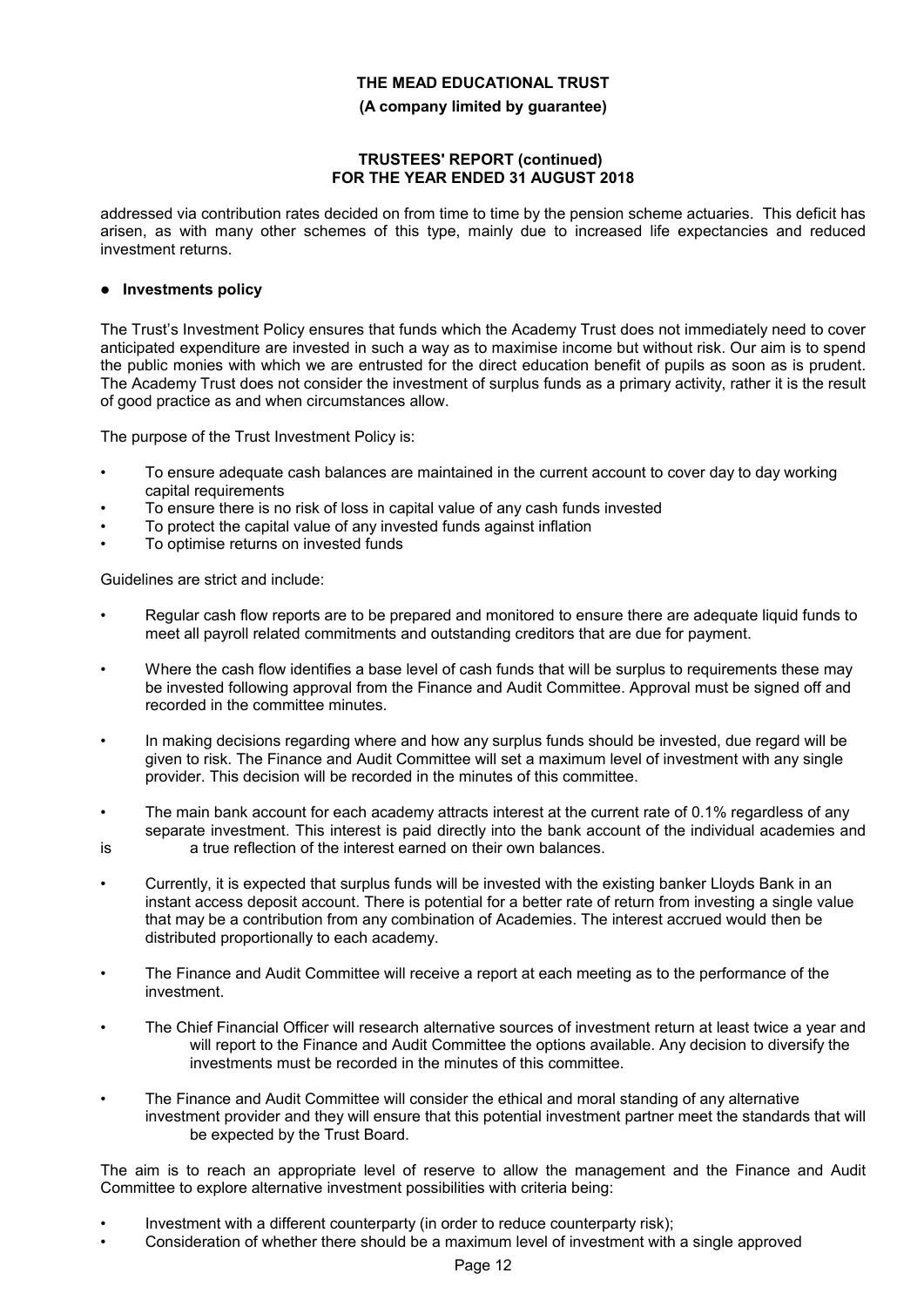addressed via contribution rates decided on from time to time by the pension scheme actuaries. This deficit has arisen, as with many other schemes of this type, mainly due to increased life expectancies and reduced investment returns.

- **Investments policy**

The Trust's Investment Policy ensures that funds which the Academy Trust does not immediately need to cover anticipated expenditure are invested in such a way as to maximise income but without risk. Our aim is to spend the public monies with which we are entrusted for the direct education benefit of pupils as soon as is prudent. The Academy Trust does not consider the investment of surplus funds as a primary activity, rather it is the result of good practice as and when circumstances allow.

The purpose of the Trust Investment Policy is:

- To ensure adequate cash balances are maintained in the current account to cover day to day working capital requirements
- To ensure there is no risk of loss in capital value of any cash funds invested
- To protect the capital value of any invested funds against inflation
- To optimise returns on invested funds

Guidelines are strict and include:

- Regular cash flow reports are to be prepared and monitored to ensure there are adequate liquid funds to meet all payroll related commitments and outstanding creditors that are due for payment.
- Where the cash flow identifies a base level of cash funds that will be surplus to requirements these may be invested following approval from the Finance and Audit Committee. Approval must be signed off and recorded in the committee minutes.
- In making decisions regarding where and how any surplus funds should be invested, due regard will be given to risk. The Finance and Audit Committee will set a maximum level of investment with any single provider. This decision will be recorded in the minutes of this committee.
- The main bank account for each academy attracts interest at the current rate of 0.1% regardless of any separate investment. This interest is paid directly into the bank account of the individual academies and is a true reflection of the interest earned on their own balances.
- Currently, it is expected that surplus funds will be invested with the existing banker Lloyds Bank in an instant access deposit account. There is potential for a better rate of return from investing a single value that may be a contribution from any combination of Academies. The interest accrued would then be distributed proportionally to each academy.
- The Finance and Audit Committee will receive a report at each meeting as to the performance of the investment.
- The Chief Financial Officer will research alternative sources of investment return at least twice a year and will report to the Finance and Audit Committee the options available. Any decision to diversify the investments must be recorded in the minutes of this committee.
- The Finance and Audit Committee will consider the ethical and moral standing of any alternative investment provider and they will ensure that this potential investment partner meet the standards that will be expected by the Trust Board.

The aim is to reach an appropriate level of reserve to allow the management and the Finance and Audit Committee to explore alternative investment possibilities with criteria being:

- Investment with a different counterparty (in order to reduce counterparty risk);
- Consideration of whether there should be a maximum level of investment with a single approved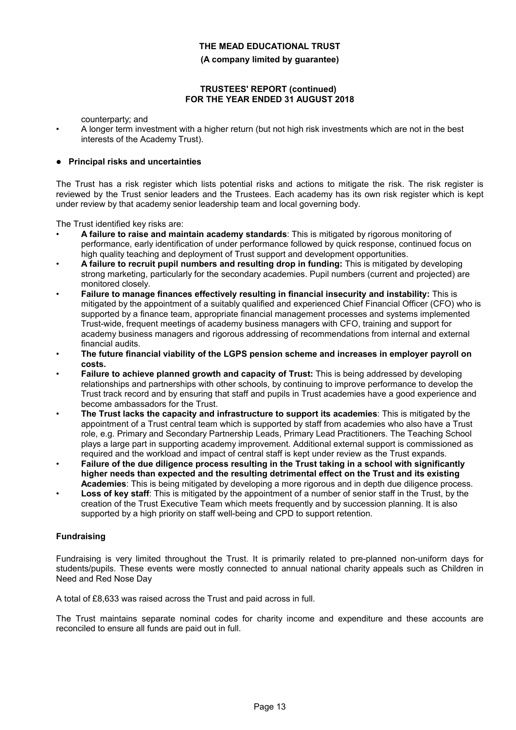counterparty; and

- A longer term investment with a higher return (but not high risk investments which are not in the best interests of the Academy Trust).

- **Principal risks and uncertainties**

The Trust has a risk register which lists potential risks and actions to mitigate the risk. The risk register is reviewed by the Trust senior leaders and the Trustees. Each academy has its own risk register which is kept under review by that academy senior leadership team and local governing body.

The Trust identified key risks are:

- **A failure to raise and maintain academy standards**: This is mitigated by rigorous monitoring of performance, early identification of under performance followed by quick response, continued focus on high quality teaching and deployment of Trust support and development opportunities.
- **A failure to recruit pupil numbers and resulting drop in funding:** This is mitigated by developing strong marketing, particularly for the secondary academies. Pupil numbers (current and projected) are monitored closely.
- **Failure to manage finances effectively resulting in financial insecurity and instability:** This is mitigated by the appointment of a suitably qualified and experienced Chief Financial Officer (CFO) who is supported by a finance team, appropriate financial management processes and systems implemented Trust-wide, frequent meetings of academy business managers with CFO, training and support for academy business managers and rigorous addressing of recommendations from internal and external financial audits.
- **The future financial viability of the LGPS pension scheme and increases in employer payroll on costs.**
- **Failure to achieve planned growth and capacity of Trust:** This is being addressed by developing relationships and partnerships with other schools, by continuing to improve performance to develop the Trust track record and by ensuring that staff and pupils in Trust academies have a good experience and become ambassadors for the Trust.
- **The Trust lacks the capacity and infrastructure to support its academies**: This is mitigated by the appointment of a Trust central team which is supported by staff from academies who also have a Trust role, e.g. Primary and Secondary Partnership Leads, Primary Lead Practitioners. The Teaching School plays a large part in supporting academy improvement. Additional external support is commissioned as required and the workload and impact of central staff is kept under review as the Trust expands.
- **Failure of the due diligence process resulting in the Trust taking in a school with significantly higher needs than expected and the resulting detrimental effect on the Trust and its existing Academies**: This is being mitigated by developing a more rigorous and in depth due diligence process.
- **Loss of key staff**: This is mitigated by the appointment of a number of senior staff in the Trust, by the creation of the Trust Executive Team which meets frequently and by succession planning. It is also supported by a high priority on staff well-being and CPD to support retention.

### Fundraising

Fundraising is very limited throughout the Trust. It is primarily related to pre-planned non-uniform days for students/pupils. These events were mostly connected to annual national charity appeals such as Children in Need and Red Nose Day

A total of £8,633 was raised across the Trust and paid across in full.

The Trust maintains separate nominal codes for charity income and expenditure and these accounts are reconciled to ensure all funds are paid out in full.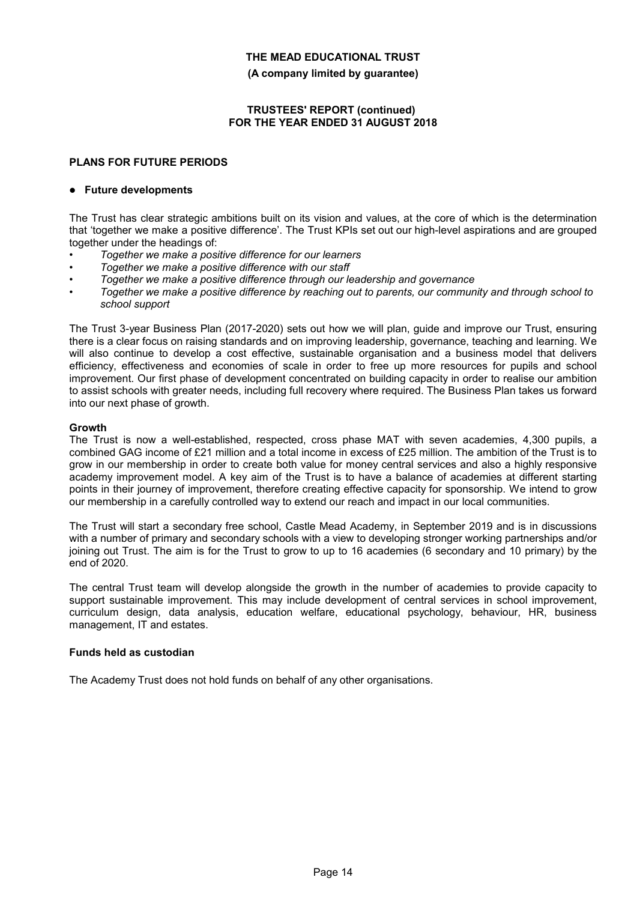## PLANS FOR FUTURE PERIODS

- **Future developments**

The Trust has clear strategic ambitions built on its vision and values, at the core of which is the determination that 'together we make a positive difference'. The Trust KPIs set out our high-level aspirations and are grouped together under the headings of:

- *Together we make a positive difference for our learners*
- *Together we make a positive difference with our staff*
- *Together we make a positive difference through our leadership and governance*
- *Together we make a positive difference by reaching out to parents, our community and through school to school support*

The Trust 3-year Business Plan (2017-2020) sets out how we will plan, guide and improve our Trust, ensuring there is a clear focus on raising standards and on improving leadership, governance, teaching and learning. We will also continue to develop a cost effective, sustainable organisation and a business model that delivers efficiency, effectiveness and economies of scale in order to free up more resources for pupils and school improvement. Our first phase of development concentrated on building capacity in order to realise our ambition to assist schools with greater needs, including full recovery where required. The Business Plan takes us forward into our next phase of growth.

### Growth

The Trust is now a well-established, respected, cross phase MAT with seven academies, 4,300 pupils, a combined GAG income of £21 million and a total income in excess of £25 million. The ambition of the Trust is to grow in our membership in order to create both value for money central services and also a highly responsive academy improvement model. A key aim of the Trust is to have a balance of academies at different starting points in their journey of improvement, therefore creating effective capacity for sponsorship. We intend to grow our membership in a carefully controlled way to extend our reach and impact in our local communities.

The Trust will start a secondary free school, Castle Mead Academy, in September 2019 and is in discussions with a number of primary and secondary schools with a view to developing stronger working partnerships and/or joining out Trust. The aim is for the Trust to grow to up to 16 academies (6 secondary and 10 primary) by the end of 2020.

The central Trust team will develop alongside the growth in the number of academies to provide capacity to support sustainable improvement. This may include development of central services in school improvement, curriculum design, data analysis, education welfare, educational psychology, behaviour, HR, business management, IT and estates.

### Funds held as custodian

The Academy Trust does not hold funds on behalf of any other organisations.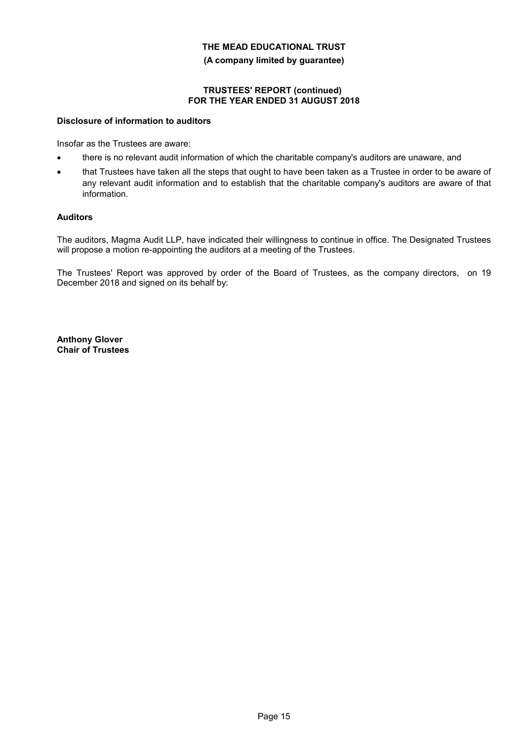# THE MEAD EDUCATIONAL TRUST

**(A company limited by guarantee)**

**TRUSTEES' REPORT (continued)**
**FOR THE YEAR ENDED 31 AUGUST 2018**

### Disclosure of information to auditors

Insofar as the Trustees are aware:

- there is no relevant audit information of which the charitable company's auditors are unaware, and
- that Trustees have taken all the steps that ought to have been taken as a Trustee in order to be aware of any relevant audit information and to establish that the charitable company's auditors are aware of that information.

### Auditors

The auditors, Magma Audit LLP, have indicated their willingness to continue in office. The Designated Trustees will propose a motion re-appointing the auditors at a meeting of the Trustees.

The Trustees' Report was approved by order of the Board of Trustees, as the company directors, on 19 December 2018 and signed on its behalf by:

**Anthony Glover**
**Chair of Trustees**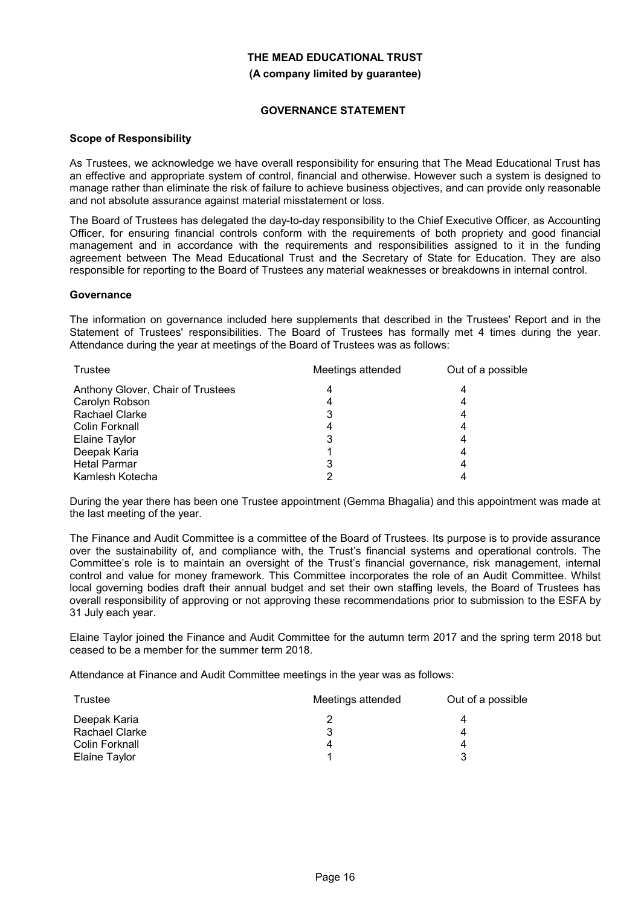**THE MEAD EDUCATIONAL TRUST**

**(A company limited by guarantee)**

## GOVERNANCE STATEMENT

### Scope of Responsibility

As Trustees, we acknowledge we have overall responsibility for ensuring that The Mead Educational Trust has an effective and appropriate system of control, financial and otherwise. However such a system is designed to manage rather than eliminate the risk of failure to achieve business objectives, and can provide only reasonable and not absolute assurance against material misstatement or loss.

The Board of Trustees has delegated the day-to-day responsibility to the Chief Executive Officer, as Accounting Officer, for ensuring financial controls conform with the requirements of both propriety and good financial management and in accordance with the requirements and responsibilities assigned to it in the funding agreement between The Mead Educational Trust and the Secretary of State for Education. They are also responsible for reporting to the Board of Trustees any material weaknesses or breakdowns in internal control.

### Governance

The information on governance included here supplements that described in the Trustees' Report and in the Statement of Trustees' responsibilities. The Board of Trustees has formally met 4 times during the year. Attendance during the year at meetings of the Board of Trustees was as follows:

| Trustee | Meetings attended | Out of a possible |
|---|---|---|
| Anthony Glover, Chair of Trustees | 4 | 4 |
| Carolyn Robson | 4 | 4 |
| Rachael Clarke | 3 | 4 |
| Colin Forknall | 4 | 4 |
| Elaine Taylor | 3 | 4 |
| Deepak Karia | 1 | 4 |
| Hetal Parmar | 3 | 4 |
| Kamlesh Kotecha | 2 | 4 |

During the year there has been one Trustee appointment (Gemma Bhagalia) and this appointment was made at the last meeting of the year.

The Finance and Audit Committee is a committee of the Board of Trustees. Its purpose is to provide assurance over the sustainability of, and compliance with, the Trust's financial systems and operational controls. The Committee's role is to maintain an oversight of the Trust's financial governance, risk management, internal control and value for money framework. This Committee incorporates the role of an Audit Committee. Whilst local governing bodies draft their annual budget and set their own staffing levels, the Board of Trustees has overall responsibility of approving or not approving these recommendations prior to submission to the ESFA by 31 July each year.

Elaine Taylor joined the Finance and Audit Committee for the autumn term 2017 and the spring term 2018 but ceased to be a member for the summer term 2018.

Attendance at Finance and Audit Committee meetings in the year was as follows:

| Trustee | Meetings attended | Out of a possible |
|---|---|---|
| Deepak Karia | 2 | 4 |
| Rachael Clarke | 3 | 4 |
| Colin Forknall | 4 | 4 |
| Elaine Taylor | 1 | 3 |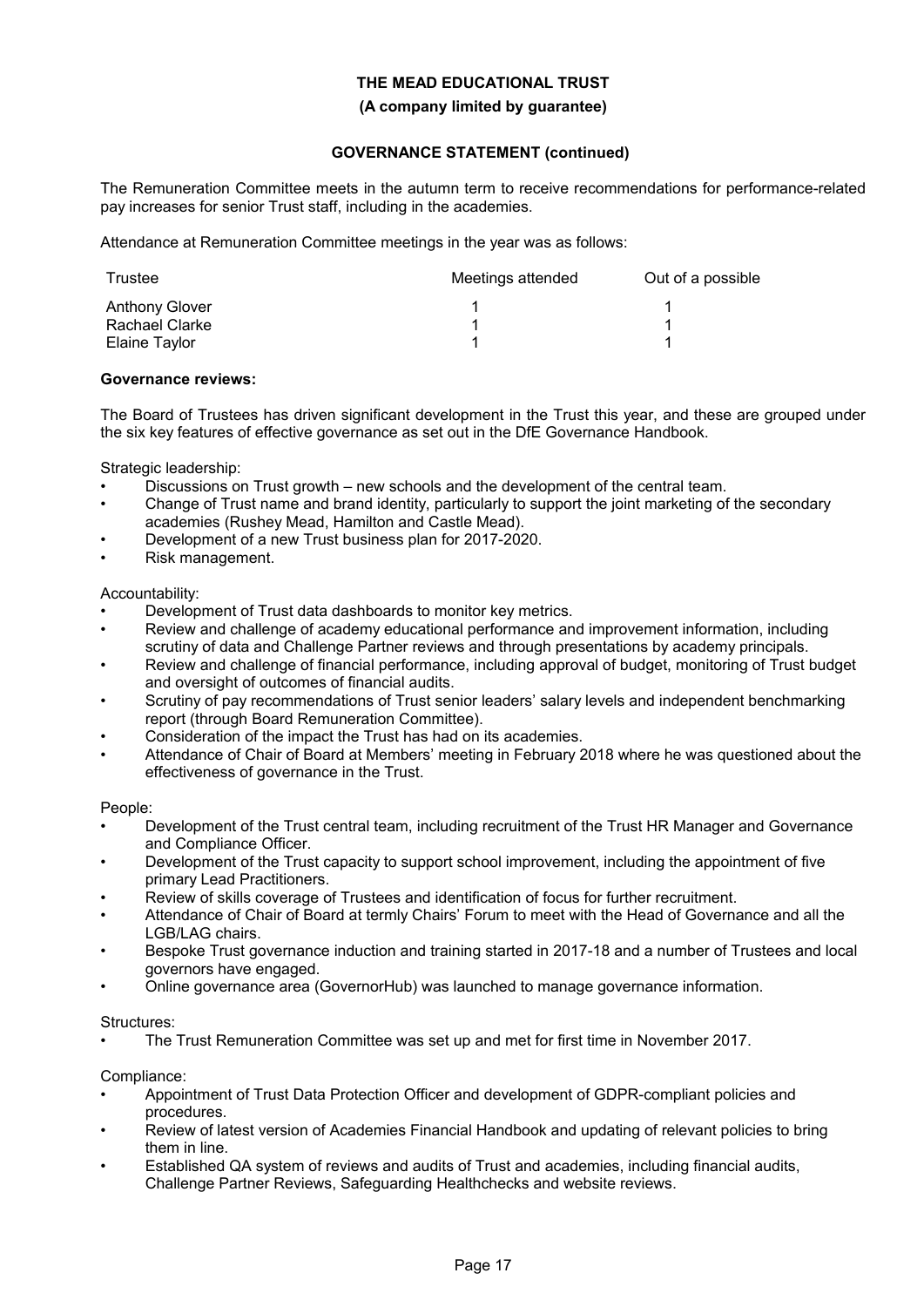**THE MEAD EDUCATIONAL TRUST**

**(A company limited by guarantee)**

**GOVERNANCE STATEMENT (continued)**

The Remuneration Committee meets in the autumn term to receive recommendations for performance-related pay increases for senior Trust staff, including in the academies.

Attendance at Remuneration Committee meetings in the year was as follows:

| Trustee | Meetings attended | Out of a possible |
|---|---|---|
| Anthony Glover | 1 | 1 |
| Rachael Clarke | 1 | 1 |
| Elaine Taylor | 1 | 1 |

**Governance reviews:**

The Board of Trustees has driven significant development in the Trust this year, and these are grouped under the six key features of effective governance as set out in the DfE Governance Handbook.

Strategic leadership:

- Discussions on Trust growth – new schools and the development of the central team.
- Change of Trust name and brand identity, particularly to support the joint marketing of the secondary academies (Rushey Mead, Hamilton and Castle Mead).
- Development of a new Trust business plan for 2017-2020.
- Risk management.

Accountability:

- Development of Trust data dashboards to monitor key metrics.
- Review and challenge of academy educational performance and improvement information, including scrutiny of data and Challenge Partner reviews and through presentations by academy principals.
- Review and challenge of financial performance, including approval of budget, monitoring of Trust budget and oversight of outcomes of financial audits.
- Scrutiny of pay recommendations of Trust senior leaders' salary levels and independent benchmarking report (through Board Remuneration Committee).
- Consideration of the impact the Trust has had on its academies.
- Attendance of Chair of Board at Members' meeting in February 2018 where he was questioned about the effectiveness of governance in the Trust.

People:

- Development of the Trust central team, including recruitment of the Trust HR Manager and Governance and Compliance Officer.
- Development of the Trust capacity to support school improvement, including the appointment of five primary Lead Practitioners.
- Review of skills coverage of Trustees and identification of focus for further recruitment.
- Attendance of Chair of Board at termly Chairs' Forum to meet with the Head of Governance and all the LGB/LAG chairs.
- Bespoke Trust governance induction and training started in 2017-18 and a number of Trustees and local governors have engaged.
- Online governance area (GovernorHub) was launched to manage governance information.

Structures:

- The Trust Remuneration Committee was set up and met for first time in November 2017.

Compliance:

- Appointment of Trust Data Protection Officer and development of GDPR-compliant policies and procedures.
- Review of latest version of Academies Financial Handbook and updating of relevant policies to bring them in line.
- Established QA system of reviews and audits of Trust and academies, including financial audits, Challenge Partner Reviews, Safeguarding Healthchecks and website reviews.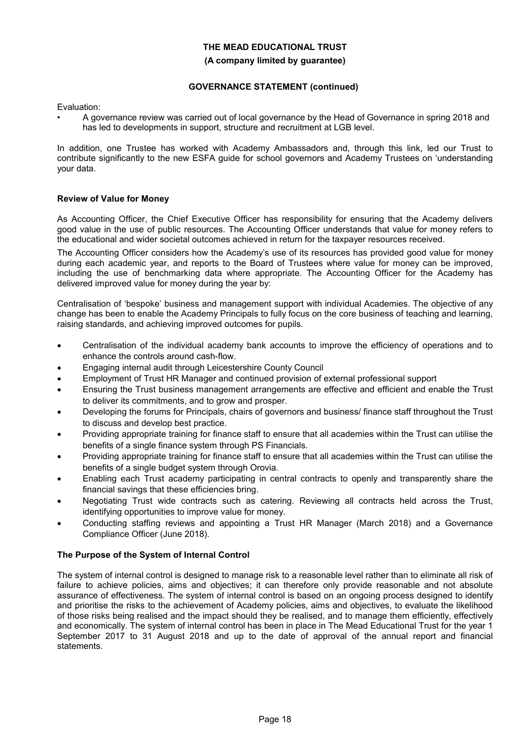Evaluation:

- A governance review was carried out of local governance by the Head of Governance in spring 2018 and has led to developments in support, structure and recruitment at LGB level.

In addition, one Trustee has worked with Academy Ambassadors and, through this link, led our Trust to contribute significantly to the new ESFA guide for school governors and Academy Trustees on 'understanding your data.

**Review of Value for Money**

As Accounting Officer, the Chief Executive Officer has responsibility for ensuring that the Academy delivers good value in the use of public resources. The Accounting Officer understands that value for money refers to the educational and wider societal outcomes achieved in return for the taxpayer resources received.

The Accounting Officer considers how the Academy's use of its resources has provided good value for money during each academic year, and reports to the Board of Trustees where value for money can be improved, including the use of benchmarking data where appropriate. The Accounting Officer for the Academy has delivered improved value for money during the year by:

Centralisation of 'bespoke' business and management support with individual Academies. The objective of any change has been to enable the Academy Principals to fully focus on the core business of teaching and learning, raising standards, and achieving improved outcomes for pupils.

- Centralisation of the individual academy bank accounts to improve the efficiency of operations and to enhance the controls around cash-flow.
- Engaging internal audit through Leicestershire County Council
- Employment of Trust HR Manager and continued provision of external professional support
- Ensuring the Trust business management arrangements are effective and efficient and enable the Trust to deliver its commitments, and to grow and prosper.
- Developing the forums for Principals, chairs of governors and business/ finance staff throughout the Trust to discuss and develop best practice.
- Providing appropriate training for finance staff to ensure that all academies within the Trust can utilise the benefits of a single finance system through PS Financials.
- Providing appropriate training for finance staff to ensure that all academies within the Trust can utilise the benefits of a single budget system through Orovia.
- Enabling each Trust academy participating in central contracts to openly and transparently share the financial savings that these efficiencies bring.
- Negotiating Trust wide contracts such as catering. Reviewing all contracts held across the Trust, identifying opportunities to improve value for money.
- Conducting staffing reviews and appointing a Trust HR Manager (March 2018) and a Governance Compliance Officer (June 2018).

**The Purpose of the System of Internal Control**

The system of internal control is designed to manage risk to a reasonable level rather than to eliminate all risk of failure to achieve policies, aims and objectives; it can therefore only provide reasonable and not absolute assurance of effectiveness. The system of internal control is based on an ongoing process designed to identify and prioritise the risks to the achievement of Academy policies, aims and objectives, to evaluate the likelihood of those risks being realised and the impact should they be realised, and to manage them efficiently, effectively and economically. The system of internal control has been in place in The Mead Educational Trust for the year 1 September 2017 to 31 August 2018 and up to the date of approval of the annual report and financial statements.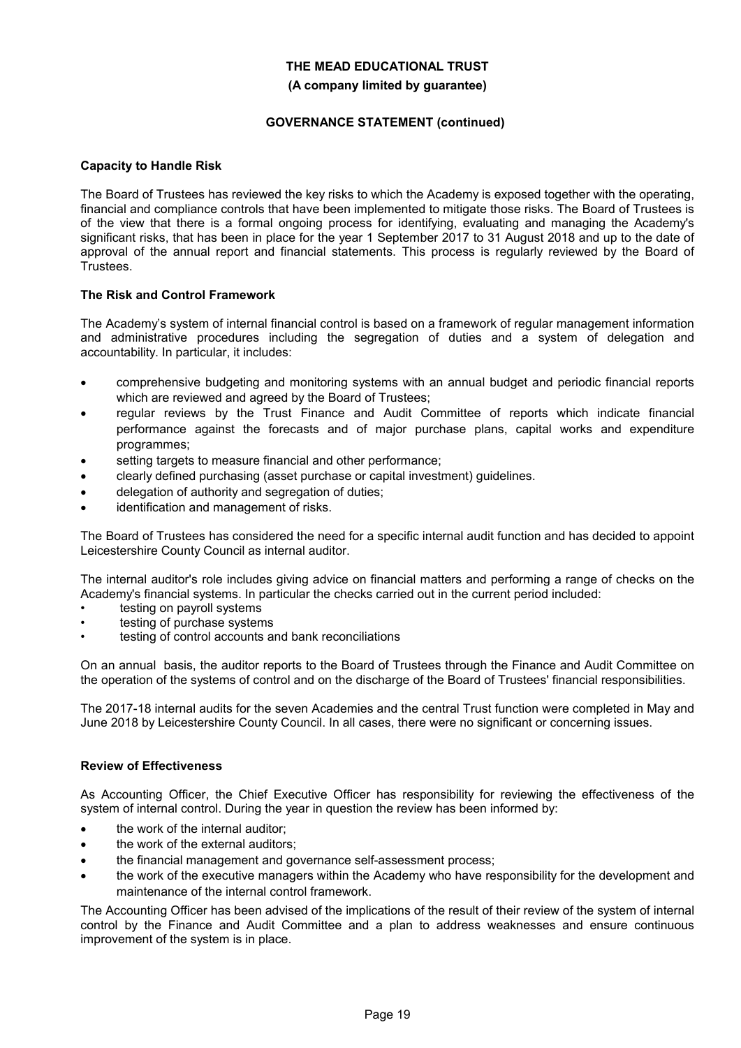**THE MEAD EDUCATIONAL TRUST**

**(A company limited by guarantee)**

**GOVERNANCE STATEMENT (continued)**

### Capacity to Handle Risk

The Board of Trustees has reviewed the key risks to which the Academy is exposed together with the operating, financial and compliance controls that have been implemented to mitigate those risks. The Board of Trustees is of the view that there is a formal ongoing process for identifying, evaluating and managing the Academy's significant risks, that has been in place for the year 1 September 2017 to 31 August 2018 and up to the date of approval of the annual report and financial statements. This process is regularly reviewed by the Board of Trustees.

### The Risk and Control Framework

The Academy's system of internal financial control is based on a framework of regular management information and administrative procedures including the segregation of duties and a system of delegation and accountability. In particular, it includes:

- comprehensive budgeting and monitoring systems with an annual budget and periodic financial reports which are reviewed and agreed by the Board of Trustees;
- regular reviews by the Trust Finance and Audit Committee of reports which indicate financial performance against the forecasts and of major purchase plans, capital works and expenditure programmes;
- setting targets to measure financial and other performance;
- clearly defined purchasing (asset purchase or capital investment) guidelines.
- delegation of authority and segregation of duties;
- identification and management of risks.

The Board of Trustees has considered the need for a specific internal audit function and has decided to appoint Leicestershire County Council as internal auditor.

The internal auditor's role includes giving advice on financial matters and performing a range of checks on the Academy's financial systems. In particular the checks carried out in the current period included:

- testing on payroll systems
- testing of purchase systems
- testing of control accounts and bank reconciliations

On an annual basis, the auditor reports to the Board of Trustees through the Finance and Audit Committee on the operation of the systems of control and on the discharge of the Board of Trustees' financial responsibilities.

The 2017-18 internal audits for the seven Academies and the central Trust function were completed in May and June 2018 by Leicestershire County Council. In all cases, there were no significant or concerning issues.

### Review of Effectiveness

As Accounting Officer, the Chief Executive Officer has responsibility for reviewing the effectiveness of the system of internal control. During the year in question the review has been informed by:

- the work of the internal auditor;
- the work of the external auditors;
- the financial management and governance self-assessment process;
- the work of the executive managers within the Academy who have responsibility for the development and maintenance of the internal control framework.

The Accounting Officer has been advised of the implications of the result of their review of the system of internal control by the Finance and Audit Committee and a plan to address weaknesses and ensure continuous improvement of the system is in place.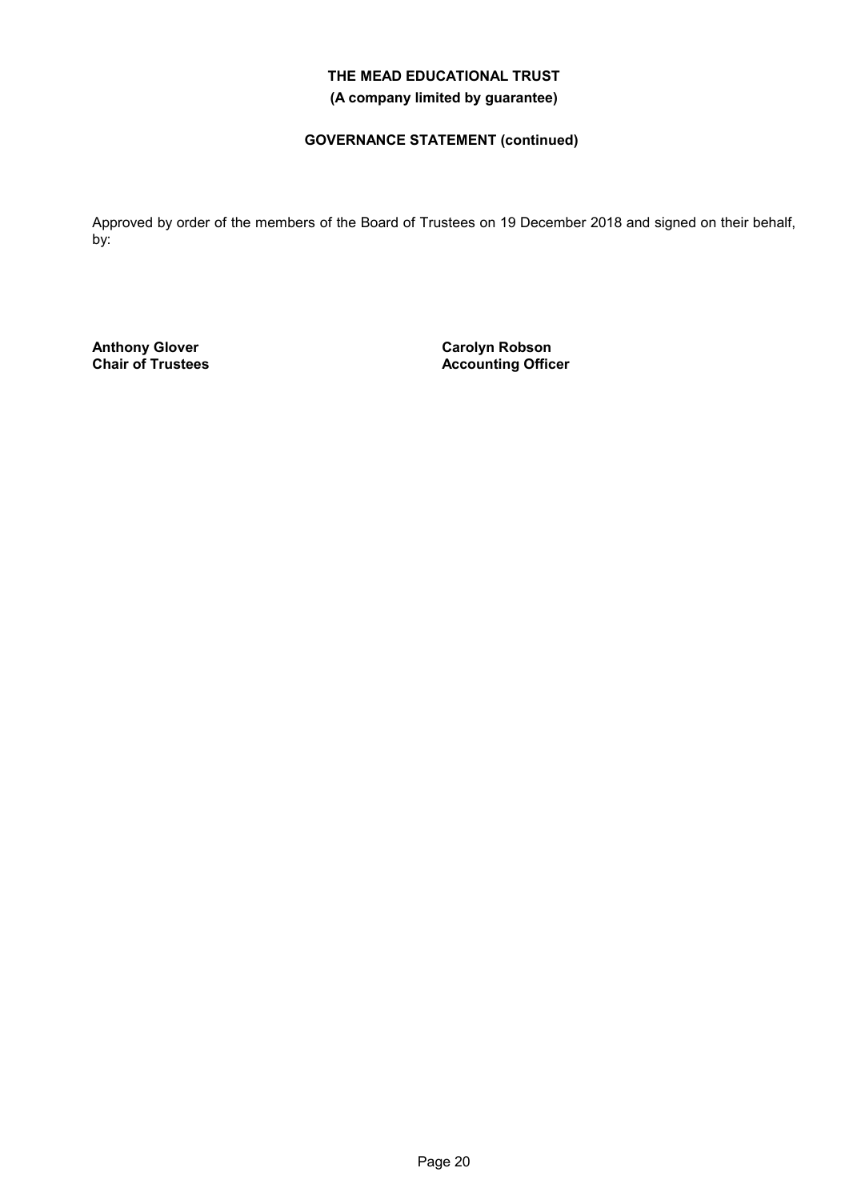**GOVERNANCE STATEMENT (continued)**

Approved by order of the members of the Board of Trustees on 19 December 2018 and signed on their behalf, by:

**Anthony Glover**
**Chair of Trustees**

**Carolyn Robson**
**Accounting Officer**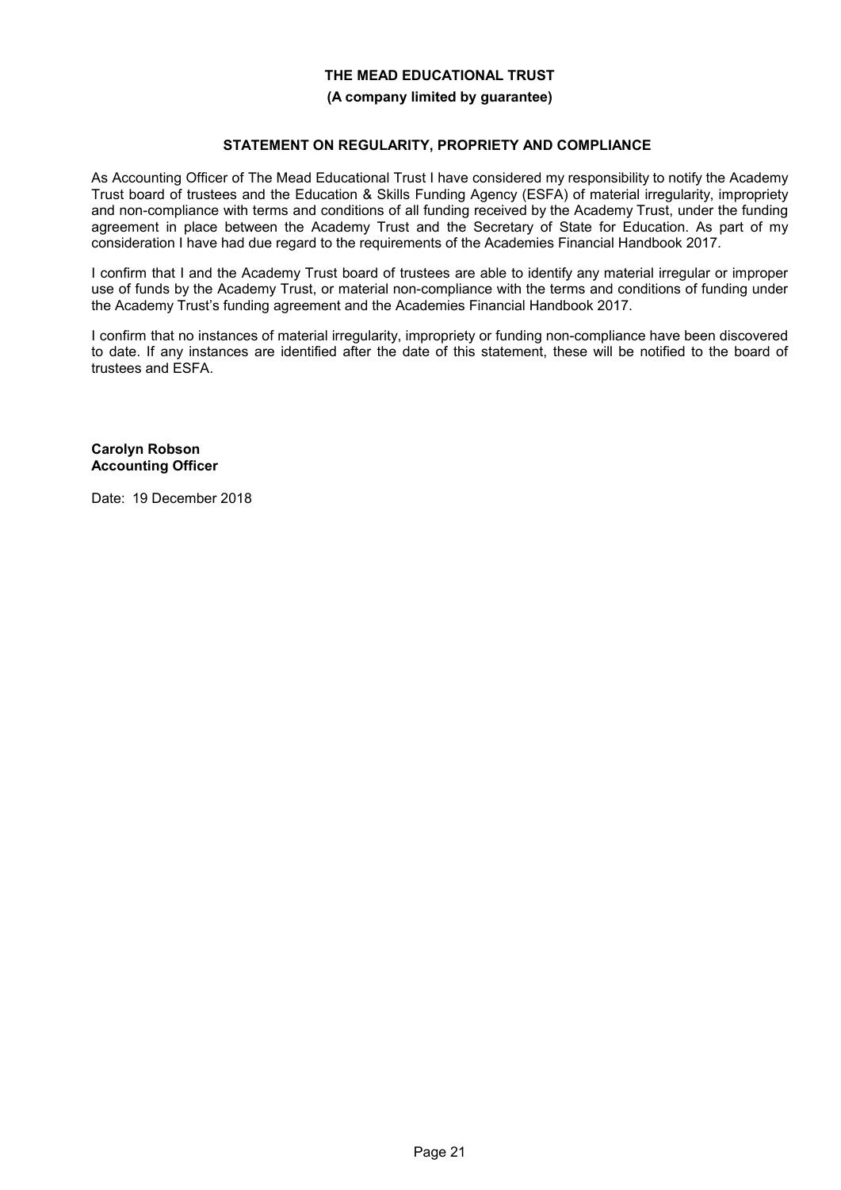**THE MEAD EDUCATIONAL TRUST**

**(A company limited by guarantee)**

## STATEMENT ON REGULARITY, PROPRIETY AND COMPLIANCE

As Accounting Officer of The Mead Educational Trust I have considered my responsibility to notify the Academy Trust board of trustees and the Education & Skills Funding Agency (ESFA) of material irregularity, impropriety and non-compliance with terms and conditions of all funding received by the Academy Trust, under the funding agreement in place between the Academy Trust and the Secretary of State for Education. As part of my consideration I have had due regard to the requirements of the Academies Financial Handbook 2017.

I confirm that I and the Academy Trust board of trustees are able to identify any material irregular or improper use of funds by the Academy Trust, or material non-compliance with the terms and conditions of funding under the Academy Trust's funding agreement and the Academies Financial Handbook 2017.

I confirm that no instances of material irregularity, impropriety or funding non-compliance have been discovered to date. If any instances are identified after the date of this statement, these will be notified to the board of trustees and ESFA.

**Carolyn Robson**
**Accounting Officer**

Date: 19 December 2018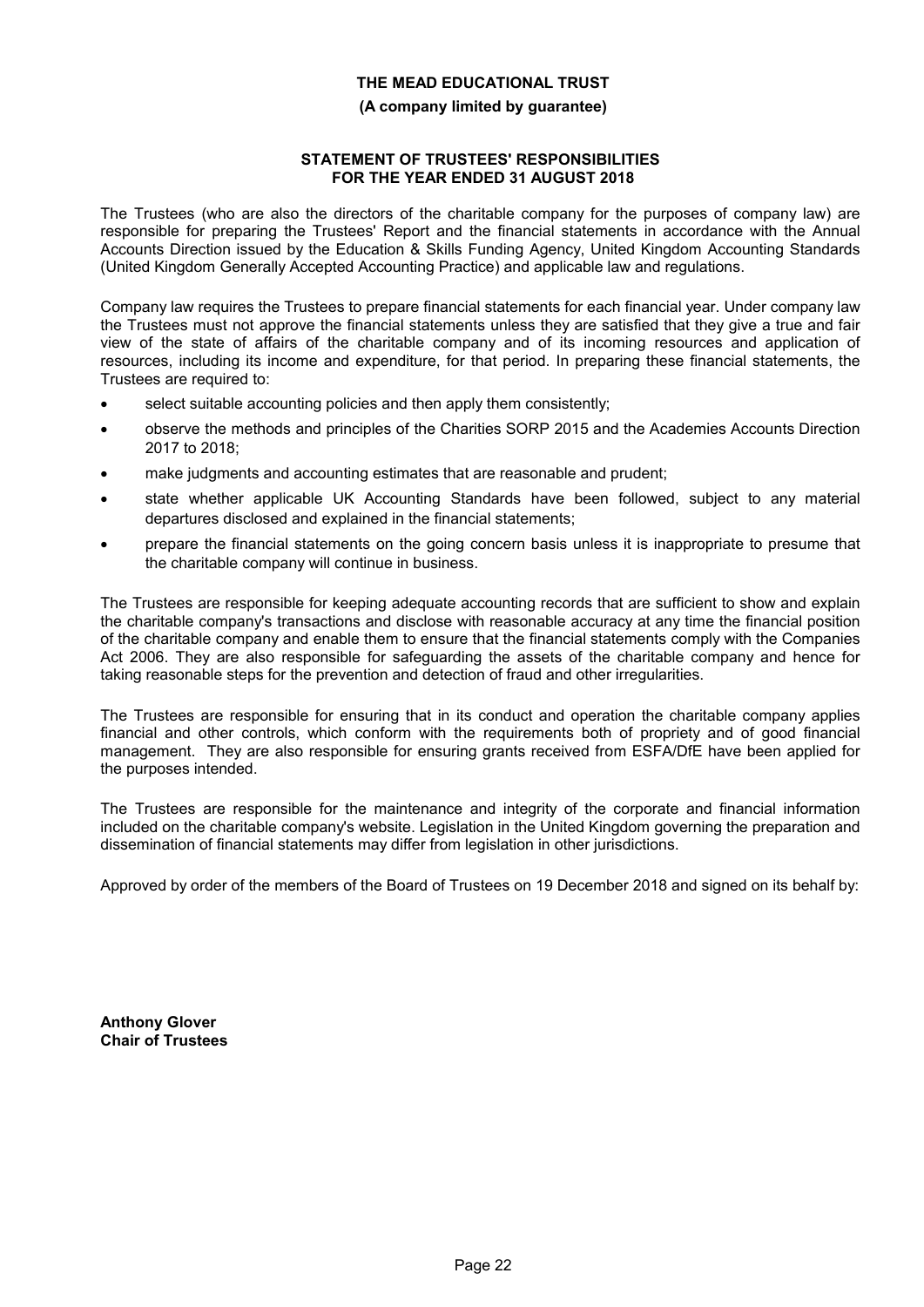**THE MEAD EDUCATIONAL TRUST**

**(A company limited by guarantee)**

## STATEMENT OF TRUSTEES' RESPONSIBILITIES FOR THE YEAR ENDED 31 AUGUST 2018

The Trustees (who are also the directors of the charitable company for the purposes of company law) are responsible for preparing the Trustees' Report and the financial statements in accordance with the Annual Accounts Direction issued by the Education & Skills Funding Agency, United Kingdom Accounting Standards (United Kingdom Generally Accepted Accounting Practice) and applicable law and regulations.

Company law requires the Trustees to prepare financial statements for each financial year. Under company law the Trustees must not approve the financial statements unless they are satisfied that they give a true and fair view of the state of affairs of the charitable company and of its incoming resources and application of resources, including its income and expenditure, for that period. In preparing these financial statements, the Trustees are required to:

- select suitable accounting policies and then apply them consistently;
- observe the methods and principles of the Charities SORP 2015 and the Academies Accounts Direction 2017 to 2018;
- make judgments and accounting estimates that are reasonable and prudent;
- state whether applicable UK Accounting Standards have been followed, subject to any material departures disclosed and explained in the financial statements;
- prepare the financial statements on the going concern basis unless it is inappropriate to presume that the charitable company will continue in business.

The Trustees are responsible for keeping adequate accounting records that are sufficient to show and explain the charitable company's transactions and disclose with reasonable accuracy at any time the financial position of the charitable company and enable them to ensure that the financial statements comply with the Companies Act 2006. They are also responsible for safeguarding the assets of the charitable company and hence for taking reasonable steps for the prevention and detection of fraud and other irregularities.

The Trustees are responsible for ensuring that in its conduct and operation the charitable company applies financial and other controls, which conform with the requirements both of propriety and of good financial management. They are also responsible for ensuring grants received from ESFA/DfE have been applied for the purposes intended.

The Trustees are responsible for the maintenance and integrity of the corporate and financial information included on the charitable company's website. Legislation in the United Kingdom governing the preparation and dissemination of financial statements may differ from legislation in other jurisdictions.

Approved by order of the members of the Board of Trustees on 19 December 2018 and signed on its behalf by:

**Anthony Glover**
**Chair of Trustees**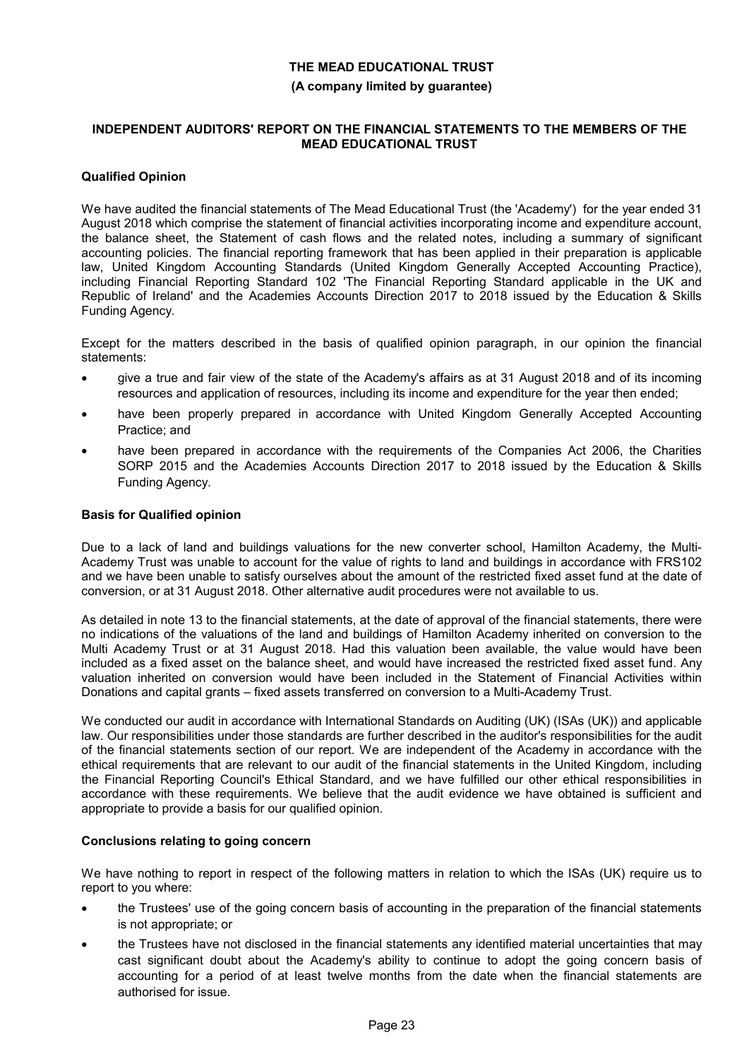**THE MEAD EDUCATIONAL TRUST**

**(A company limited by guarantee)**

**INDEPENDENT AUDITORS' REPORT ON THE FINANCIAL STATEMENTS TO THE MEMBERS OF THE MEAD EDUCATIONAL TRUST**

**Qualified Opinion**

We have audited the financial statements of The Mead Educational Trust (the 'Academy') for the year ended 31 August 2018 which comprise the statement of financial activities incorporating income and expenditure account, the balance sheet, the Statement of cash flows and the related notes, including a summary of significant accounting policies. The financial reporting framework that has been applied in their preparation is applicable law, United Kingdom Accounting Standards (United Kingdom Generally Accepted Accounting Practice), including Financial Reporting Standard 102 'The Financial Reporting Standard applicable in the UK and Republic of Ireland' and the Academies Accounts Direction 2017 to 2018 issued by the Education & Skills Funding Agency.

Except for the matters described in the basis of qualified opinion paragraph, in our opinion the financial statements:

- give a true and fair view of the state of the Academy's affairs as at 31 August 2018 and of its incoming resources and application of resources, including its income and expenditure for the year then ended;
- have been properly prepared in accordance with United Kingdom Generally Accepted Accounting Practice; and
- have been prepared in accordance with the requirements of the Companies Act 2006, the Charities SORP 2015 and the Academies Accounts Direction 2017 to 2018 issued by the Education & Skills Funding Agency.

**Basis for Qualified opinion**

Due to a lack of land and buildings valuations for the new converter school, Hamilton Academy, the Multi-Academy Trust was unable to account for the value of rights to land and buildings in accordance with FRS102 and we have been unable to satisfy ourselves about the amount of the restricted fixed asset fund at the date of conversion, or at 31 August 2018. Other alternative audit procedures were not available to us.

As detailed in note 13 to the financial statements, at the date of approval of the financial statements, there were no indications of the valuations of the land and buildings of Hamilton Academy inherited on conversion to the Multi Academy Trust or at 31 August 2018. Had this valuation been available, the value would have been included as a fixed asset on the balance sheet, and would have increased the restricted fixed asset fund. Any valuation inherited on conversion would have been included in the Statement of Financial Activities within Donations and capital grants – fixed assets transferred on conversion to a Multi-Academy Trust.

We conducted our audit in accordance with International Standards on Auditing (UK) (ISAs (UK)) and applicable law. Our responsibilities under those standards are further described in the auditor's responsibilities for the audit of the financial statements section of our report. We are independent of the Academy in accordance with the ethical requirements that are relevant to our audit of the financial statements in the United Kingdom, including the Financial Reporting Council's Ethical Standard, and we have fulfilled our other ethical responsibilities in accordance with these requirements. We believe that the audit evidence we have obtained is sufficient and appropriate to provide a basis for our qualified opinion.

**Conclusions relating to going concern**

We have nothing to report in respect of the following matters in relation to which the ISAs (UK) require us to report to you where:

- the Trustees' use of the going concern basis of accounting in the preparation of the financial statements is not appropriate; or
- the Trustees have not disclosed in the financial statements any identified material uncertainties that may cast significant doubt about the Academy's ability to continue to adopt the going concern basis of accounting for a period of at least twelve months from the date when the financial statements are authorised for issue.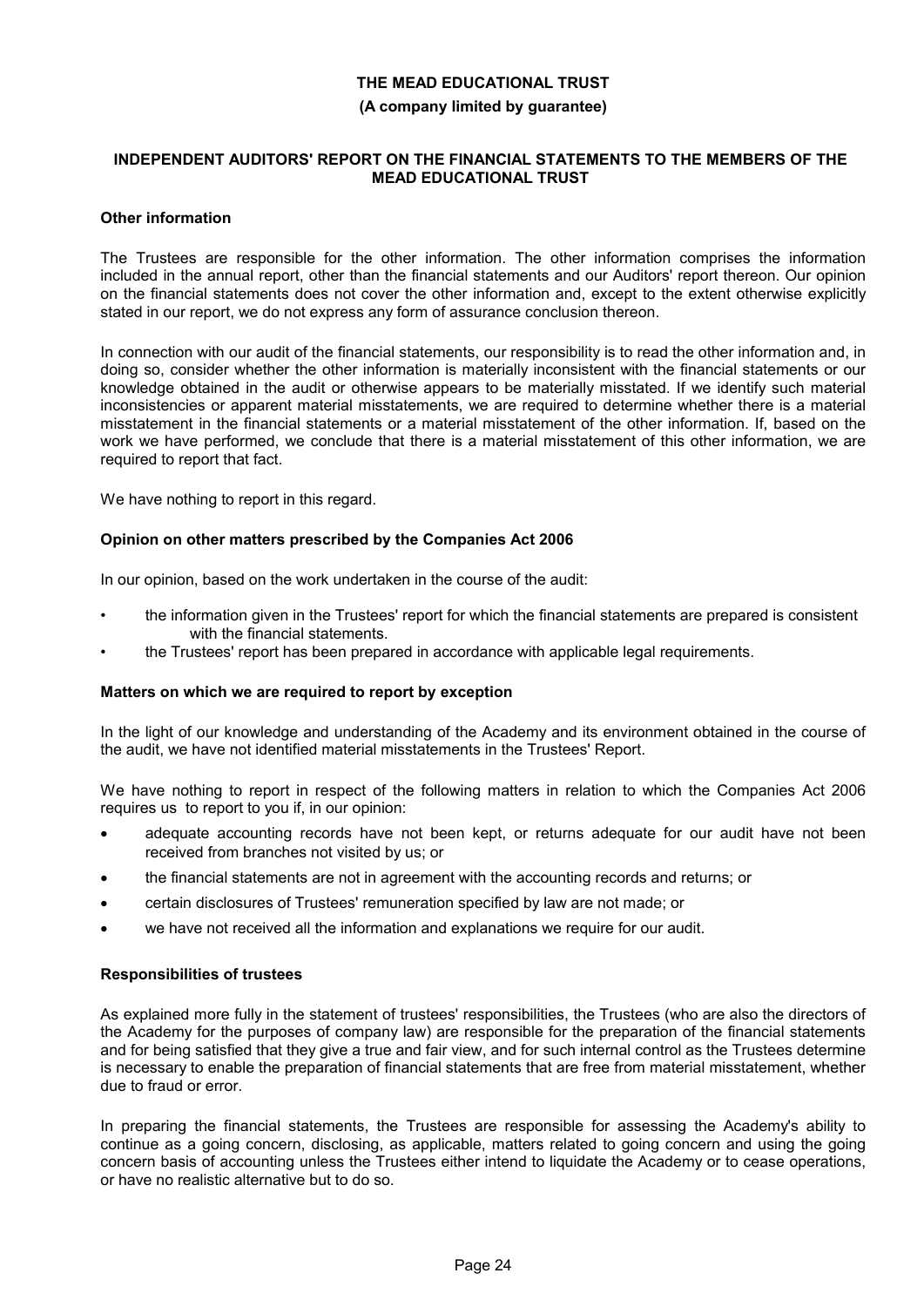**THE MEAD EDUCATIONAL TRUST**

**(A company limited by guarantee)**

**INDEPENDENT AUDITORS' REPORT ON THE FINANCIAL STATEMENTS TO THE MEMBERS OF THE MEAD EDUCATIONAL TRUST**

**Other information**

The Trustees are responsible for the other information. The other information comprises the information included in the annual report, other than the financial statements and our Auditors' report thereon. Our opinion on the financial statements does not cover the other information and, except to the extent otherwise explicitly stated in our report, we do not express any form of assurance conclusion thereon.

In connection with our audit of the financial statements, our responsibility is to read the other information and, in doing so, consider whether the other information is materially inconsistent with the financial statements or our knowledge obtained in the audit or otherwise appears to be materially misstated. If we identify such material inconsistencies or apparent material misstatements, we are required to determine whether there is a material misstatement in the financial statements or a material misstatement of the other information. If, based on the work we have performed, we conclude that there is a material misstatement of this other information, we are required to report that fact.

We have nothing to report in this regard.

**Opinion on other matters prescribed by the Companies Act 2006**

In our opinion, based on the work undertaken in the course of the audit:

- the information given in the Trustees' report for which the financial statements are prepared is consistent with the financial statements.
- the Trustees' report has been prepared in accordance with applicable legal requirements.

**Matters on which we are required to report by exception**

In the light of our knowledge and understanding of the Academy and its environment obtained in the course of the audit, we have not identified material misstatements in the Trustees' Report.

We have nothing to report in respect of the following matters in relation to which the Companies Act 2006 requires us to report to you if, in our opinion:

- adequate accounting records have not been kept, or returns adequate for our audit have not been received from branches not visited by us; or
- the financial statements are not in agreement with the accounting records and returns; or
- certain disclosures of Trustees' remuneration specified by law are not made; or
- we have not received all the information and explanations we require for our audit.

**Responsibilities of trustees**

As explained more fully in the statement of trustees' responsibilities, the Trustees (who are also the directors of the Academy for the purposes of company law) are responsible for the preparation of the financial statements and for being satisfied that they give a true and fair view, and for such internal control as the Trustees determine is necessary to enable the preparation of financial statements that are free from material misstatement, whether due to fraud or error.

In preparing the financial statements, the Trustees are responsible for assessing the Academy's ability to continue as a going concern, disclosing, as applicable, matters related to going concern and using the going concern basis of accounting unless the Trustees either intend to liquidate the Academy or to cease operations, or have no realistic alternative but to do so.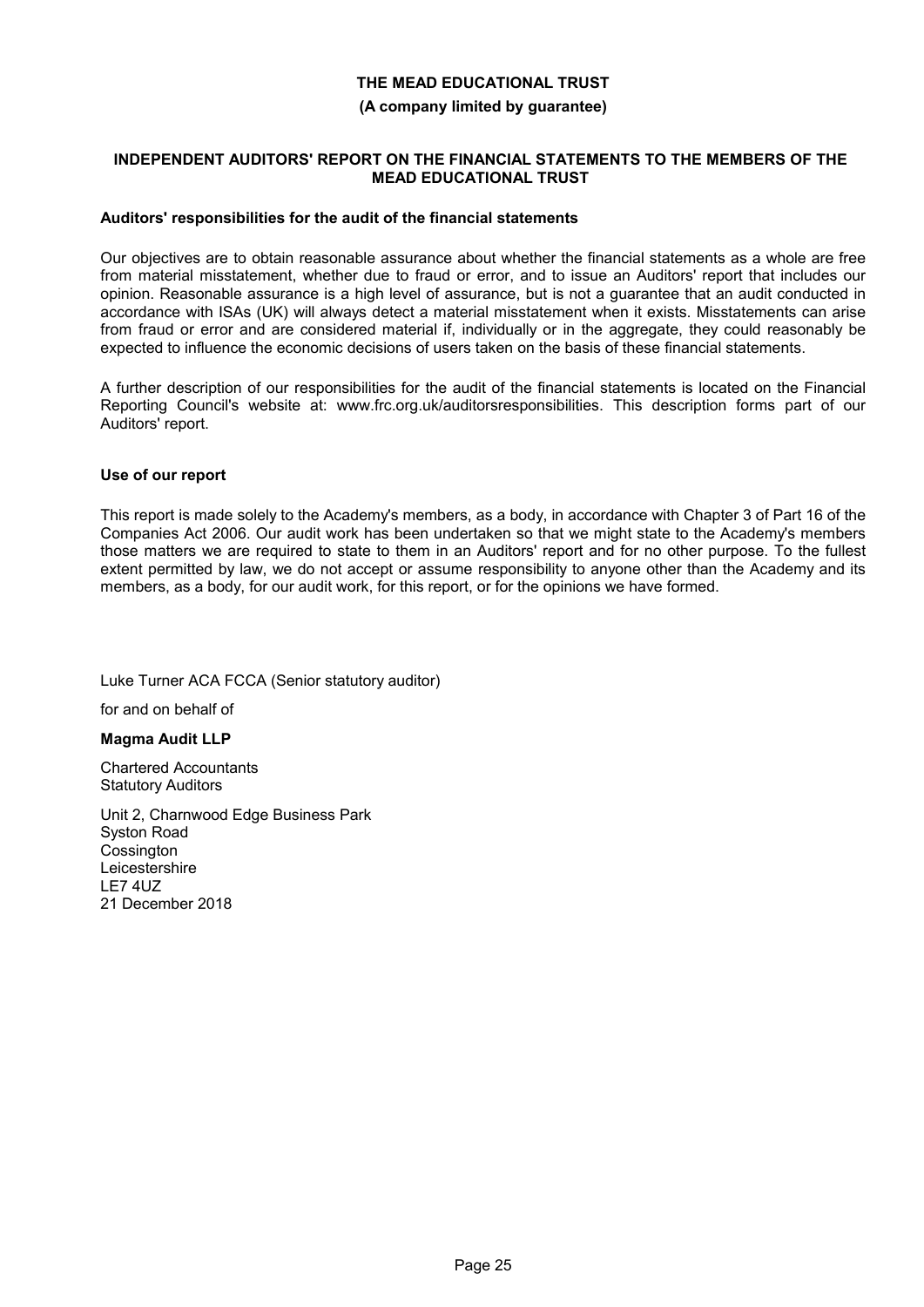**THE MEAD EDUCATIONAL TRUST**

**(A company limited by guarantee)**

**INDEPENDENT AUDITORS' REPORT ON THE FINANCIAL STATEMENTS TO THE MEMBERS OF THE MEAD EDUCATIONAL TRUST**

**Auditors' responsibilities for the audit of the financial statements**

Our objectives are to obtain reasonable assurance about whether the financial statements as a whole are free from material misstatement, whether due to fraud or error, and to issue an Auditors' report that includes our opinion. Reasonable assurance is a high level of assurance, but is not a guarantee that an audit conducted in accordance with ISAs (UK) will always detect a material misstatement when it exists. Misstatements can arise from fraud or error and are considered material if, individually or in the aggregate, they could reasonably be expected to influence the economic decisions of users taken on the basis of these financial statements.

A further description of our responsibilities for the audit of the financial statements is located on the Financial Reporting Council's website at: www.frc.org.uk/auditorsresponsibilities. This description forms part of our Auditors' report.

**Use of our report**

This report is made solely to the Academy's members, as a body, in accordance with Chapter 3 of Part 16 of the Companies Act 2006. Our audit work has been undertaken so that we might state to the Academy's members those matters we are required to state to them in an Auditors' report and for no other purpose. To the fullest extent permitted by law, we do not accept or assume responsibility to anyone other than the Academy and its members, as a body, for our audit work, for this report, or for the opinions we have formed.

Luke Turner ACA FCCA (Senior statutory auditor)

for and on behalf of

**Magma Audit LLP**

Chartered Accountants
Statutory Auditors

Unit 2, Charnwood Edge Business Park
Syston Road
Cossington
Leicestershire
LE7 4UZ
21 December 2018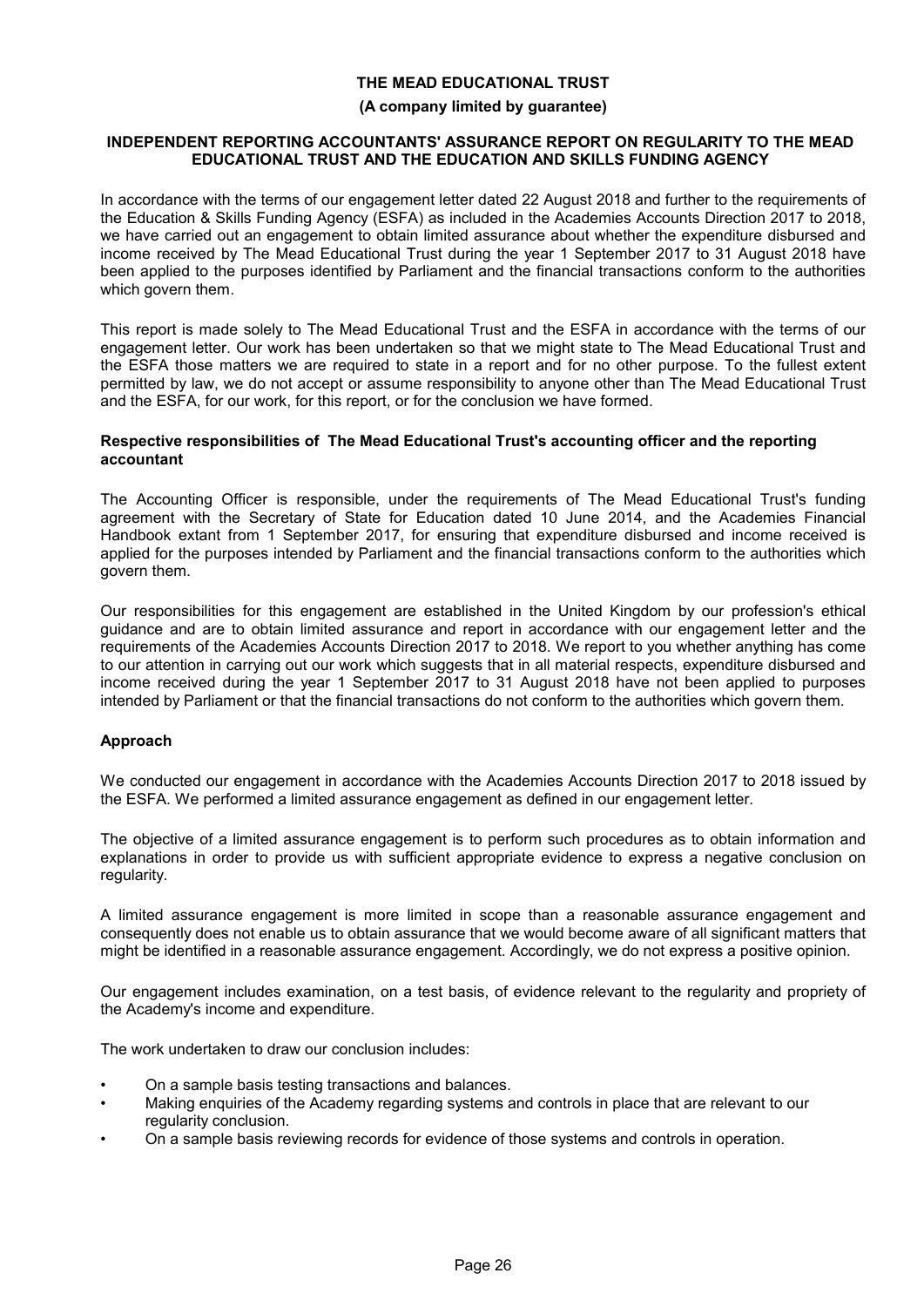**THE MEAD EDUCATIONAL TRUST**

**(A company limited by guarantee)**

## INDEPENDENT REPORTING ACCOUNTANTS' ASSURANCE REPORT ON REGULARITY TO THE MEAD EDUCATIONAL TRUST AND THE EDUCATION AND SKILLS FUNDING AGENCY

In accordance with the terms of our engagement letter dated 22 August 2018 and further to the requirements of the Education & Skills Funding Agency (ESFA) as included in the Academies Accounts Direction 2017 to 2018, we have carried out an engagement to obtain limited assurance about whether the expenditure disbursed and income received by The Mead Educational Trust during the year 1 September 2017 to 31 August 2018 have been applied to the purposes identified by Parliament and the financial transactions conform to the authorities which govern them.

This report is made solely to The Mead Educational Trust and the ESFA in accordance with the terms of our engagement letter. Our work has been undertaken so that we might state to The Mead Educational Trust and the ESFA those matters we are required to state in a report and for no other purpose. To the fullest extent permitted by law, we do not accept or assume responsibility to anyone other than The Mead Educational Trust and the ESFA, for our work, for this report, or for the conclusion we have formed.

### Respective responsibilities of The Mead Educational Trust's accounting officer and the reporting accountant

The Accounting Officer is responsible, under the requirements of The Mead Educational Trust's funding agreement with the Secretary of State for Education dated 10 June 2014, and the Academies Financial Handbook extant from 1 September 2017, for ensuring that expenditure disbursed and income received is applied for the purposes intended by Parliament and the financial transactions conform to the authorities which govern them.

Our responsibilities for this engagement are established in the United Kingdom by our profession's ethical guidance and are to obtain limited assurance and report in accordance with our engagement letter and the requirements of the Academies Accounts Direction 2017 to 2018. We report to you whether anything has come to our attention in carrying out our work which suggests that in all material respects, expenditure disbursed and income received during the year 1 September 2017 to 31 August 2018 have not been applied to purposes intended by Parliament or that the financial transactions do not conform to the authorities which govern them.

### Approach

We conducted our engagement in accordance with the Academies Accounts Direction 2017 to 2018 issued by the ESFA. We performed a limited assurance engagement as defined in our engagement letter.

The objective of a limited assurance engagement is to perform such procedures as to obtain information and explanations in order to provide us with sufficient appropriate evidence to express a negative conclusion on regularity.

A limited assurance engagement is more limited in scope than a reasonable assurance engagement and consequently does not enable us to obtain assurance that we would become aware of all significant matters that might be identified in a reasonable assurance engagement. Accordingly, we do not express a positive opinion.

Our engagement includes examination, on a test basis, of evidence relevant to the regularity and propriety of the Academy's income and expenditure.

The work undertaken to draw our conclusion includes:

- On a sample basis testing transactions and balances.
- Making enquiries of the Academy regarding systems and controls in place that are relevant to our regularity conclusion.
- On a sample basis reviewing records for evidence of those systems and controls in operation.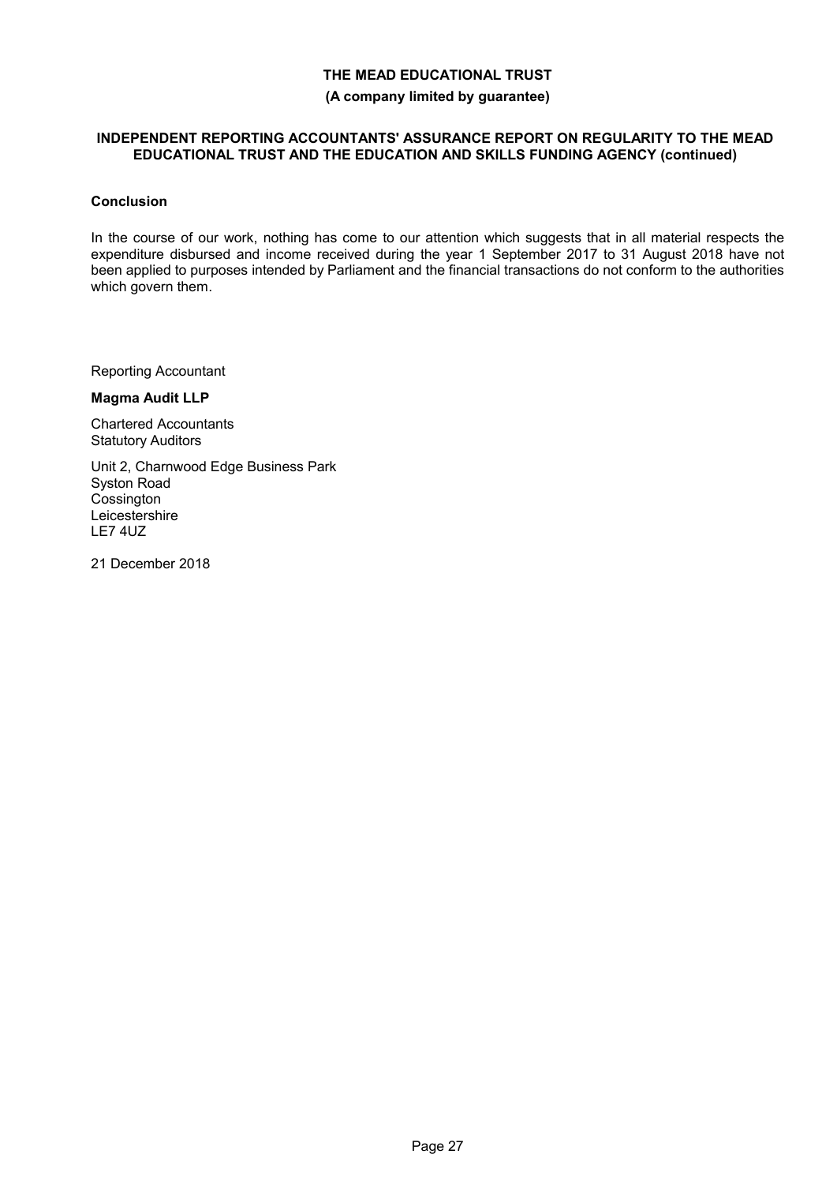## Conclusion

In the course of our work, nothing has come to our attention which suggests that in all material respects the expenditure disbursed and income received during the year 1 September 2017 to 31 August 2018 have not been applied to purposes intended by Parliament and the financial transactions do not conform to the authorities which govern them.

Reporting Accountant

**Magma Audit LLP**

Chartered Accountants
Statutory Auditors

Unit 2, Charnwood Edge Business Park
Syston Road
Cossington
Leicestershire
LE7 4UZ

21 December 2018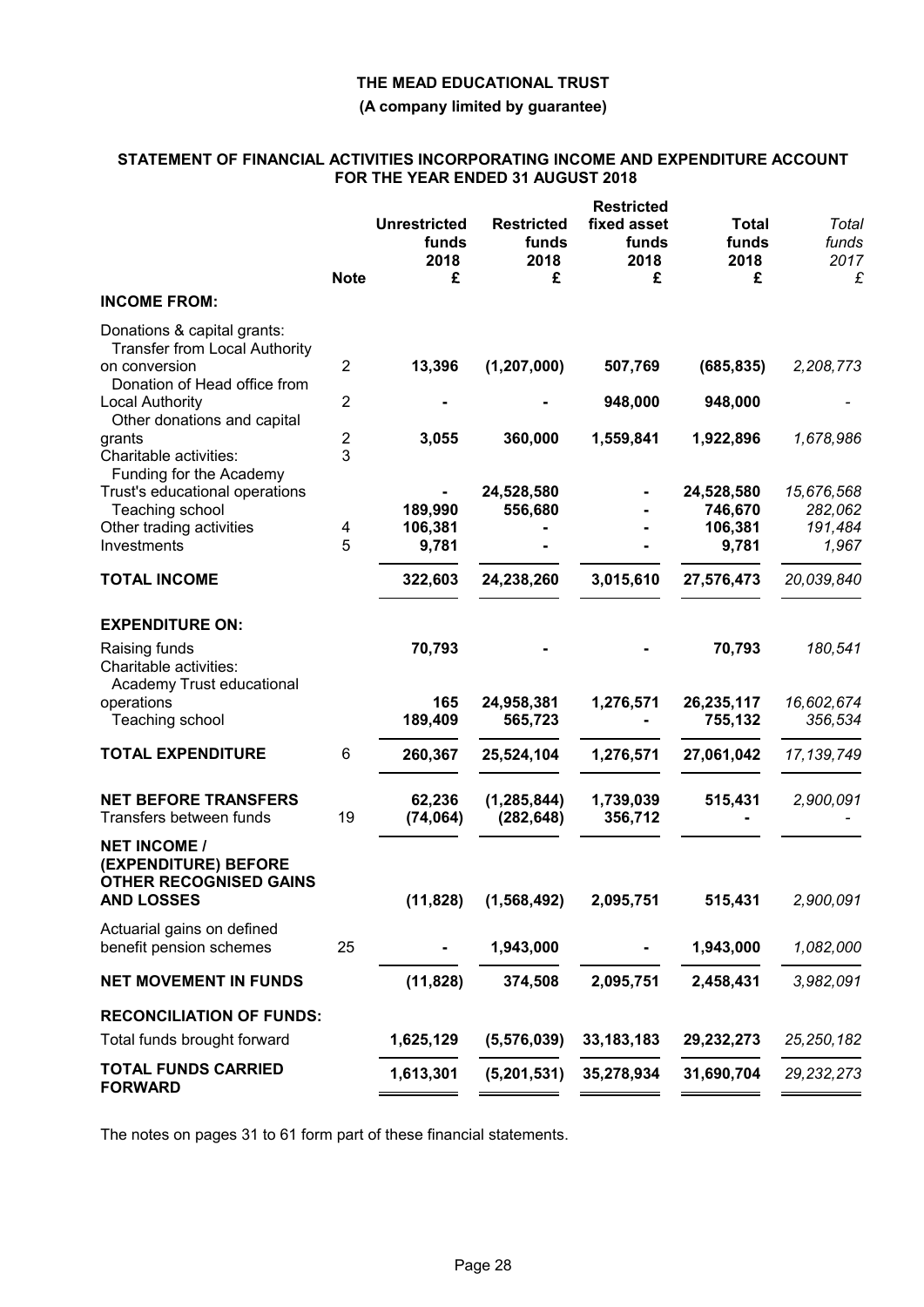**THE MEAD EDUCATIONAL TRUST**

**(A company limited by guarantee)**

**STATEMENT OF FINANCIAL ACTIVITIES INCORPORATING INCOME AND EXPENDITURE ACCOUNT FOR THE YEAR ENDED 31 AUGUST 2018**

| | Note | Unrestricted funds 2018 £ | Restricted funds 2018 £ | Restricted fixed asset funds 2018 £ | Total funds 2018 £ | *Total funds 2017 £* |
|---|---|---|---|---|---|---|
| **INCOME FROM:** | | | | | | |
| Donations & capital grants: | | | | | | |
| Transfer from Local Authority on conversion | 2 | 13,396 | (1,207,000) | 507,769 | (685,835) | *2,208,773* |
| Donation of Head office from Local Authority | 2 | - | - | 948,000 | 948,000 | *-* |
| Other donations and capital grants | 2 | 3,055 | 360,000 | 1,559,841 | 1,922,896 | *1,678,986* |
| Charitable activities: | 3 | | | | | |
| Funding for the Academy Trust's educational operations | | - | 24,528,580 | - | 24,528,580 | *15,676,568* |
| Teaching school | | 189,990 | 556,680 | - | 746,670 | *282,062* |
| Other trading activities | 4 | 106,381 | - | - | 106,381 | *191,484* |
| Investments | 5 | 9,781 | - | - | 9,781 | *1,967* |
| **TOTAL INCOME** | | 322,603 | 24,238,260 | 3,015,610 | 27,576,473 | *20,039,840* |
| **EXPENDITURE ON:** | | | | | | |
| Raising funds | | 70,793 | - | - | 70,793 | *180,541* |
| Charitable activities: | | | | | | |
| Academy Trust educational operations | | 165 | 24,958,381 | 1,276,571 | 26,235,117 | *16,602,674* |
| Teaching school | | 189,409 | 565,723 | - | 755,132 | *356,534* |
| **TOTAL EXPENDITURE** | 6 | 260,367 | 25,524,104 | 1,276,571 | 27,061,042 | *17,139,749* |
| **NET BEFORE TRANSFERS** | | 62,236 | (1,285,844) | 1,739,039 | 515,431 | *2,900,091* |
| Transfers between funds | 19 | (74,064) | (282,648) | 356,712 | - | *-* |
| **NET INCOME / (EXPENDITURE) BEFORE OTHER RECOGNISED GAINS AND LOSSES** | | (11,828) | (1,568,492) | 2,095,751 | 515,431 | *2,900,091* |
| Actuarial gains on defined benefit pension schemes | 25 | - | 1,943,000 | - | 1,943,000 | *1,082,000* |
| **NET MOVEMENT IN FUNDS** | | (11,828) | 374,508 | 2,095,751 | 2,458,431 | *3,982,091* |
| **RECONCILIATION OF FUNDS:** | | | | | | |
| Total funds brought forward | | 1,625,129 | (5,576,039) | 33,183,183 | 29,232,273 | *25,250,182* |
| **TOTAL FUNDS CARRIED FORWARD** | | 1,613,301 | (5,201,531) | 35,278,934 | 31,690,704 | *29,232,273* |

The notes on pages 31 to 61 form part of these financial statements.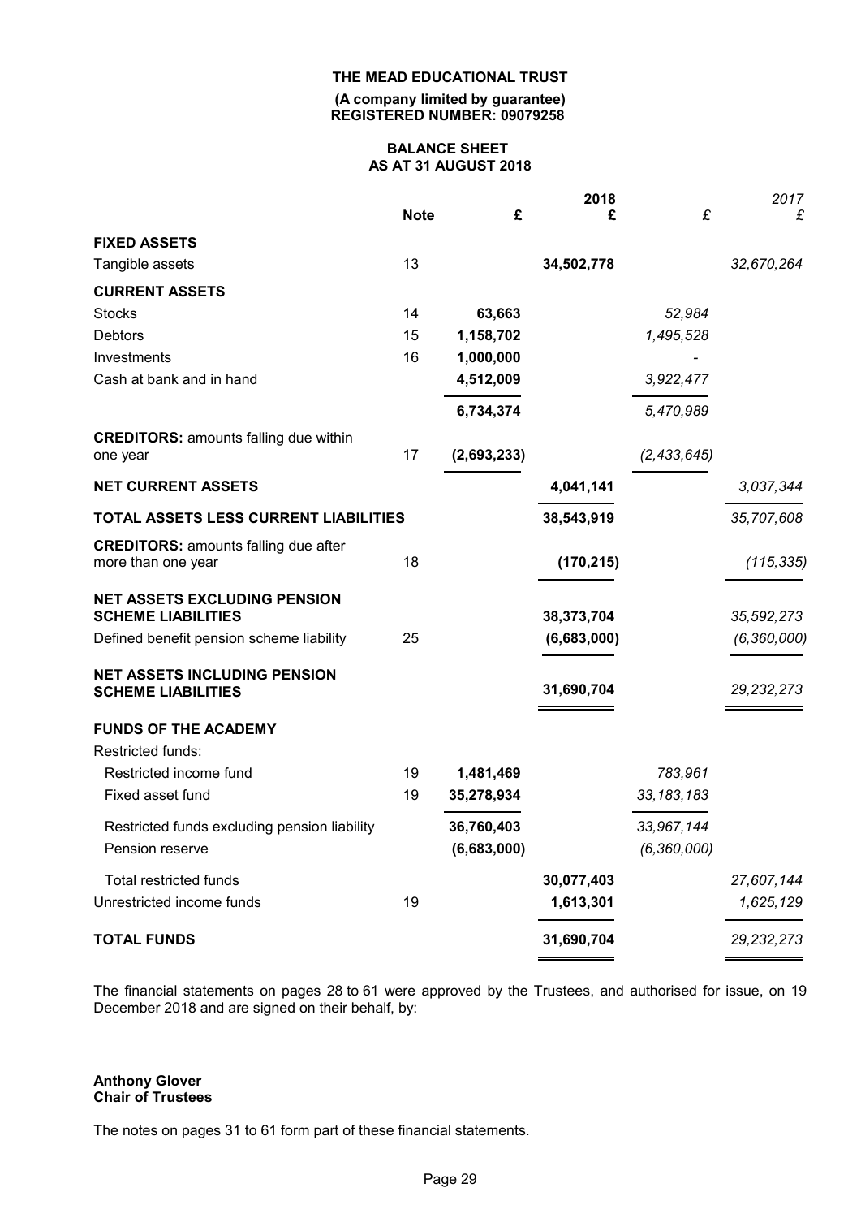**THE MEAD EDUCATIONAL TRUST**
**(A company limited by guarantee)**
**REGISTERED NUMBER: 09079258**

## BALANCE SHEET
## AS AT 31 AUGUST 2018

| | Note | £ | 2018 £ | £ | *2017 £* |
|---|---|---|---|---|---|
| **FIXED ASSETS** | | | | | |
| Tangible assets | 13 | | **34,502,778** | | *32,670,264* |
| **CURRENT ASSETS** | | | | | |
| Stocks | 14 | **63,663** | | *52,984* | |
| Debtors | 15 | **1,158,702** | | *1,495,528* | |
| Investments | 16 | **1,000,000** | | *-* | |
| Cash at bank and in hand | | **4,512,009** | | *3,922,477* | |
| | | **6,734,374** | | *5,470,989* | |
| **CREDITORS:** amounts falling due within one year | 17 | **(2,693,233)** | | *(2,433,645)* | |
| **NET CURRENT ASSETS** | | | **4,041,141** | | *3,037,344* |
| **TOTAL ASSETS LESS CURRENT LIABILITIES** | | | **38,543,919** | | *35,707,608* |
| **CREDITORS:** amounts falling due after more than one year | 18 | | **(170,215)** | | *(115,335)* |
| **NET ASSETS EXCLUDING PENSION SCHEME LIABILITIES** | | | **38,373,704** | | *35,592,273* |
| Defined benefit pension scheme liability | 25 | | **(6,683,000)** | | *(6,360,000)* |
| **NET ASSETS INCLUDING PENSION SCHEME LIABILITIES** | | | **31,690,704** | | *29,232,273* |
| **FUNDS OF THE ACADEMY** | | | | | |
| Restricted funds: | | | | | |
| Restricted income fund | 19 | **1,481,469** | | *783,961* | |
| Fixed asset fund | 19 | **35,278,934** | | *33,183,183* | |
| Restricted funds excluding pension liability | | **36,760,403** | | *33,967,144* | |
| Pension reserve | | **(6,683,000)** | | *(6,360,000)* | |
| Total restricted funds | | | **30,077,403** | | *27,607,144* |
| Unrestricted income funds | 19 | | **1,613,301** | | *1,625,129* |
| **TOTAL FUNDS** | | | **31,690,704** | | *29,232,273* |

The financial statements on pages 28 to 61 were approved by the Trustees, and authorised for issue, on 19 December 2018 and are signed on their behalf, by:

**Anthony Glover**
**Chair of Trustees**

The notes on pages 31 to 61 form part of these financial statements.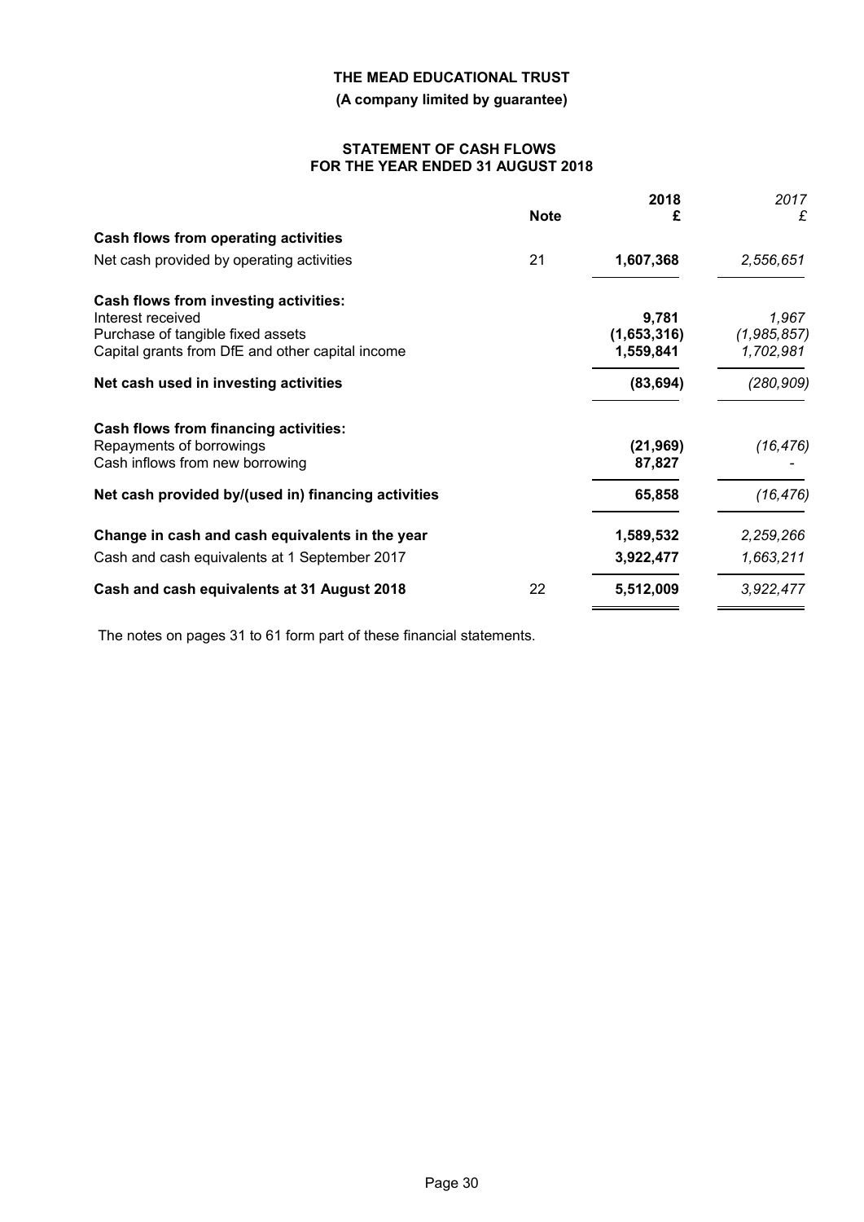**THE MEAD EDUCATIONAL TRUST**

**(A company limited by guarantee)**

## STATEMENT OF CASH FLOWS FOR THE YEAR ENDED 31 AUGUST 2018

| | Note | 2018 £ | *2017 £* |
|---|---|---|---|
| **Cash flows from operating activities** | | | |
| Net cash provided by operating activities | 21 | **1,607,368** | *2,556,651* |
| **Cash flows from investing activities:** | | | |
| Interest received | | **9,781** | *1,967* |
| Purchase of tangible fixed assets | | **(1,653,316)** | *(1,985,857)* |
| Capital grants from DfE and other capital income | | **1,559,841** | *1,702,981* |
| **Net cash used in investing activities** | | **(83,694)** | *(280,909)* |
| **Cash flows from financing activities:** | | | |
| Repayments of borrowings | | **(21,969)** | *(16,476)* |
| Cash inflows from new borrowing | | **87,827** | *-* |
| **Net cash provided by/(used in) financing activities** | | **65,858** | *(16,476)* |
| **Change in cash and cash equivalents in the year** | | **1,589,532** | *2,259,266* |
| Cash and cash equivalents at 1 September 2017 | | **3,922,477** | *1,663,211* |
| **Cash and cash equivalents at 31 August 2018** | 22 | **5,512,009** | *3,922,477* |

The notes on pages 31 to 61 form part of these financial statements.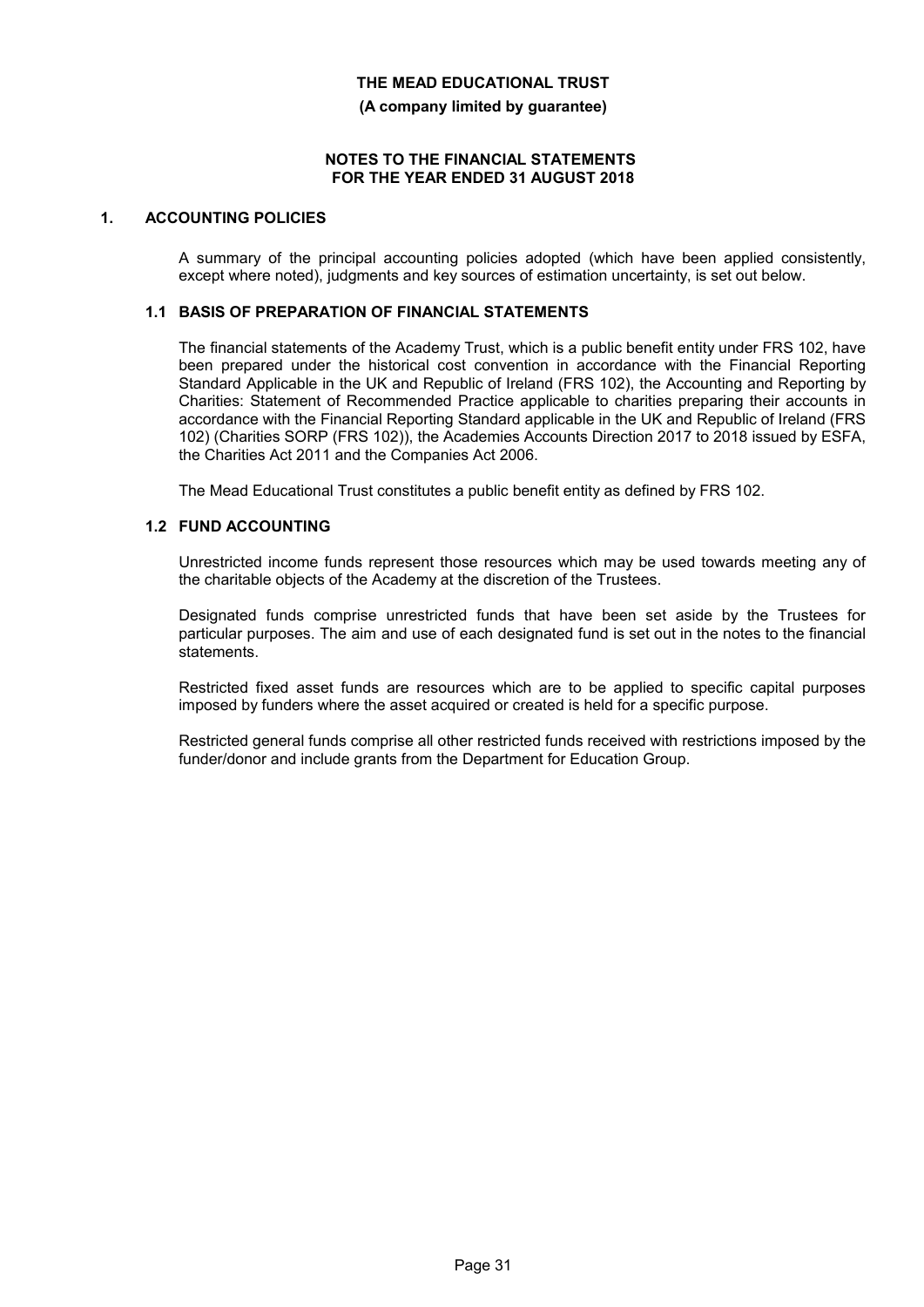# 1. ACCOUNTING POLICIES

A summary of the principal accounting policies adopted (which have been applied consistently, except where noted), judgments and key sources of estimation uncertainty, is set out below.

## 1.1 BASIS OF PREPARATION OF FINANCIAL STATEMENTS

The financial statements of the Academy Trust, which is a public benefit entity under FRS 102, have been prepared under the historical cost convention in accordance with the Financial Reporting Standard Applicable in the UK and Republic of Ireland (FRS 102), the Accounting and Reporting by Charities: Statement of Recommended Practice applicable to charities preparing their accounts in accordance with the Financial Reporting Standard applicable in the UK and Republic of Ireland (FRS 102) (Charities SORP (FRS 102)), the Academies Accounts Direction 2017 to 2018 issued by ESFA, the Charities Act 2011 and the Companies Act 2006.

The Mead Educational Trust constitutes a public benefit entity as defined by FRS 102.

## 1.2 FUND ACCOUNTING

Unrestricted income funds represent those resources which may be used towards meeting any of the charitable objects of the Academy at the discretion of the Trustees.

Designated funds comprise unrestricted funds that have been set aside by the Trustees for particular purposes. The aim and use of each designated fund is set out in the notes to the financial statements.

Restricted fixed asset funds are resources which are to be applied to specific capital purposes imposed by funders where the asset acquired or created is held for a specific purpose.

Restricted general funds comprise all other restricted funds received with restrictions imposed by the funder/donor and include grants from the Department for Education Group.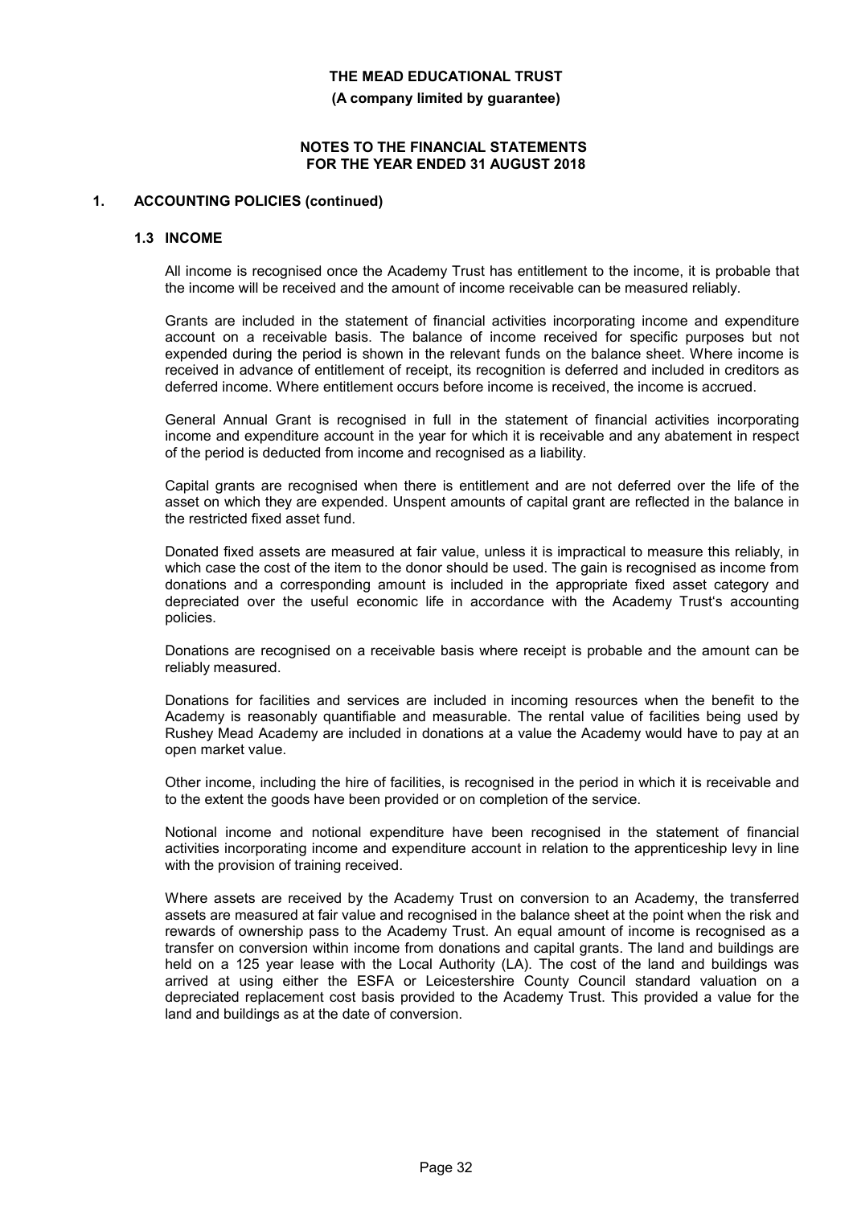# THE MEAD EDUCATIONAL TRUST

**(A company limited by guarantee)**

**NOTES TO THE FINANCIAL STATEMENTS FOR THE YEAR ENDED 31 AUGUST 2018**

## 1. ACCOUNTING POLICIES (continued)

### 1.3 INCOME

All income is recognised once the Academy Trust has entitlement to the income, it is probable that the income will be received and the amount of income receivable can be measured reliably.

Grants are included in the statement of financial activities incorporating income and expenditure account on a receivable basis. The balance of income received for specific purposes but not expended during the period is shown in the relevant funds on the balance sheet. Where income is received in advance of entitlement of receipt, its recognition is deferred and included in creditors as deferred income. Where entitlement occurs before income is received, the income is accrued.

General Annual Grant is recognised in full in the statement of financial activities incorporating income and expenditure account in the year for which it is receivable and any abatement in respect of the period is deducted from income and recognised as a liability.

Capital grants are recognised when there is entitlement and are not deferred over the life of the asset on which they are expended. Unspent amounts of capital grant are reflected in the balance in the restricted fixed asset fund.

Donated fixed assets are measured at fair value, unless it is impractical to measure this reliably, in which case the cost of the item to the donor should be used. The gain is recognised as income from donations and a corresponding amount is included in the appropriate fixed asset category and depreciated over the useful economic life in accordance with the Academy Trust's accounting policies.

Donations are recognised on a receivable basis where receipt is probable and the amount can be reliably measured.

Donations for facilities and services are included in incoming resources when the benefit to the Academy is reasonably quantifiable and measurable. The rental value of facilities being used by Rushey Mead Academy are included in donations at a value the Academy would have to pay at an open market value.

Other income, including the hire of facilities, is recognised in the period in which it is receivable and to the extent the goods have been provided or on completion of the service.

Notional income and notional expenditure have been recognised in the statement of financial activities incorporating income and expenditure account in relation to the apprenticeship levy in line with the provision of training received.

Where assets are received by the Academy Trust on conversion to an Academy, the transferred assets are measured at fair value and recognised in the balance sheet at the point when the risk and rewards of ownership pass to the Academy Trust. An equal amount of income is recognised as a transfer on conversion within income from donations and capital grants. The land and buildings are held on a 125 year lease with the Local Authority (LA). The cost of the land and buildings was arrived at using either the ESFA or Leicestershire County Council standard valuation on a depreciated replacement cost basis provided to the Academy Trust. This provided a value for the land and buildings as at the date of conversion.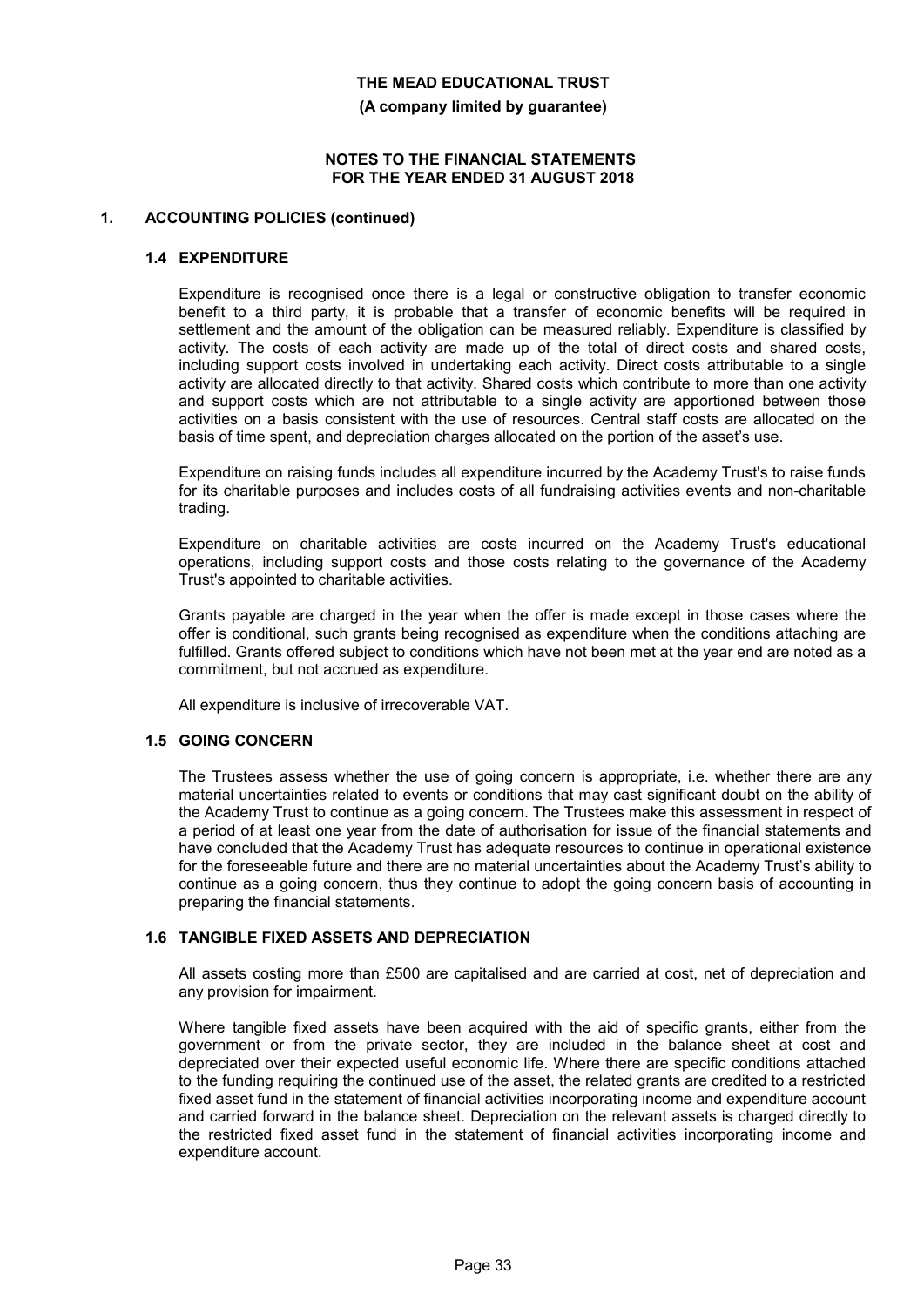## 1. ACCOUNTING POLICIES (continued)

### 1.4 EXPENDITURE

Expenditure is recognised once there is a legal or constructive obligation to transfer economic benefit to a third party, it is probable that a transfer of economic benefits will be required in settlement and the amount of the obligation can be measured reliably. Expenditure is classified by activity. The costs of each activity are made up of the total of direct costs and shared costs, including support costs involved in undertaking each activity. Direct costs attributable to a single activity are allocated directly to that activity. Shared costs which contribute to more than one activity and support costs which are not attributable to a single activity are apportioned between those activities on a basis consistent with the use of resources. Central staff costs are allocated on the basis of time spent, and depreciation charges allocated on the portion of the asset's use.

Expenditure on raising funds includes all expenditure incurred by the Academy Trust's to raise funds for its charitable purposes and includes costs of all fundraising activities events and non-charitable trading.

Expenditure on charitable activities are costs incurred on the Academy Trust's educational operations, including support costs and those costs relating to the governance of the Academy Trust's appointed to charitable activities.

Grants payable are charged in the year when the offer is made except in those cases where the offer is conditional, such grants being recognised as expenditure when the conditions attaching are fulfilled. Grants offered subject to conditions which have not been met at the year end are noted as a commitment, but not accrued as expenditure.

All expenditure is inclusive of irrecoverable VAT.

### 1.5 GOING CONCERN

The Trustees assess whether the use of going concern is appropriate, i.e. whether there are any material uncertainties related to events or conditions that may cast significant doubt on the ability of the Academy Trust to continue as a going concern. The Trustees make this assessment in respect of a period of at least one year from the date of authorisation for issue of the financial statements and have concluded that the Academy Trust has adequate resources to continue in operational existence for the foreseeable future and there are no material uncertainties about the Academy Trust's ability to continue as a going concern, thus they continue to adopt the going concern basis of accounting in preparing the financial statements.

### 1.6 TANGIBLE FIXED ASSETS AND DEPRECIATION

All assets costing more than £500 are capitalised and are carried at cost, net of depreciation and any provision for impairment.

Where tangible fixed assets have been acquired with the aid of specific grants, either from the government or from the private sector, they are included in the balance sheet at cost and depreciated over their expected useful economic life. Where there are specific conditions attached to the funding requiring the continued use of the asset, the related grants are credited to a restricted fixed asset fund in the statement of financial activities incorporating income and expenditure account and carried forward in the balance sheet. Depreciation on the relevant assets is charged directly to the restricted fixed asset fund in the statement of financial activities incorporating income and expenditure account.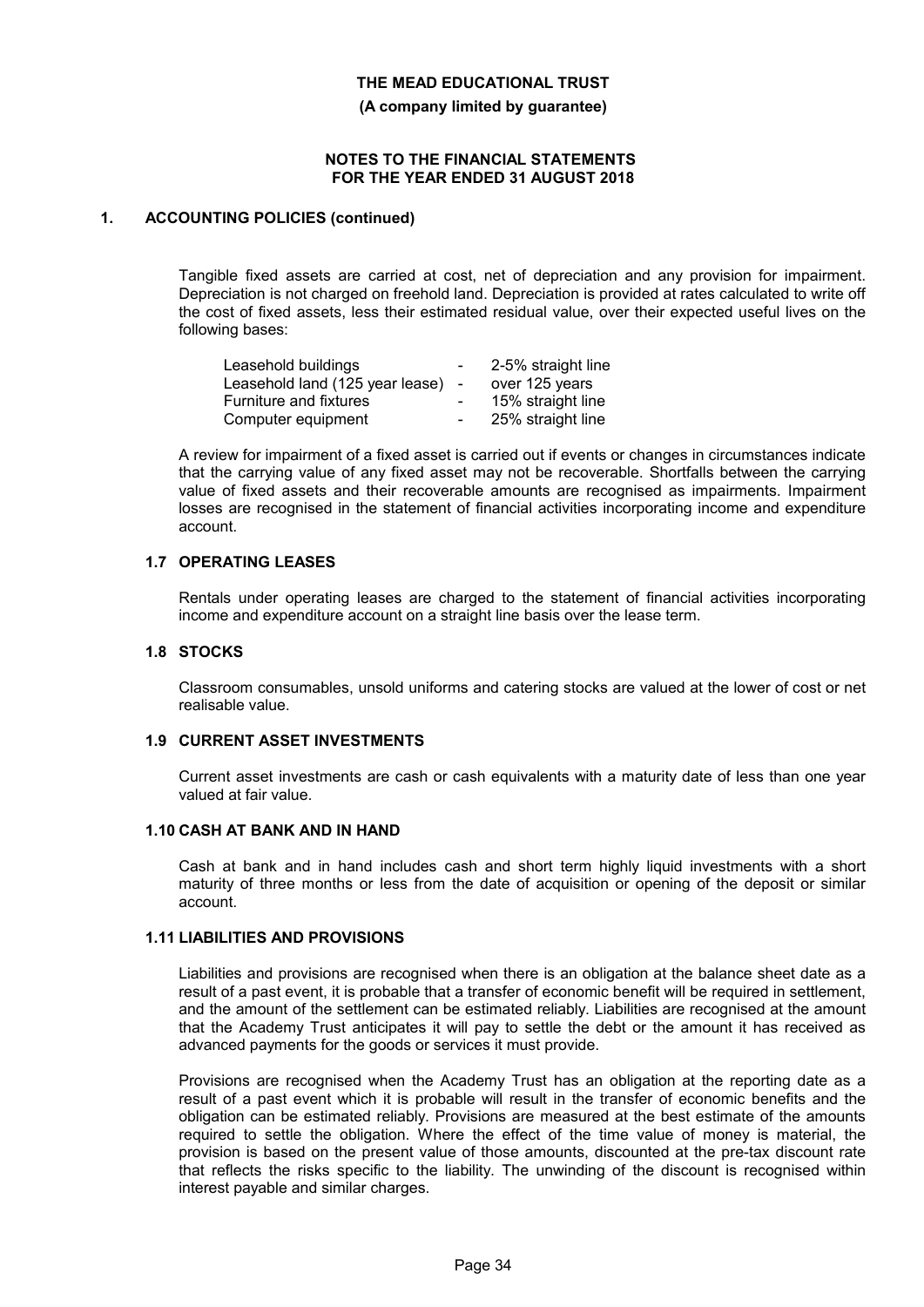## 1. ACCOUNTING POLICIES (continued)

Tangible fixed assets are carried at cost, net of depreciation and any provision for impairment. Depreciation is not charged on freehold land. Depreciation is provided at rates calculated to write off the cost of fixed assets, less their estimated residual value, over their expected useful lives on the following bases:

| | | |
|---|---|---|
| Leasehold buildings | - | 2-5% straight line |
| Leasehold land (125 year lease) | - | over 125 years |
| Furniture and fixtures | - | 15% straight line |
| Computer equipment | - | 25% straight line |

A review for impairment of a fixed asset is carried out if events or changes in circumstances indicate that the carrying value of any fixed asset may not be recoverable. Shortfalls between the carrying value of fixed assets and their recoverable amounts are recognised as impairments. Impairment losses are recognised in the statement of financial activities incorporating income and expenditure account.

### 1.7 OPERATING LEASES

Rentals under operating leases are charged to the statement of financial activities incorporating income and expenditure account on a straight line basis over the lease term.

### 1.8 STOCKS

Classroom consumables, unsold uniforms and catering stocks are valued at the lower of cost or net realisable value.

### 1.9 CURRENT ASSET INVESTMENTS

Current asset investments are cash or cash equivalents with a maturity date of less than one year valued at fair value.

### 1.10 CASH AT BANK AND IN HAND

Cash at bank and in hand includes cash and short term highly liquid investments with a short maturity of three months or less from the date of acquisition or opening of the deposit or similar account.

### 1.11 LIABILITIES AND PROVISIONS

Liabilities and provisions are recognised when there is an obligation at the balance sheet date as a result of a past event, it is probable that a transfer of economic benefit will be required in settlement, and the amount of the settlement can be estimated reliably. Liabilities are recognised at the amount that the Academy Trust anticipates it will pay to settle the debt or the amount it has received as advanced payments for the goods or services it must provide.

Provisions are recognised when the Academy Trust has an obligation at the reporting date as a result of a past event which it is probable will result in the transfer of economic benefits and the obligation can be estimated reliably. Provisions are measured at the best estimate of the amounts required to settle the obligation. Where the effect of the time value of money is material, the provision is based on the present value of those amounts, discounted at the pre-tax discount rate that reflects the risks specific to the liability. The unwinding of the discount is recognised within interest payable and similar charges.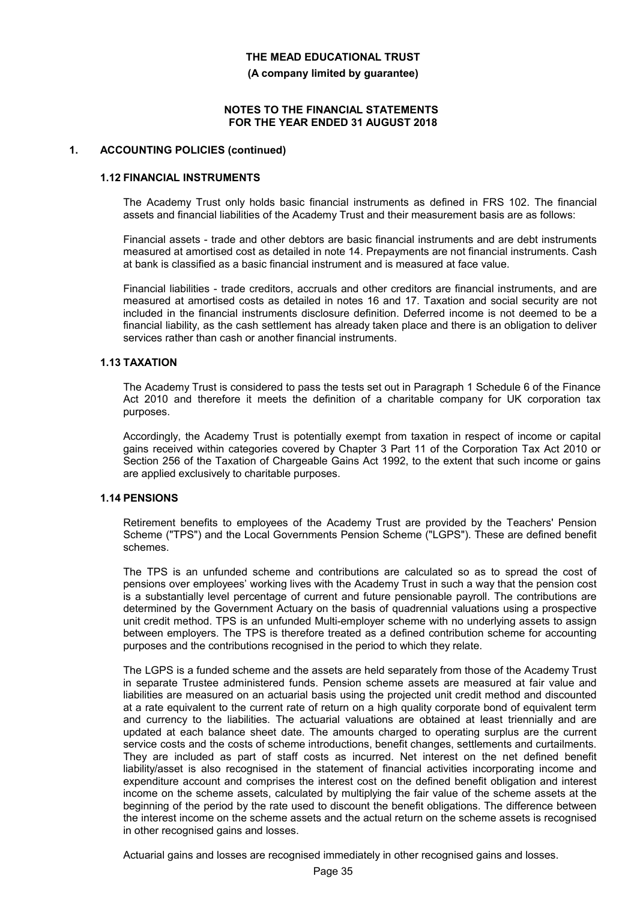**THE MEAD EDUCATIONAL TRUST**

**(A company limited by guarantee)**

**NOTES TO THE FINANCIAL STATEMENTS FOR THE YEAR ENDED 31 AUGUST 2018**

## 1. ACCOUNTING POLICIES (continued)

### 1.12 FINANCIAL INSTRUMENTS

The Academy Trust only holds basic financial instruments as defined in FRS 102. The financial assets and financial liabilities of the Academy Trust and their measurement basis are as follows:

Financial assets - trade and other debtors are basic financial instruments and are debt instruments measured at amortised cost as detailed in note 14. Prepayments are not financial instruments. Cash at bank is classified as a basic financial instrument and is measured at face value.

Financial liabilities - trade creditors, accruals and other creditors are financial instruments, and are measured at amortised costs as detailed in notes 16 and 17. Taxation and social security are not included in the financial instruments disclosure definition. Deferred income is not deemed to be a financial liability, as the cash settlement has already taken place and there is an obligation to deliver services rather than cash or another financial instruments.

### 1.13 TAXATION

The Academy Trust is considered to pass the tests set out in Paragraph 1 Schedule 6 of the Finance Act 2010 and therefore it meets the definition of a charitable company for UK corporation tax purposes.

Accordingly, the Academy Trust is potentially exempt from taxation in respect of income or capital gains received within categories covered by Chapter 3 Part 11 of the Corporation Tax Act 2010 or Section 256 of the Taxation of Chargeable Gains Act 1992, to the extent that such income or gains are applied exclusively to charitable purposes.

### 1.14 PENSIONS

Retirement benefits to employees of the Academy Trust are provided by the Teachers' Pension Scheme ("TPS") and the Local Governments Pension Scheme ("LGPS"). These are defined benefit schemes.

The TPS is an unfunded scheme and contributions are calculated so as to spread the cost of pensions over employees' working lives with the Academy Trust in such a way that the pension cost is a substantially level percentage of current and future pensionable payroll. The contributions are determined by the Government Actuary on the basis of quadrennial valuations using a prospective unit credit method. TPS is an unfunded Multi-employer scheme with no underlying assets to assign between employers. The TPS is therefore treated as a defined contribution scheme for accounting purposes and the contributions recognised in the period to which they relate.

The LGPS is a funded scheme and the assets are held separately from those of the Academy Trust in separate Trustee administered funds. Pension scheme assets are measured at fair value and liabilities are measured on an actuarial basis using the projected unit credit method and discounted at a rate equivalent to the current rate of return on a high quality corporate bond of equivalent term and currency to the liabilities. The actuarial valuations are obtained at least triennially and are updated at each balance sheet date. The amounts charged to operating surplus are the current service costs and the costs of scheme introductions, benefit changes, settlements and curtailments. They are included as part of staff costs as incurred. Net interest on the net defined benefit liability/asset is also recognised in the statement of financial activities incorporating income and expenditure account and comprises the interest cost on the defined benefit obligation and interest income on the scheme assets, calculated by multiplying the fair value of the scheme assets at the beginning of the period by the rate used to discount the benefit obligations. The difference between the interest income on the scheme assets and the actual return on the scheme assets is recognised in other recognised gains and losses.

Actuarial gains and losses are recognised immediately in other recognised gains and losses.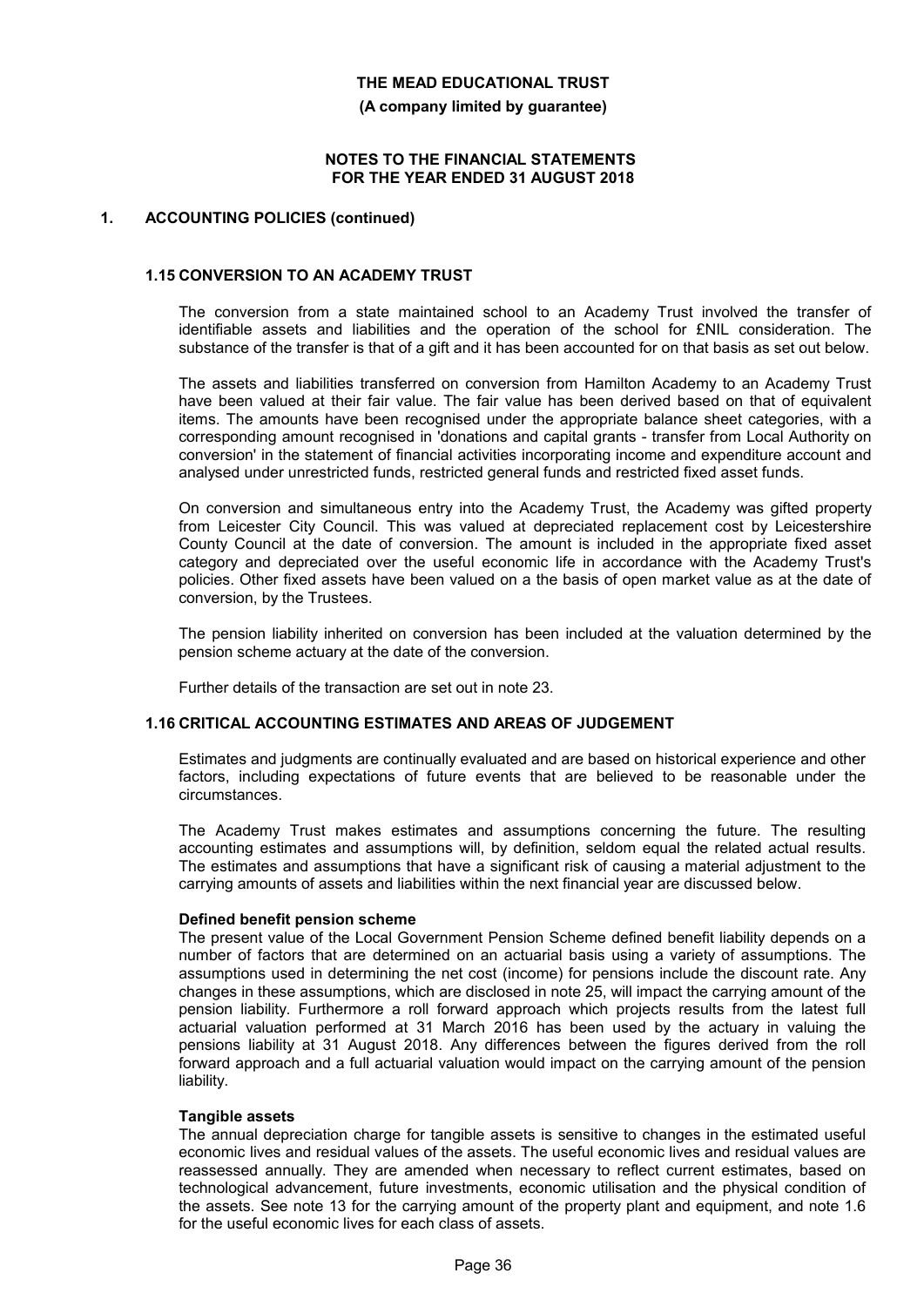**THE MEAD EDUCATIONAL TRUST**

**(A company limited by guarantee)**

**NOTES TO THE FINANCIAL STATEMENTS**
**FOR THE YEAR ENDED 31 AUGUST 2018**

## 1. ACCOUNTING POLICIES (continued)

### 1.15 CONVERSION TO AN ACADEMY TRUST

The conversion from a state maintained school to an Academy Trust involved the transfer of identifiable assets and liabilities and the operation of the school for £NIL consideration. The substance of the transfer is that of a gift and it has been accounted for on that basis as set out below.

The assets and liabilities transferred on conversion from Hamilton Academy to an Academy Trust have been valued at their fair value. The fair value has been derived based on that of equivalent items. The amounts have been recognised under the appropriate balance sheet categories, with a corresponding amount recognised in 'donations and capital grants - transfer from Local Authority on conversion' in the statement of financial activities incorporating income and expenditure account and analysed under unrestricted funds, restricted general funds and restricted fixed asset funds.

On conversion and simultaneous entry into the Academy Trust, the Academy was gifted property from Leicester City Council. This was valued at depreciated replacement cost by Leicestershire County Council at the date of conversion. The amount is included in the appropriate fixed asset category and depreciated over the useful economic life in accordance with the Academy Trust's policies. Other fixed assets have been valued on a the basis of open market value as at the date of conversion, by the Trustees.

The pension liability inherited on conversion has been included at the valuation determined by the pension scheme actuary at the date of the conversion.

Further details of the transaction are set out in note 23.

### 1.16 CRITICAL ACCOUNTING ESTIMATES AND AREAS OF JUDGEMENT

Estimates and judgments are continually evaluated and are based on historical experience and other factors, including expectations of future events that are believed to be reasonable under the circumstances.

The Academy Trust makes estimates and assumptions concerning the future. The resulting accounting estimates and assumptions will, by definition, seldom equal the related actual results. The estimates and assumptions that have a significant risk of causing a material adjustment to the carrying amounts of assets and liabilities within the next financial year are discussed below.

**Defined benefit pension scheme**

The present value of the Local Government Pension Scheme defined benefit liability depends on a number of factors that are determined on an actuarial basis using a variety of assumptions. The assumptions used in determining the net cost (income) for pensions include the discount rate. Any changes in these assumptions, which are disclosed in note 25, will impact the carrying amount of the pension liability. Furthermore a roll forward approach which projects results from the latest full actuarial valuation performed at 31 March 2016 has been used by the actuary in valuing the pensions liability at 31 August 2018. Any differences between the figures derived from the roll forward approach and a full actuarial valuation would impact on the carrying amount of the pension liability.

**Tangible assets**

The annual depreciation charge for tangible assets is sensitive to changes in the estimated useful economic lives and residual values of the assets. The useful economic lives and residual values are reassessed annually. They are amended when necessary to reflect current estimates, based on technological advancement, future investments, economic utilisation and the physical condition of the assets. See note 13 for the carrying amount of the property plant and equipment, and note 1.6 for the useful economic lives for each class of assets.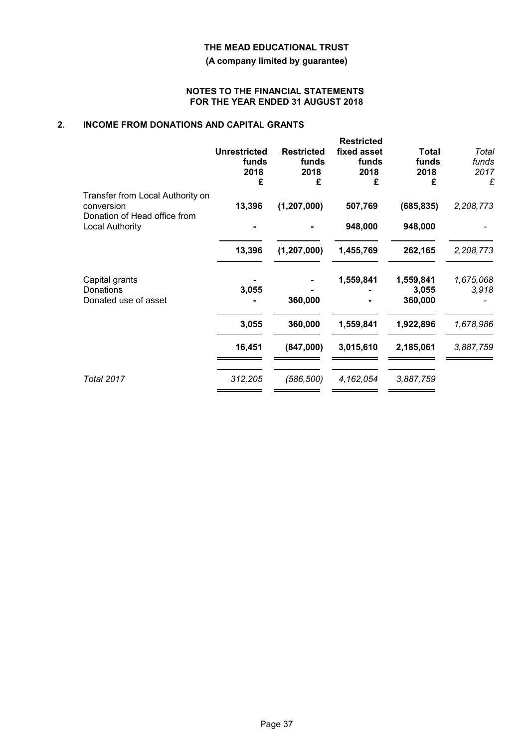# THE MEAD EDUCATIONAL TRUST

**(A company limited by guarantee)**

**NOTES TO THE FINANCIAL STATEMENTS FOR THE YEAR ENDED 31 AUGUST 2018**

## 2. INCOME FROM DONATIONS AND CAPITAL GRANTS

| | Unrestricted funds 2018 £ | Restricted funds 2018 £ | Restricted fixed asset funds 2018 £ | Total funds 2018 £ | *Total funds 2017 £* |
|---|---|---|---|---|---|
| Transfer from Local Authority on conversion | **13,396** | **(1,207,000)** | **507,769** | **(685,835)** | *2,208,773* |
| Donation of Head office from Local Authority | **-** | **-** | **948,000** | **948,000** | *-* |
| | **13,396** | **(1,207,000)** | **1,455,769** | **262,165** | *2,208,773* |
| Capital grants | **-** | **-** | **1,559,841** | **1,559,841** | *1,675,068* |
| Donations | **3,055** | **-** | **-** | **3,055** | *3,918* |
| Donated use of asset | **-** | **360,000** | **-** | **360,000** | *-* |
| | **3,055** | **360,000** | **1,559,841** | **1,922,896** | *1,678,986* |
| | **16,451** | **(847,000)** | **3,015,610** | **2,185,061** | *3,887,759* |
| *Total 2017* | *312,205* | *(586,500)* | *4,162,054* | *3,887,759* | |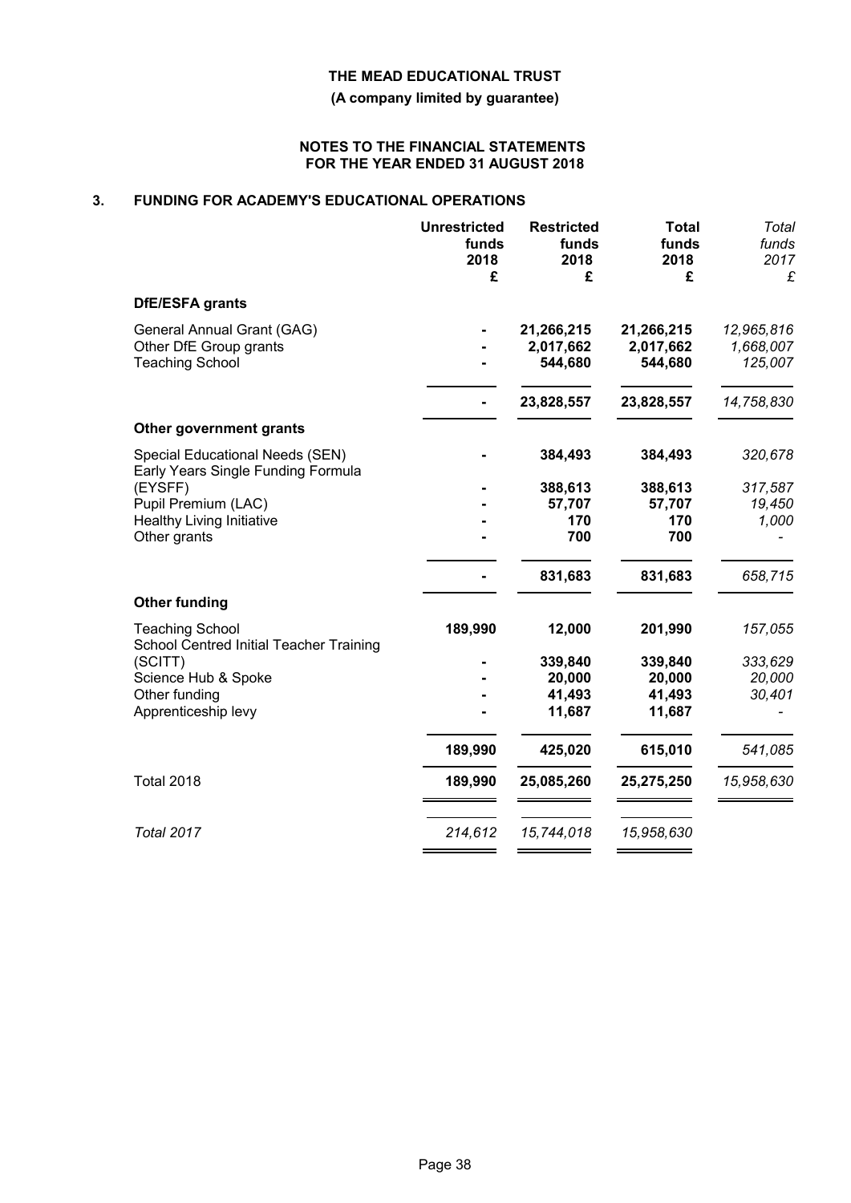**THE MEAD EDUCATIONAL TRUST**

**(A company limited by guarantee)**

**NOTES TO THE FINANCIAL STATEMENTS FOR THE YEAR ENDED 31 AUGUST 2018**

## 3. FUNDING FOR ACADEMY'S EDUCATIONAL OPERATIONS

| | Unrestricted funds 2018 £ | Restricted funds 2018 £ | Total funds 2018 £ | *Total funds 2017 £* |
|---|---|---|---|---|
| **DfE/ESFA grants** | | | | |
| General Annual Grant (GAG) | - | 21,266,215 | 21,266,215 | *12,965,816* |
| Other DfE Group grants | - | 2,017,662 | 2,017,662 | *1,668,007* |
| Teaching School | - | 544,680 | 544,680 | *125,007* |
| | - | 23,828,557 | 23,828,557 | *14,758,830* |
| **Other government grants** | | | | |
| Special Educational Needs (SEN) | - | 384,493 | 384,493 | *320,678* |
| Early Years Single Funding Formula (EYSFF) | - | 388,613 | 388,613 | *317,587* |
| Pupil Premium (LAC) | - | 57,707 | 57,707 | *19,450* |
| Healthy Living Initiative | - | 170 | 170 | *1,000* |
| Other grants | - | 700 | 700 | *-* |
| | - | 831,683 | 831,683 | *658,715* |
| **Other funding** | | | | |
| Teaching School | 189,990 | 12,000 | 201,990 | *157,055* |
| School Centred Initial Teacher Training (SCITT) | - | 339,840 | 339,840 | *333,629* |
| Science Hub & Spoke | - | 20,000 | 20,000 | *20,000* |
| Other funding | - | 41,493 | 41,493 | *30,401* |
| Apprenticeship levy | - | 11,687 | 11,687 | *-* |
| | 189,990 | 425,020 | 615,010 | *541,085* |
| Total 2018 | 189,990 | 25,085,260 | 25,275,250 | *15,958,630* |
| *Total 2017* | *214,612* | *15,744,018* | *15,958,630* | |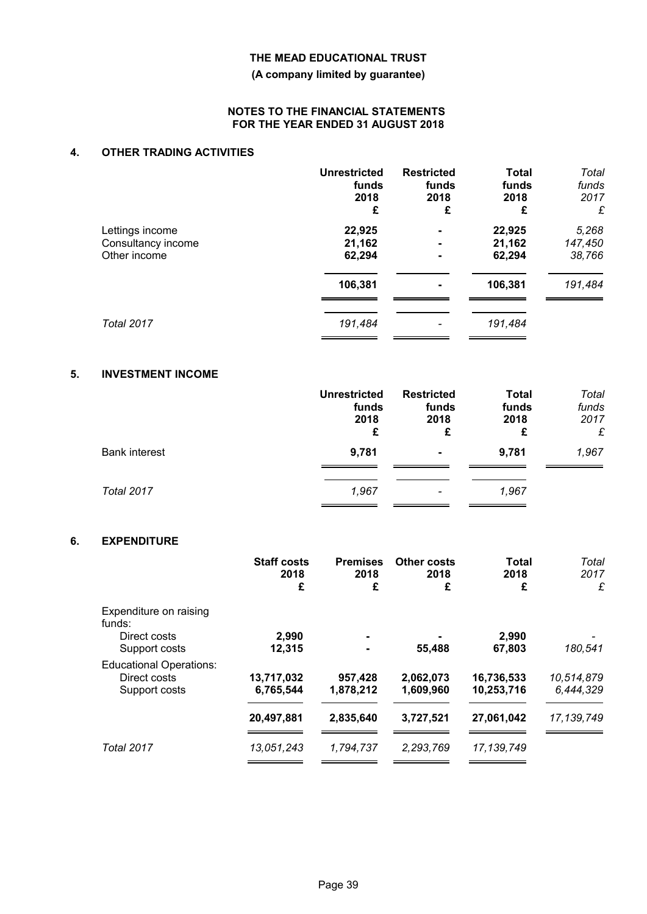**THE MEAD EDUCATIONAL TRUST**

**(A company limited by guarantee)**

**NOTES TO THE FINANCIAL STATEMENTS FOR THE YEAR ENDED 31 AUGUST 2018**

## 4. OTHER TRADING ACTIVITIES

| | Unrestricted funds 2018 £ | Restricted funds 2018 £ | Total funds 2018 £ | *Total funds 2017 £* |
|---|---|---|---|---|
| Lettings income | 22,925 | - | 22,925 | *5,268* |
| Consultancy income | 21,162 | - | 21,162 | *147,450* |
| Other income | 62,294 | - | 62,294 | *38,766* |
| | **106,381** | **-** | **106,381** | *191,484* |
| *Total 2017* | *191,484* | *-* | *191,484* | |

## 5. INVESTMENT INCOME

| | Unrestricted funds 2018 £ | Restricted funds 2018 £ | Total funds 2018 £ | *Total funds 2017 £* |
|---|---|---|---|---|
| Bank interest | **9,781** | **-** | **9,781** | *1,967* |
| *Total 2017* | *1,967* | *-* | *1,967* | |

## 6. EXPENDITURE

| | Staff costs 2018 £ | Premises 2018 £ | Other costs 2018 £ | Total 2018 £ | *Total 2017 £* |
|---|---|---|---|---|---|
| Expenditure on raising funds: | | | | | |
| Direct costs | 2,990 | - | - | 2,990 | *-* |
| Support costs | 12,315 | - | 55,488 | 67,803 | *180,541* |
| Educational Operations: | | | | | |
| Direct costs | 13,717,032 | 957,428 | 2,062,073 | 16,736,533 | *10,514,879* |
| Support costs | 6,765,544 | 1,878,212 | 1,609,960 | 10,253,716 | *6,444,329* |
| | **20,497,881** | **2,835,640** | **3,727,521** | **27,061,042** | *17,139,749* |
| *Total 2017* | *13,051,243* | *1,794,737* | *2,293,769* | *17,139,749* | |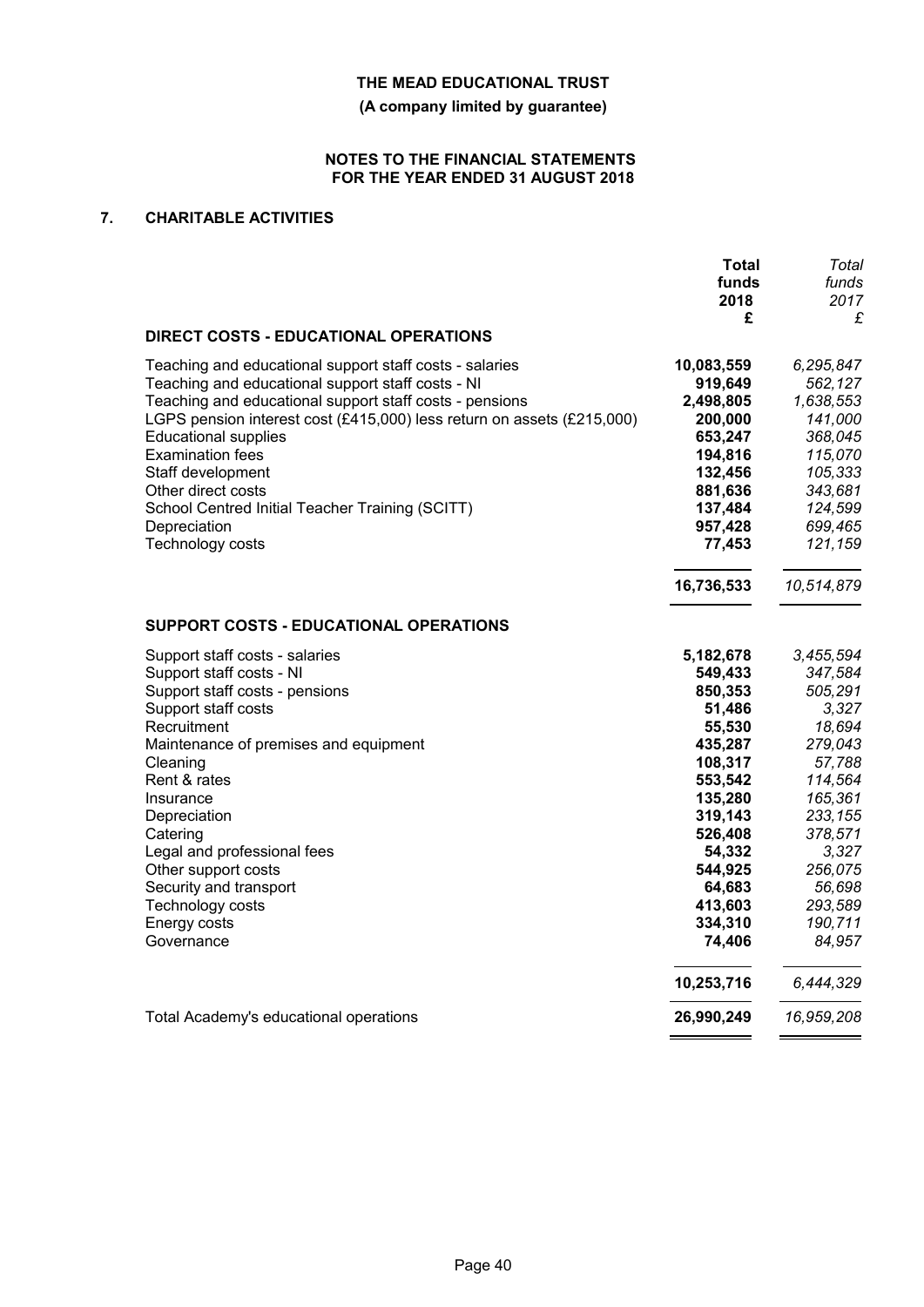**THE MEAD EDUCATIONAL TRUST**

**(A company limited by guarantee)**

**NOTES TO THE FINANCIAL STATEMENTS FOR THE YEAR ENDED 31 AUGUST 2018**

## 7. CHARITABLE ACTIVITIES

| | **Total funds 2018 £** | *Total funds 2017 £* |
|---|---|---|
| **DIRECT COSTS - EDUCATIONAL OPERATIONS** | | |
| Teaching and educational support staff costs - salaries | **10,083,559** | *6,295,847* |
| Teaching and educational support staff costs - NI | **919,649** | *562,127* |
| Teaching and educational support staff costs - pensions | **2,498,805** | *1,638,553* |
| LGPS pension interest cost (£415,000) less return on assets (£215,000) | **200,000** | *141,000* |
| Educational supplies | **653,247** | *368,045* |
| Examination fees | **194,816** | *115,070* |
| Staff development | **132,456** | *105,333* |
| Other direct costs | **881,636** | *343,681* |
| School Centred Initial Teacher Training (SCITT) | **137,484** | *124,599* |
| Depreciation | **957,428** | *699,465* |
| Technology costs | **77,453** | *121,159* |
| | **16,736,533** | *10,514,879* |
| **SUPPORT COSTS - EDUCATIONAL OPERATIONS** | | |
| Support staff costs - salaries | **5,182,678** | *3,455,594* |
| Support staff costs - NI | **549,433** | *347,584* |
| Support staff costs - pensions | **850,353** | *505,291* |
| Support staff costs | **51,486** | *3,327* |
| Recruitment | **55,530** | *18,694* |
| Maintenance of premises and equipment | **435,287** | *279,043* |
| Cleaning | **108,317** | *57,788* |
| Rent & rates | **553,542** | *114,564* |
| Insurance | **135,280** | *165,361* |
| Depreciation | **319,143** | *233,155* |
| Catering | **526,408** | *378,571* |
| Legal and professional fees | **54,332** | *3,327* |
| Other support costs | **544,925** | *256,075* |
| Security and transport | **64,683** | *56,698* |
| Technology costs | **413,603** | *293,589* |
| Energy costs | **334,310** | *190,711* |
| Governance | **74,406** | *84,957* |
| | **10,253,716** | *6,444,329* |
| Total Academy's educational operations | **26,990,249** | *16,959,208* |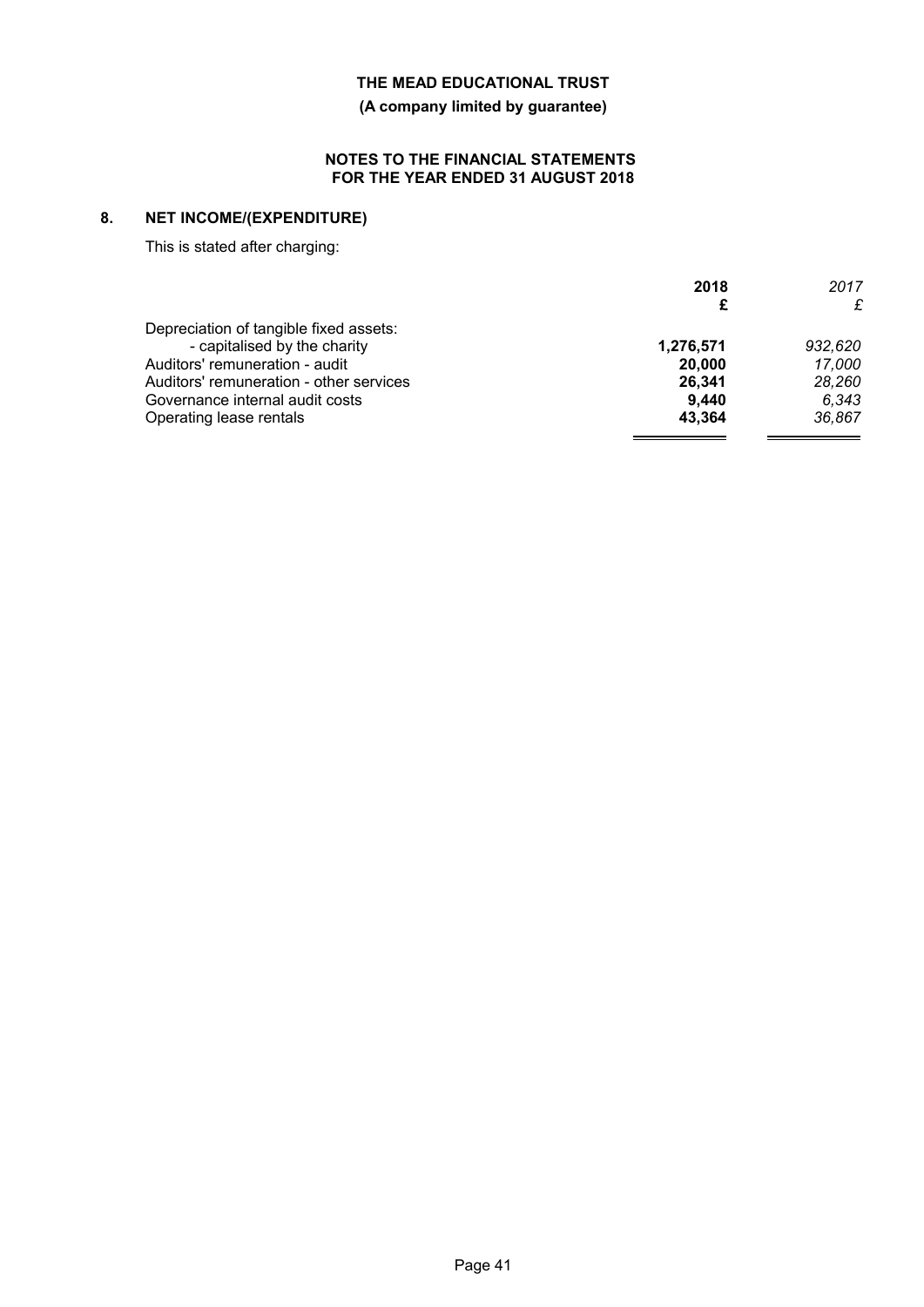## 8. NET INCOME/(EXPENDITURE)

This is stated after charging:

| | **2018** | *2017* |
|---|---|---|
| | **£** | *£* |
| Depreciation of tangible fixed assets: | | |
| - capitalised by the charity | **1,276,571** | *932,620* |
| Auditors' remuneration - audit | **20,000** | *17,000* |
| Auditors' remuneration - other services | **26,341** | *28,260* |
| Governance internal audit costs | **9,440** | *6,343* |
| Operating lease rentals | **43,364** | *36,867* |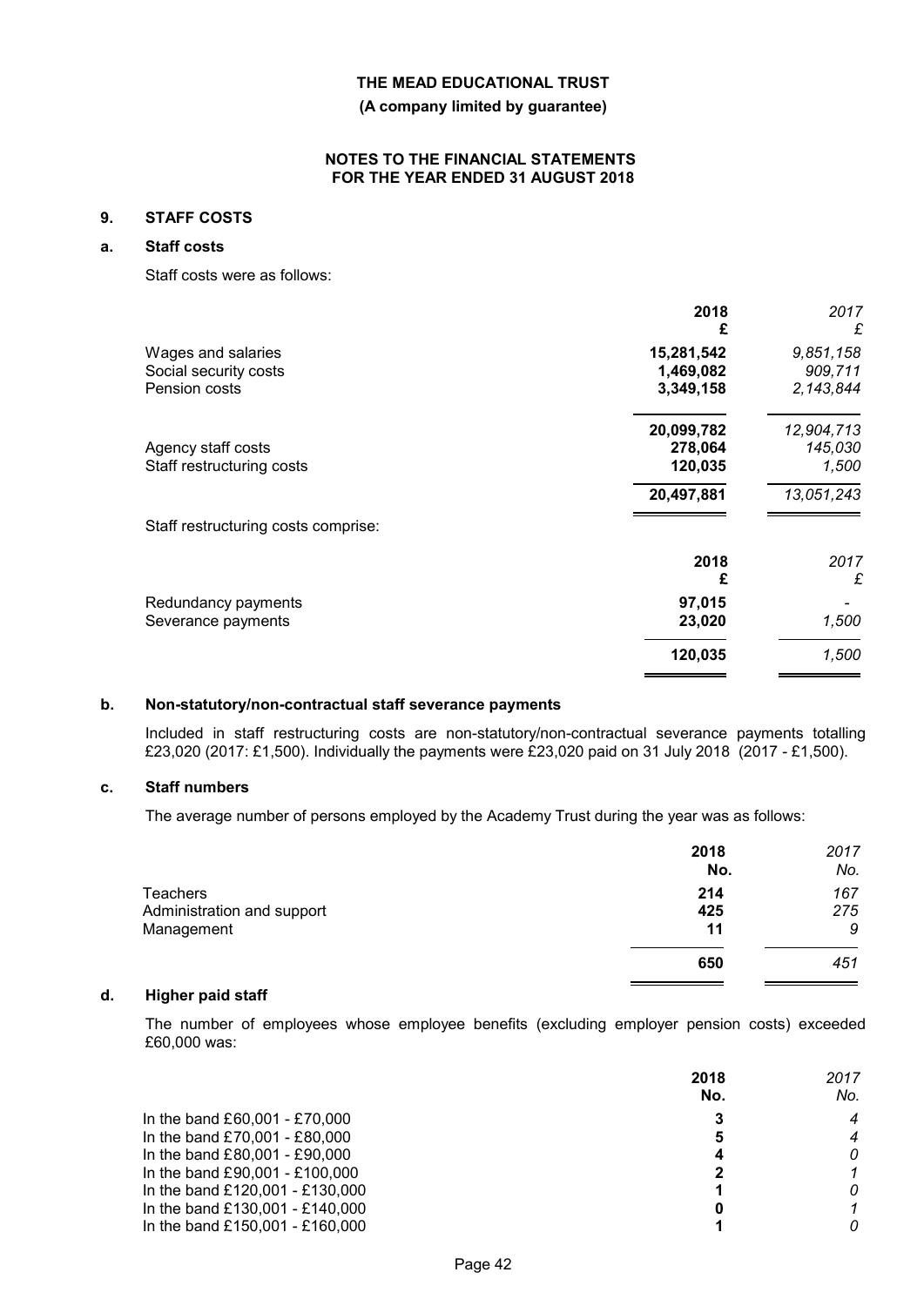**THE MEAD EDUCATIONAL TRUST**

**(A company limited by guarantee)**

**NOTES TO THE FINANCIAL STATEMENTS FOR THE YEAR ENDED 31 AUGUST 2018**

## 9. STAFF COSTS

### a. Staff costs

Staff costs were as follows:

| | 2018 £ | *2017 £* |
|---|---|---|
| Wages and salaries | **15,281,542** | *9,851,158* |
| Social security costs | **1,469,082** | *909,711* |
| Pension costs | **3,349,158** | *2,143,844* |
| | **20,099,782** | *12,904,713* |
| Agency staff costs | **278,064** | *145,030* |
| Staff restructuring costs | **120,035** | *1,500* |
| | **20,497,881** | *13,051,243* |

Staff restructuring costs comprise:

| | 2018 £ | *2017 £* |
|---|---|---|
| Redundancy payments | **97,015** | *-* |
| Severance payments | **23,020** | *1,500* |
| | **120,035** | *1,500* |

### b. Non-statutory/non-contractual staff severance payments

Included in staff restructuring costs are non-statutory/non-contractual severance payments totalling £23,020 (2017: £1,500). Individually the payments were £23,020 paid on 31 July 2018 (2017 - £1,500).

### c. Staff numbers

The average number of persons employed by the Academy Trust during the year was as follows:

| | 2018 No. | *2017 No.* |
|---|---|---|
| Teachers | **214** | *167* |
| Administration and support | **425** | *275* |
| Management | **11** | *9* |
| | **650** | *451* |

### d. Higher paid staff

The number of employees whose employee benefits (excluding employer pension costs) exceeded £60,000 was:

| | 2018 No. | *2017 No.* |
|---|---|---|
| In the band £60,001 - £70,000 | **3** | *4* |
| In the band £70,001 - £80,000 | **5** | *4* |
| In the band £80,001 - £90,000 | **4** | *0* |
| In the band £90,001 - £100,000 | **2** | *1* |
| In the band £120,001 - £130,000 | **1** | *0* |
| In the band £130,001 - £140,000 | **0** | *1* |
| In the band £150,001 - £160,000 | **1** | *0* |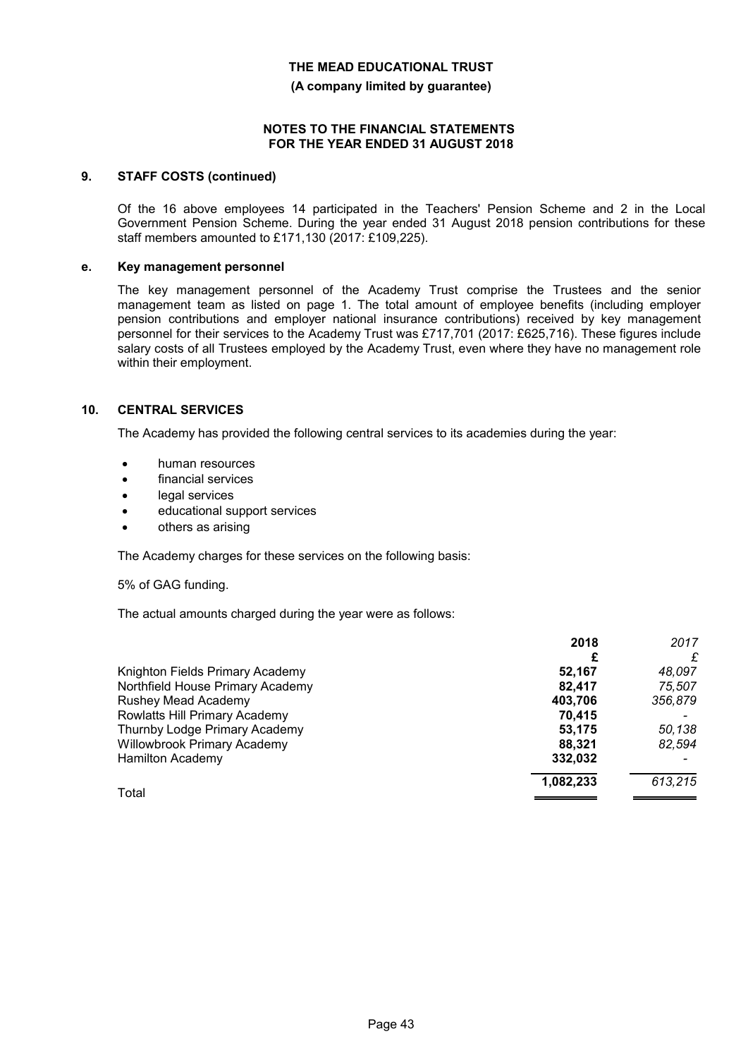**THE MEAD EDUCATIONAL TRUST**

**(A company limited by guarantee)**

**NOTES TO THE FINANCIAL STATEMENTS FOR THE YEAR ENDED 31 AUGUST 2018**

## 9. STAFF COSTS (continued)

Of the 16 above employees 14 participated in the Teachers' Pension Scheme and 2 in the Local Government Pension Scheme. During the year ended 31 August 2018 pension contributions for these staff members amounted to £171,130 (2017: £109,225).

### e. Key management personnel

The key management personnel of the Academy Trust comprise the Trustees and the senior management team as listed on page 1. The total amount of employee benefits (including employer pension contributions and employer national insurance contributions) received by key management personnel for their services to the Academy Trust was £717,701 (2017: £625,716). These figures include salary costs of all Trustees employed by the Academy Trust, even where they have no management role within their employment.

## 10. CENTRAL SERVICES

The Academy has provided the following central services to its academies during the year:

- human resources
- financial services
- legal services
- educational support services
- others as arising

The Academy charges for these services on the following basis:

5% of GAG funding.

The actual amounts charged during the year were as follows:

| | 2018 | *2017* |
|---|---|---|
| | £ | *£* |
| Knighton Fields Primary Academy | 52,167 | *48,097* |
| Northfield House Primary Academy | 82,417 | *75,507* |
| Rushey Mead Academy | 403,706 | *356,879* |
| Rowlatts Hill Primary Academy | 70,415 | *-* |
| Thurnby Lodge Primary Academy | 53,175 | *50,138* |
| Willowbrook Primary Academy | 88,321 | *82,594* |
| Hamilton Academy | 332,032 | *-* |
| Total | 1,082,233 | *613,215* |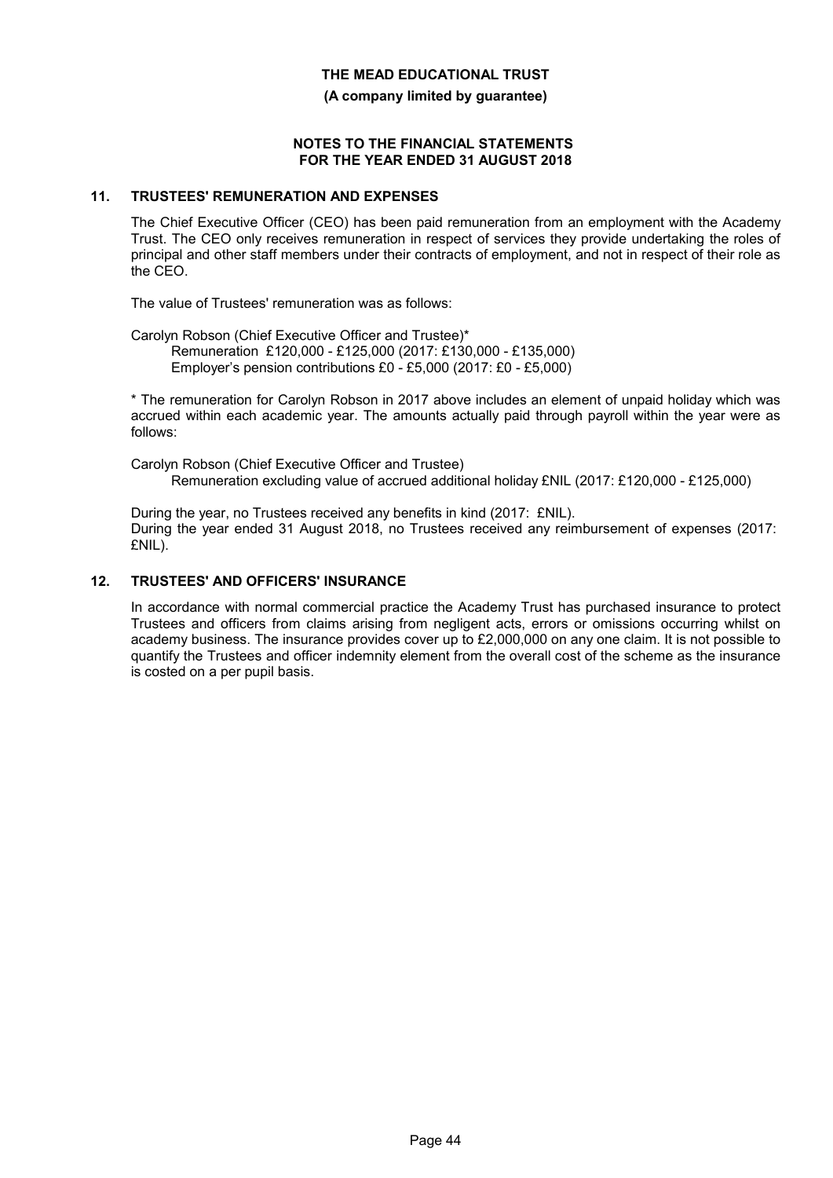## 11. TRUSTEES' REMUNERATION AND EXPENSES

The Chief Executive Officer (CEO) has been paid remuneration from an employment with the Academy Trust. The CEO only receives remuneration in respect of services they provide undertaking the roles of principal and other staff members under their contracts of employment, and not in respect of their role as the CEO.

The value of Trustees' remuneration was as follows:

Carolyn Robson (Chief Executive Officer and Trustee)*
Remuneration £120,000 - £125,000 (2017: £130,000 - £135,000)
Employer's pension contributions £0 - £5,000 (2017: £0 - £5,000)

* The remuneration for Carolyn Robson in 2017 above includes an element of unpaid holiday which was accrued within each academic year. The amounts actually paid through payroll within the year were as follows:

Carolyn Robson (Chief Executive Officer and Trustee)
Remuneration excluding value of accrued additional holiday £NIL (2017: £120,000 - £125,000)

During the year, no Trustees received any benefits in kind (2017: £NIL).
During the year ended 31 August 2018, no Trustees received any reimbursement of expenses (2017: £NIL).

## 12. TRUSTEES' AND OFFICERS' INSURANCE

In accordance with normal commercial practice the Academy Trust has purchased insurance to protect Trustees and officers from claims arising from negligent acts, errors or omissions occurring whilst on academy business. The insurance provides cover up to £2,000,000 on any one claim. It is not possible to quantify the Trustees and officer indemnity element from the overall cost of the scheme as the insurance is costed on a per pupil basis.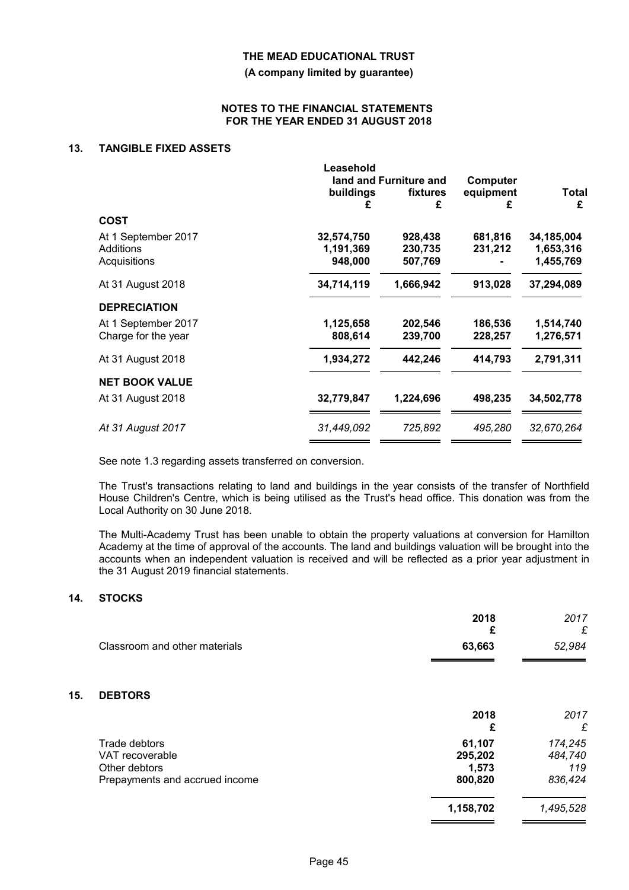# THE MEAD EDUCATIONAL TRUST

**(A company limited by guarantee)**

**NOTES TO THE FINANCIAL STATEMENTS FOR THE YEAR ENDED 31 AUGUST 2018**

## 13. TANGIBLE FIXED ASSETS

| | Leasehold land and buildings £ | Furniture and fixtures £ | Computer equipment £ | Total £ |
|---|---|---|---|---|
| **COST** | | | | |
| At 1 September 2017 | **32,574,750** | **928,438** | **681,816** | **34,185,004** |
| Additions | **1,191,369** | **230,735** | **231,212** | **1,653,316** |
| Acquisitions | **948,000** | **507,769** | **-** | **1,455,769** |
| At 31 August 2018 | **34,714,119** | **1,666,942** | **913,028** | **37,294,089** |
| **DEPRECIATION** | | | | |
| At 1 September 2017 | **1,125,658** | **202,546** | **186,536** | **1,514,740** |
| Charge for the year | **808,614** | **239,700** | **228,257** | **1,276,571** |
| At 31 August 2018 | **1,934,272** | **442,246** | **414,793** | **2,791,311** |
| **NET BOOK VALUE** | | | | |
| At 31 August 2018 | **32,779,847** | **1,224,696** | **498,235** | **34,502,778** |
| *At 31 August 2017* | *31,449,092* | *725,892* | *495,280* | *32,670,264* |

See note 1.3 regarding assets transferred on conversion.

The Trust's transactions relating to land and buildings in the year consists of the transfer of Northfield House Children's Centre, which is being utilised as the Trust's head office. This donation was from the Local Authority on 30 June 2018.

The Multi-Academy Trust has been unable to obtain the property valuations at conversion for Hamilton Academy at the time of approval of the accounts. The land and buildings valuation will be brought into the accounts when an independent valuation is received and will be reflected as a prior year adjustment in the 31 August 2019 financial statements.

## 14. STOCKS

| | 2018 £ | *2017 £* |
|---|---|---|
| Classroom and other materials | **63,663** | *52,984* |

## 15. DEBTORS

| | 2018 £ | *2017 £* |
|---|---|---|
| Trade debtors | **61,107** | *174,245* |
| VAT recoverable | **295,202** | *484,740* |
| Other debtors | **1,573** | *119* |
| Prepayments and accrued income | **800,820** | *836,424* |
| | **1,158,702** | *1,495,528* |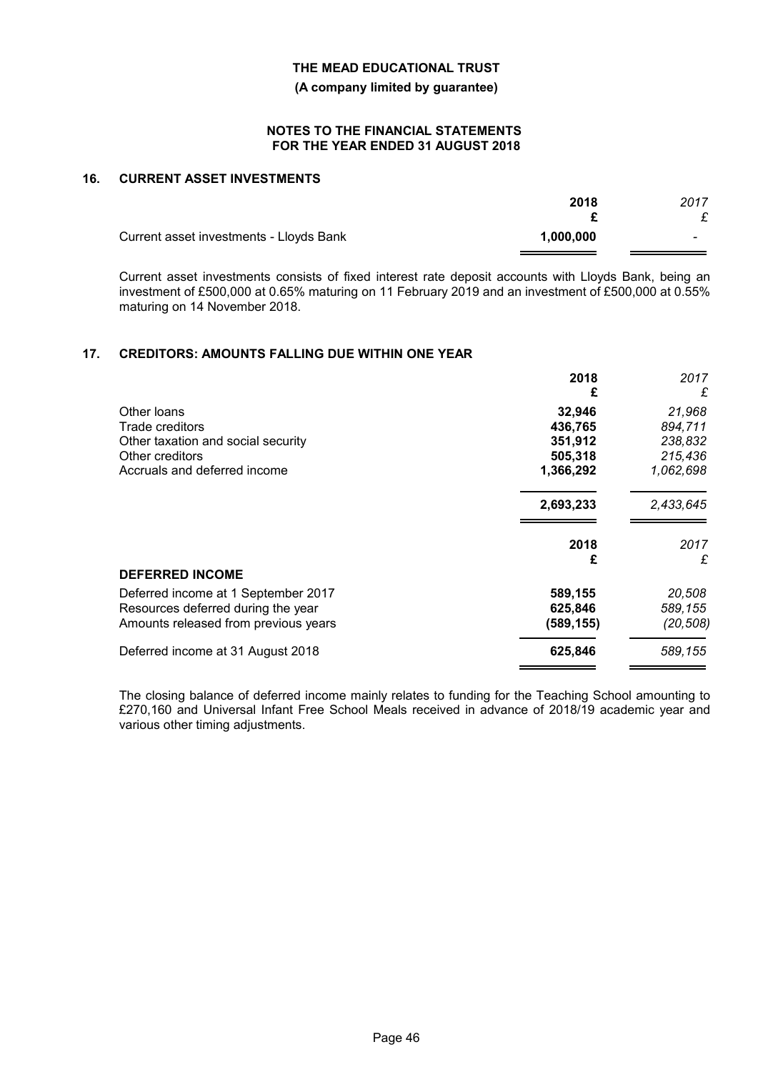**THE MEAD EDUCATIONAL TRUST**

**(A company limited by guarantee)**

**NOTES TO THE FINANCIAL STATEMENTS FOR THE YEAR ENDED 31 AUGUST 2018**

## 16. CURRENT ASSET INVESTMENTS

| | 2018 £ | *2017 £* |
|---|---|---|
| Current asset investments - Lloyds Bank | **1,000,000** | *-* |

Current asset investments consists of fixed interest rate deposit accounts with Lloyds Bank, being an investment of £500,000 at 0.65% maturing on 11 February 2019 and an investment of £500,000 at 0.55% maturing on 14 November 2018.

## 17. CREDITORS: AMOUNTS FALLING DUE WITHIN ONE YEAR

| | 2018 £ | *2017 £* |
|---|---|---|
| Other loans | **32,946** | *21,968* |
| Trade creditors | **436,765** | *894,711* |
| Other taxation and social security | **351,912** | *238,832* |
| Other creditors | **505,318** | *215,436* |
| Accruals and deferred income | **1,366,292** | *1,062,698* |
| | **2,693,233** | *2,433,645* |

| **DEFERRED INCOME** | 2018 £ | *2017 £* |
|---|---|---|
| Deferred income at 1 September 2017 | **589,155** | *20,508* |
| Resources deferred during the year | **625,846** | *589,155* |
| Amounts released from previous years | **(589,155)** | *(20,508)* |
| Deferred income at 31 August 2018 | **625,846** | *589,155* |

The closing balance of deferred income mainly relates to funding for the Teaching School amounting to £270,160 and Universal Infant Free School Meals received in advance of 2018/19 academic year and various other timing adjustments.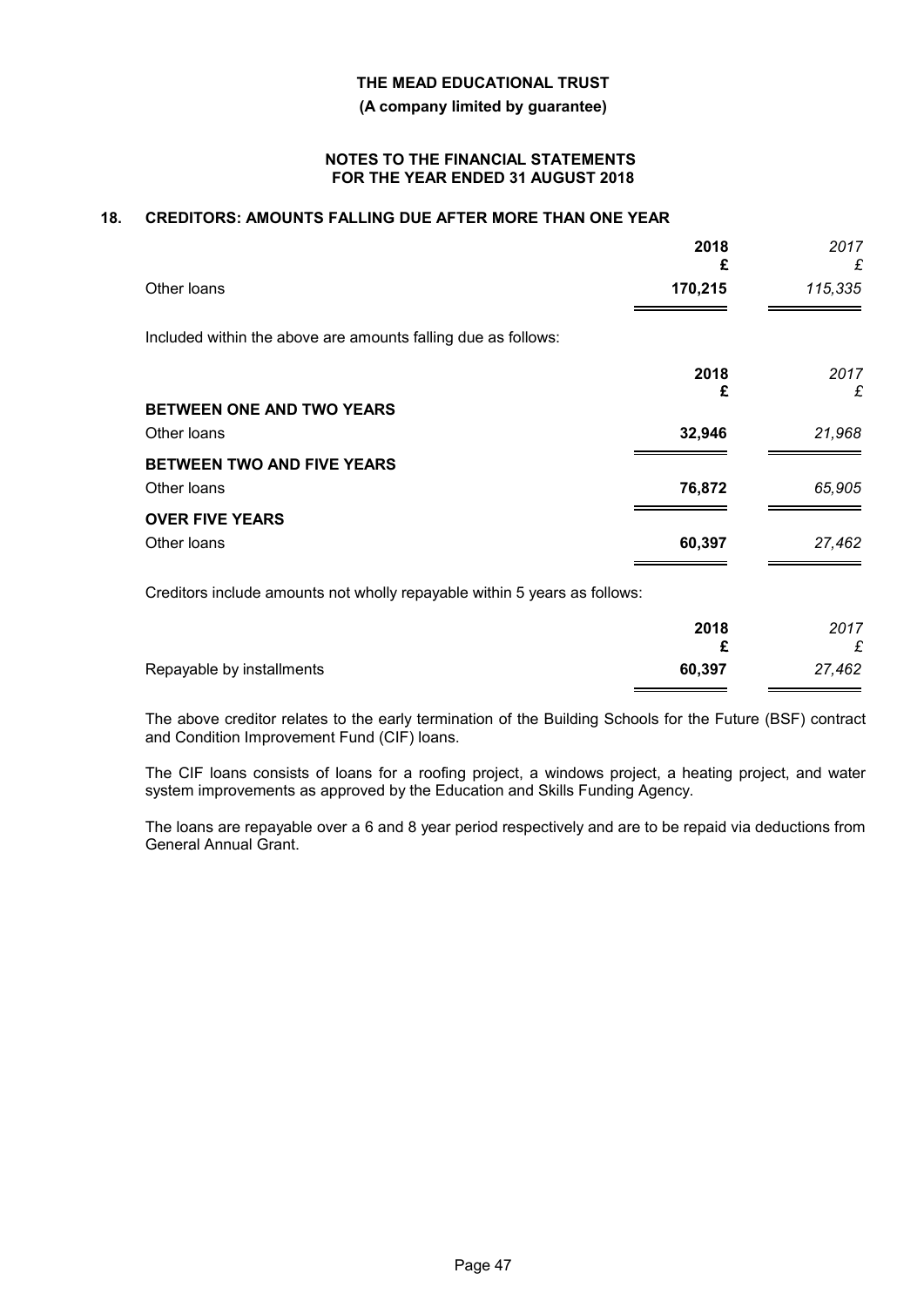THE MEAD EDUCATIONAL TRUST

**(A company limited by guarantee)**

**NOTES TO THE FINANCIAL STATEMENTS FOR THE YEAR ENDED 31 AUGUST 2018**

## 18. CREDITORS: AMOUNTS FALLING DUE AFTER MORE THAN ONE YEAR

| | 2018 £ | *2017 £* |
|---|---|---|
| Other loans | **170,215** | *115,335* |

Included within the above are amounts falling due as follows:

| | 2018 £ | *2017 £* |
|---|---|---|
| **BETWEEN ONE AND TWO YEARS** | | |
| Other loans | **32,946** | *21,968* |
| **BETWEEN TWO AND FIVE YEARS** | | |
| Other loans | **76,872** | *65,905* |
| **OVER FIVE YEARS** | | |
| Other loans | **60,397** | *27,462* |

Creditors include amounts not wholly repayable within 5 years as follows:

| | 2018 £ | *2017 £* |
|---|---|---|
| Repayable by installments | **60,397** | *27,462* |

The above creditor relates to the early termination of the Building Schools for the Future (BSF) contract and Condition Improvement Fund (CIF) loans.

The CIF loans consists of loans for a roofing project, a windows project, a heating project, and water system improvements as approved by the Education and Skills Funding Agency.

The loans are repayable over a 6 and 8 year period respectively and are to be repaid via deductions from General Annual Grant.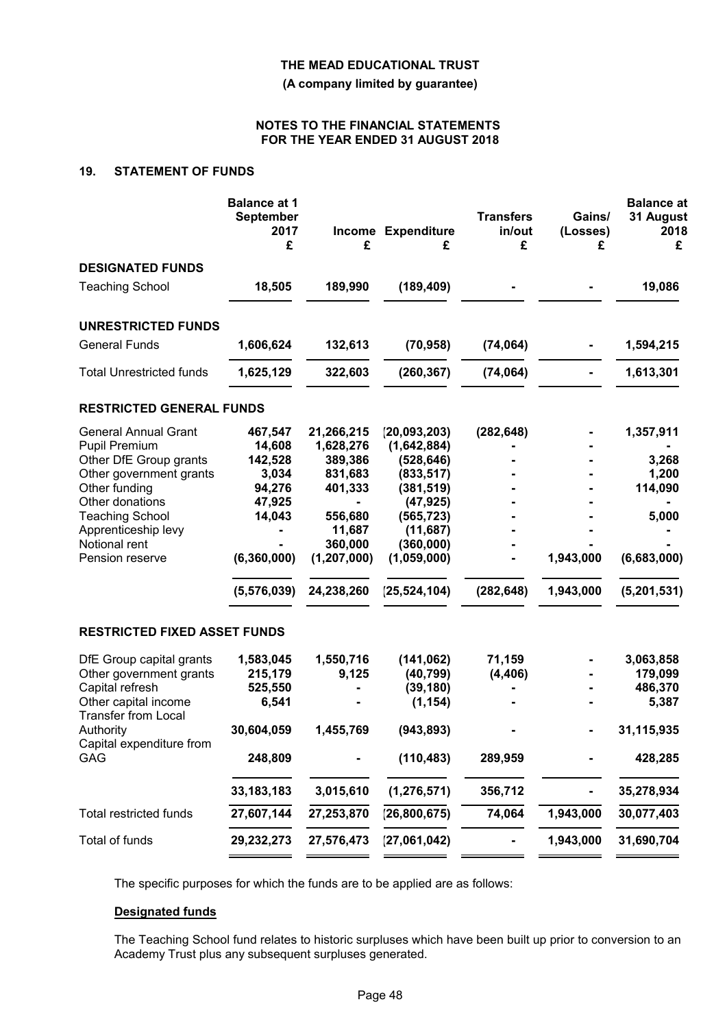THE MEAD EDUCATIONAL TRUST

(A company limited by guarantee)

NOTES TO THE FINANCIAL STATEMENTS
FOR THE YEAR ENDED 31 AUGUST 2018

## 19. STATEMENT OF FUNDS

| | Balance at 1 September 2017 £ | Income £ | Expenditure £ | Transfers in/out £ | Gains/ (Losses) £ | Balance at 31 August 2018 £ |
|---|---|---|---|---|---|---|
| **DESIGNATED FUNDS** | | | | | | |
| Teaching School | **18,505** | **189,990** | **(189,409)** | **-** | **-** | **19,086** |
| **UNRESTRICTED FUNDS** | | | | | | |
| General Funds | **1,606,624** | **132,613** | **(70,958)** | **(74,064)** | **-** | **1,594,215** |
| Total Unrestricted funds | **1,625,129** | **322,603** | **(260,367)** | **(74,064)** | **-** | **1,613,301** |
| **RESTRICTED GENERAL FUNDS** | | | | | | |
| General Annual Grant | 467,547 | 21,266,215 | (20,093,203) | (282,648) | - | 1,357,911 |
| Pupil Premium | 14,608 | 1,628,276 | (1,642,884) | - | - | - |
| Other DfE Group grants | 142,528 | 389,386 | (528,646) | - | - | 3,268 |
| Other government grants | 3,034 | 831,683 | (833,517) | - | - | 1,200 |
| Other funding | 94,276 | 401,333 | (381,519) | - | - | 114,090 |
| Other donations | 47,925 | - | (47,925) | - | - | - |
| Teaching School | 14,043 | 556,680 | (565,723) | - | - | 5,000 |
| Apprenticeship levy | - | 11,687 | (11,687) | - | - | - |
| Notional rent | - | 360,000 | (360,000) | - | - | - |
| Pension reserve | (6,360,000) | (1,207,000) | (1,059,000) | - | 1,943,000 | (6,683,000) |
| | (5,576,039) | 24,238,260 | (25,524,104) | (282,648) | 1,943,000 | (5,201,531) |
| **RESTRICTED FIXED ASSET FUNDS** | | | | | | |
| DfE Group capital grants | 1,583,045 | 1,550,716 | (141,062) | 71,159 | - | 3,063,858 |
| Other government grants | 215,179 | 9,125 | (40,799) | (4,406) | - | 179,099 |
| Capital refresh | 525,550 | - | (39,180) | - | - | 486,370 |
| Other capital income | 6,541 | - | (1,154) | - | - | 5,387 |
| Transfer from Local Authority | 30,604,059 | 1,455,769 | (943,893) | - | - | 31,115,935 |
| Capital expenditure from GAG | 248,809 | - | (110,483) | 289,959 | - | 428,285 |
| | 33,183,183 | 3,015,610 | (1,276,571) | 356,712 | - | 35,278,934 |
| Total restricted funds | 27,607,144 | 27,253,870 | (26,800,675) | 74,064 | 1,943,000 | 30,077,403 |
| Total of funds | 29,232,273 | 27,576,473 | (27,061,042) | - | 1,943,000 | 31,690,704 |

The specific purposes for which the funds are to be applied are as follows:

**Designated funds**

The Teaching School fund relates to historic surpluses which have been built up prior to conversion to an Academy Trust plus any subsequent surpluses generated.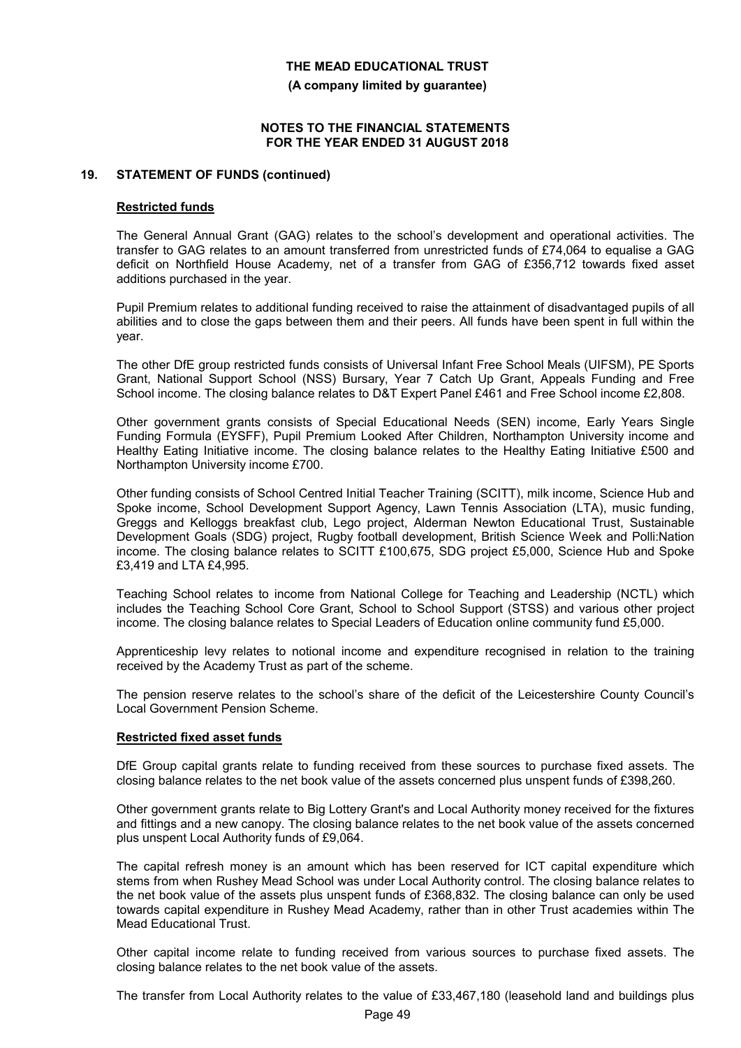## 19. STATEMENT OF FUNDS (continued)

### Restricted funds

The General Annual Grant (GAG) relates to the school's development and operational activities. The transfer to GAG relates to an amount transferred from unrestricted funds of £74,064 to equalise a GAG deficit on Northfield House Academy, net of a transfer from GAG of £356,712 towards fixed asset additions purchased in the year.

Pupil Premium relates to additional funding received to raise the attainment of disadvantaged pupils of all abilities and to close the gaps between them and their peers. All funds have been spent in full within the year.

The other DfE group restricted funds consists of Universal Infant Free School Meals (UIFSM), PE Sports Grant, National Support School (NSS) Bursary, Year 7 Catch Up Grant, Appeals Funding and Free School income. The closing balance relates to D&T Expert Panel £461 and Free School income £2,808.

Other government grants consists of Special Educational Needs (SEN) income, Early Years Single Funding Formula (EYSFF), Pupil Premium Looked After Children, Northampton University income and Healthy Eating Initiative income. The closing balance relates to the Healthy Eating Initiative £500 and Northampton University income £700.

Other funding consists of School Centred Initial Teacher Training (SCITT), milk income, Science Hub and Spoke income, School Development Support Agency, Lawn Tennis Association (LTA), music funding, Greggs and Kelloggs breakfast club, Lego project, Alderman Newton Educational Trust, Sustainable Development Goals (SDG) project, Rugby football development, British Science Week and Polli:Nation income. The closing balance relates to SCITT £100,675, SDG project £5,000, Science Hub and Spoke £3,419 and LTA £4,995.

Teaching School relates to income from National College for Teaching and Leadership (NCTL) which includes the Teaching School Core Grant, School to School Support (STSS) and various other project income. The closing balance relates to Special Leaders of Education online community fund £5,000.

Apprenticeship levy relates to notional income and expenditure recognised in relation to the training received by the Academy Trust as part of the scheme.

The pension reserve relates to the school's share of the deficit of the Leicestershire County Council's Local Government Pension Scheme.

### Restricted fixed asset funds

DfE Group capital grants relate to funding received from these sources to purchase fixed assets. The closing balance relates to the net book value of the assets concerned plus unspent funds of £398,260.

Other government grants relate to Big Lottery Grant's and Local Authority money received for the fixtures and fittings and a new canopy. The closing balance relates to the net book value of the assets concerned plus unspent Local Authority funds of £9,064.

The capital refresh money is an amount which has been reserved for ICT capital expenditure which stems from when Rushey Mead School was under Local Authority control. The closing balance relates to the net book value of the assets plus unspent funds of £368,832. The closing balance can only be used towards capital expenditure in Rushey Mead Academy, rather than in other Trust academies within The Mead Educational Trust.

Other capital income relate to funding received from various sources to purchase fixed assets. The closing balance relates to the net book value of the assets.

The transfer from Local Authority relates to the value of £33,467,180 (leasehold land and buildings plus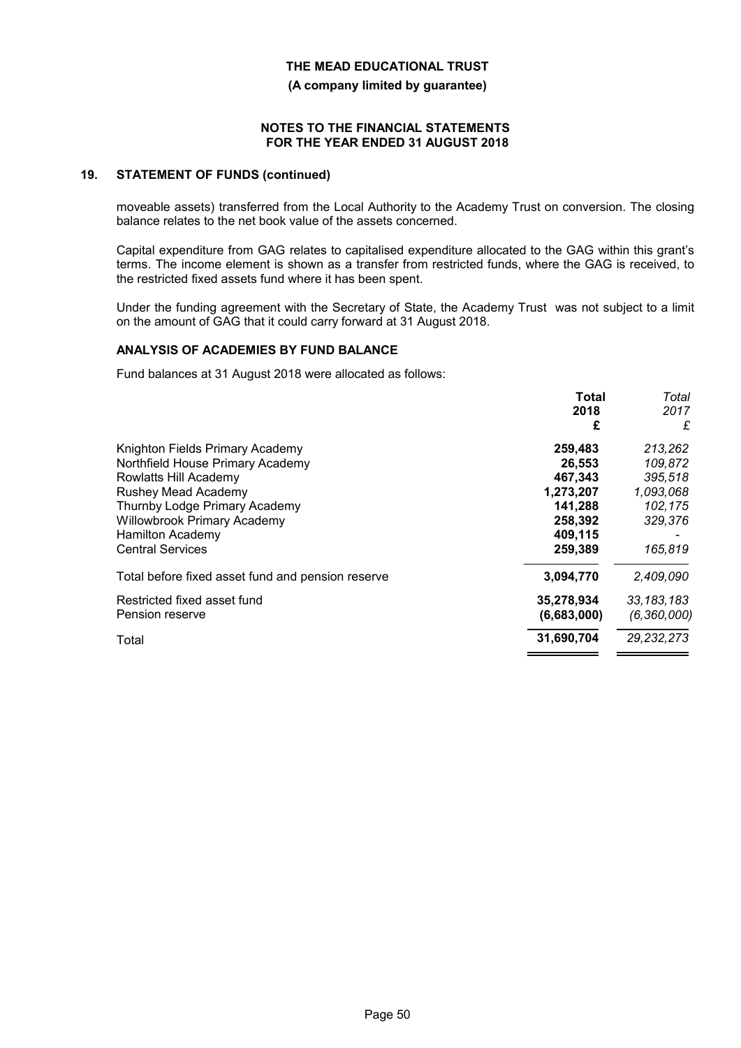## 19. STATEMENT OF FUNDS (continued)

moveable assets) transferred from the Local Authority to the Academy Trust on conversion. The closing balance relates to the net book value of the assets concerned.

Capital expenditure from GAG relates to capitalised expenditure allocated to the GAG within this grant's terms. The income element is shown as a transfer from restricted funds, where the GAG is received, to the restricted fixed assets fund where it has been spent.

Under the funding agreement with the Secretary of State, the Academy Trust was not subject to a limit on the amount of GAG that it could carry forward at 31 August 2018.

### ANALYSIS OF ACADEMIES BY FUND BALANCE

Fund balances at 31 August 2018 were allocated as follows:

| | **Total 2018 £** | *Total 2017 £* |
|---|---|---|
| Knighton Fields Primary Academy | **259,483** | *213,262* |
| Northfield House Primary Academy | **26,553** | *109,872* |
| Rowlatts Hill Academy | **467,343** | *395,518* |
| Rushey Mead Academy | **1,273,207** | *1,093,068* |
| Thurnby Lodge Primary Academy | **141,288** | *102,175* |
| Willowbrook Primary Academy | **258,392** | *329,376* |
| Hamilton Academy | **409,115** | *-* |
| Central Services | **259,389** | *165,819* |
| Total before fixed asset fund and pension reserve | **3,094,770** | *2,409,090* |
| Restricted fixed asset fund | **35,278,934** | *33,183,183* |
| Pension reserve | **(6,683,000)** | *(6,360,000)* |
| Total | **31,690,704** | *29,232,273* |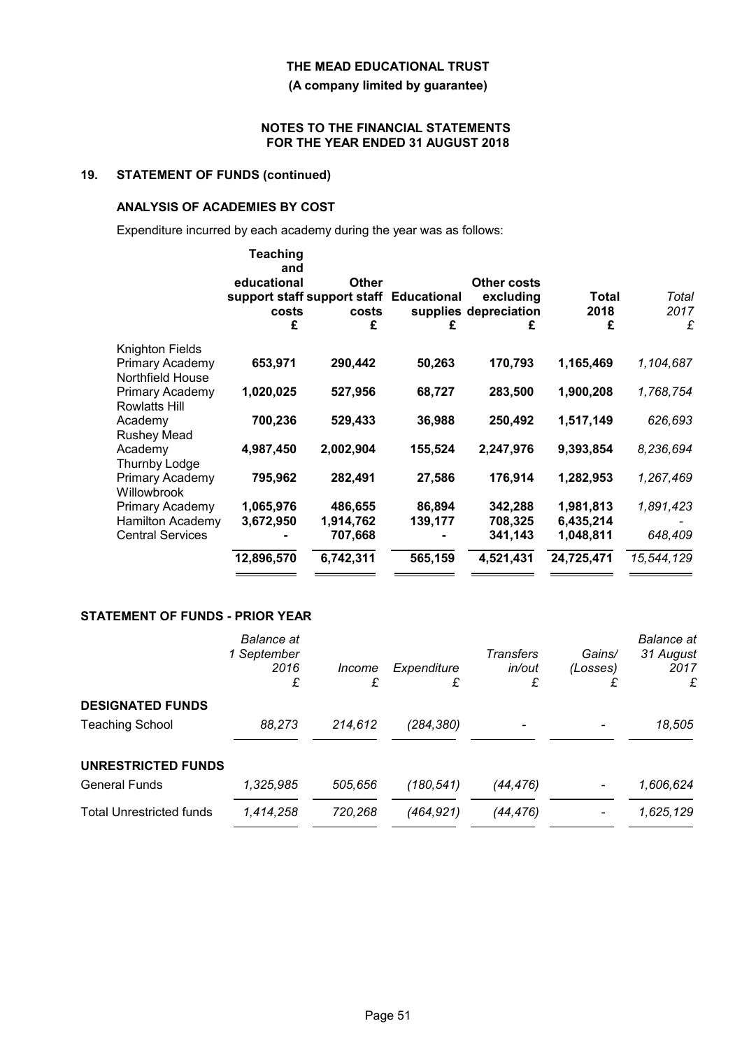THE MEAD EDUCATIONAL TRUST

(A company limited by guarantee)

NOTES TO THE FINANCIAL STATEMENTS
FOR THE YEAR ENDED 31 AUGUST 2018

## 19. STATEMENT OF FUNDS (continued)

### ANALYSIS OF ACADEMIES BY COST

Expenditure incurred by each academy during the year was as follows:

| | Teaching and educational support staff costs £ | Other support staff costs £ | Educational supplies £ | Other costs excluding depreciation £ | Total 2018 £ | *Total 2017 £* |
|---|---|---|---|---|---|---|
| Knighton Fields Primary Academy | **653,971** | **290,442** | **50,263** | **170,793** | **1,165,469** | *1,104,687* |
| Northfield House Primary Academy | **1,020,025** | **527,956** | **68,727** | **283,500** | **1,900,208** | *1,768,754* |
| Rowlatts Hill Academy | **700,236** | **529,433** | **36,988** | **250,492** | **1,517,149** | *626,693* |
| Rushey Mead Academy | **4,987,450** | **2,002,904** | **155,524** | **2,247,976** | **9,393,854** | *8,236,694* |
| Thurnby Lodge Primary Academy | **795,962** | **282,491** | **27,586** | **176,914** | **1,282,953** | *1,267,469* |
| Willowbrook Primary Academy | **1,065,976** | **486,655** | **86,894** | **342,288** | **1,981,813** | *1,891,423* |
| Hamilton Academy | **3,672,950** | **1,914,762** | **139,177** | **708,325** | **6,435,214** | *-* |
| Central Services | **-** | **707,668** | **-** | **341,143** | **1,048,811** | *648,409* |
| | **12,896,570** | **6,742,311** | **565,159** | **4,521,431** | **24,725,471** | *15,544,129* |

### STATEMENT OF FUNDS - PRIOR YEAR

| | *Balance at 1 September 2016 £* | *Income £* | *Expenditure £* | *Transfers in/out £* | *Gains/ (Losses) £* | *Balance at 31 August 2017 £* |
|---|---|---|---|---|---|---|
| **DESIGNATED FUNDS** | | | | | | |
| Teaching School | *88,273* | *214,612* | *(284,380)* | *-* | *-* | *18,505* |
| **UNRESTRICTED FUNDS** | | | | | | |
| General Funds | *1,325,985* | *505,656* | *(180,541)* | *(44,476)* | *-* | *1,606,624* |
| Total Unrestricted funds | *1,414,258* | *720,268* | *(464,921)* | *(44,476)* | *-* | *1,625,129* |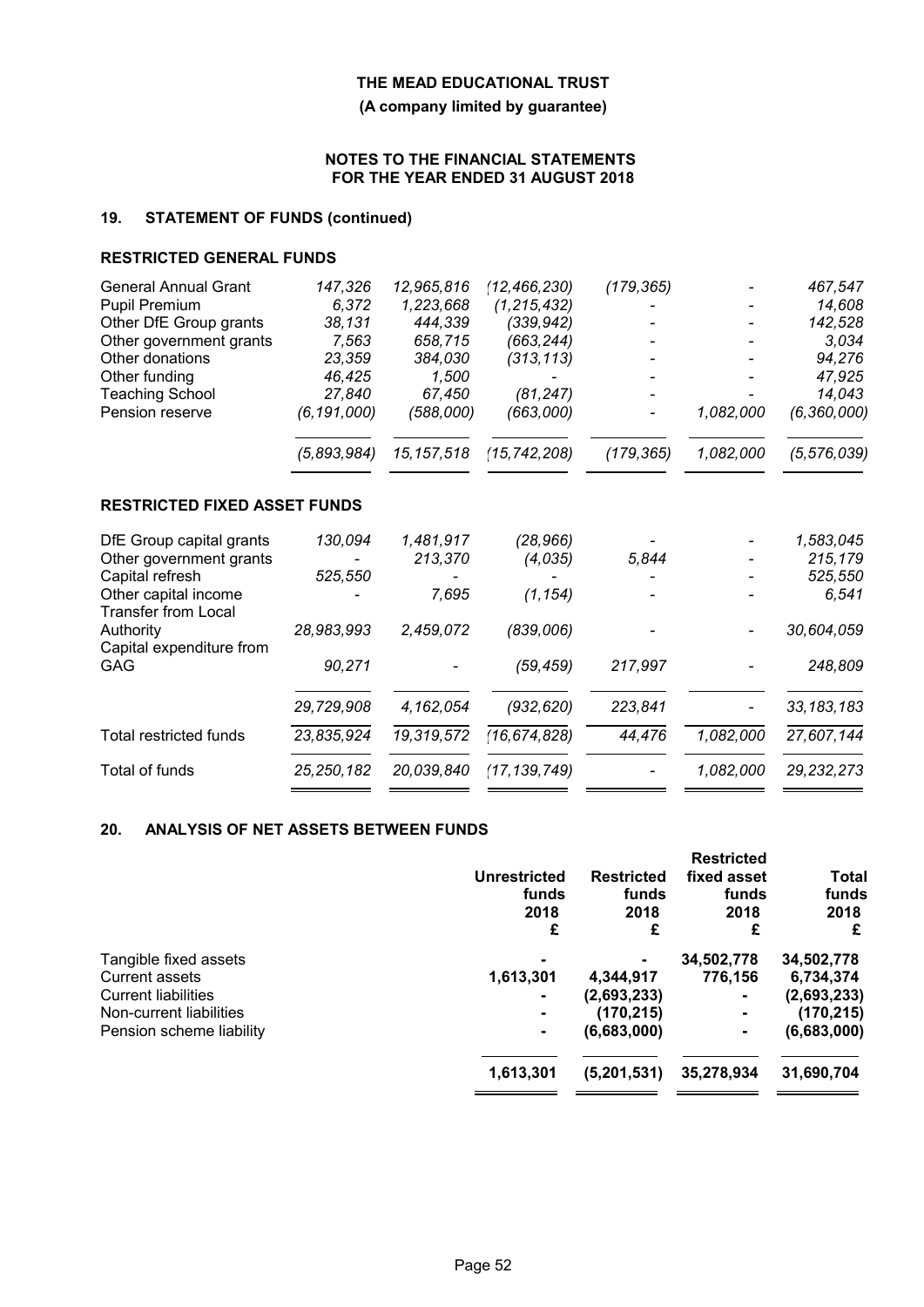**THE MEAD EDUCATIONAL TRUST**

**(A company limited by guarantee)**

**NOTES TO THE FINANCIAL STATEMENTS FOR THE YEAR ENDED 31 AUGUST 2018**

## 19. STATEMENT OF FUNDS (continued)

### RESTRICTED GENERAL FUNDS

| | | | | | | |
|---|---|---|---|---|---|---|
| General Annual Grant | *147,326* | *12,965,816* | *(12,466,230)* | *(179,365)* | *-* | *467,547* |
| Pupil Premium | *6,372* | *1,223,668* | *(1,215,432)* | *-* | *-* | *14,608* |
| Other DfE Group grants | *38,131* | *444,339* | *(339,942)* | *-* | *-* | *142,528* |
| Other government grants | *7,563* | *658,715* | *(663,244)* | *-* | *-* | *3,034* |
| Other donations | *23,359* | *384,030* | *(313,113)* | *-* | *-* | *94,276* |
| Other funding | *46,425* | *1,500* | *-* | *-* | *-* | *47,925* |
| Teaching School | *27,840* | *67,450* | *(81,247)* | *-* | *-* | *14,043* |
| Pension reserve | *(6,191,000)* | *(588,000)* | *(663,000)* | *-* | *1,082,000* | *(6,360,000)* |
| | *(5,893,984)* | *15,157,518* | *(15,742,208)* | *(179,365)* | *1,082,000* | *(5,576,039)* |

### RESTRICTED FIXED ASSET FUNDS

| | | | | | | |
|---|---|---|---|---|---|---|
| DfE Group capital grants | *130,094* | *1,481,917* | *(28,966)* | *-* | *-* | *1,583,045* |
| Other government grants | *-* | *213,370* | *(4,035)* | *5,844* | *-* | *215,179* |
| Capital refresh | *525,550* | *-* | *-* | *-* | *-* | *525,550* |
| Other capital income | *-* | *7,695* | *(1,154)* | *-* | *-* | *6,541* |
| Transfer from Local Authority | *28,983,993* | *2,459,072* | *(839,006)* | *-* | *-* | *30,604,059* |
| Capital expenditure from GAG | *90,271* | *-* | *(59,459)* | *217,997* | *-* | *248,809* |
| | *29,729,908* | *4,162,054* | *(932,620)* | *223,841* | *-* | *33,183,183* |
| Total restricted funds | *23,835,924* | *19,319,572* | *(16,674,828)* | *44,476* | *1,082,000* | *27,607,144* |
| Total of funds | *25,250,182* | *20,039,840* | *(17,139,749)* | *-* | *1,082,000* | *29,232,273* |

## 20. ANALYSIS OF NET ASSETS BETWEEN FUNDS

| | Unrestricted funds 2018 £ | Restricted funds 2018 £ | Restricted fixed asset funds 2018 £ | Total funds 2018 £ |
|---|---|---|---|---|
| Tangible fixed assets | - | - | 34,502,778 | 34,502,778 |
| Current assets | 1,613,301 | 4,344,917 | 776,156 | 6,734,374 |
| Current liabilities | - | (2,693,233) | - | (2,693,233) |
| Non-current liabilities | - | (170,215) | - | (170,215) |
| Pension scheme liability | - | (6,683,000) | - | (6,683,000) |
| | **1,613,301** | **(5,201,531)** | **35,278,934** | **31,690,704** |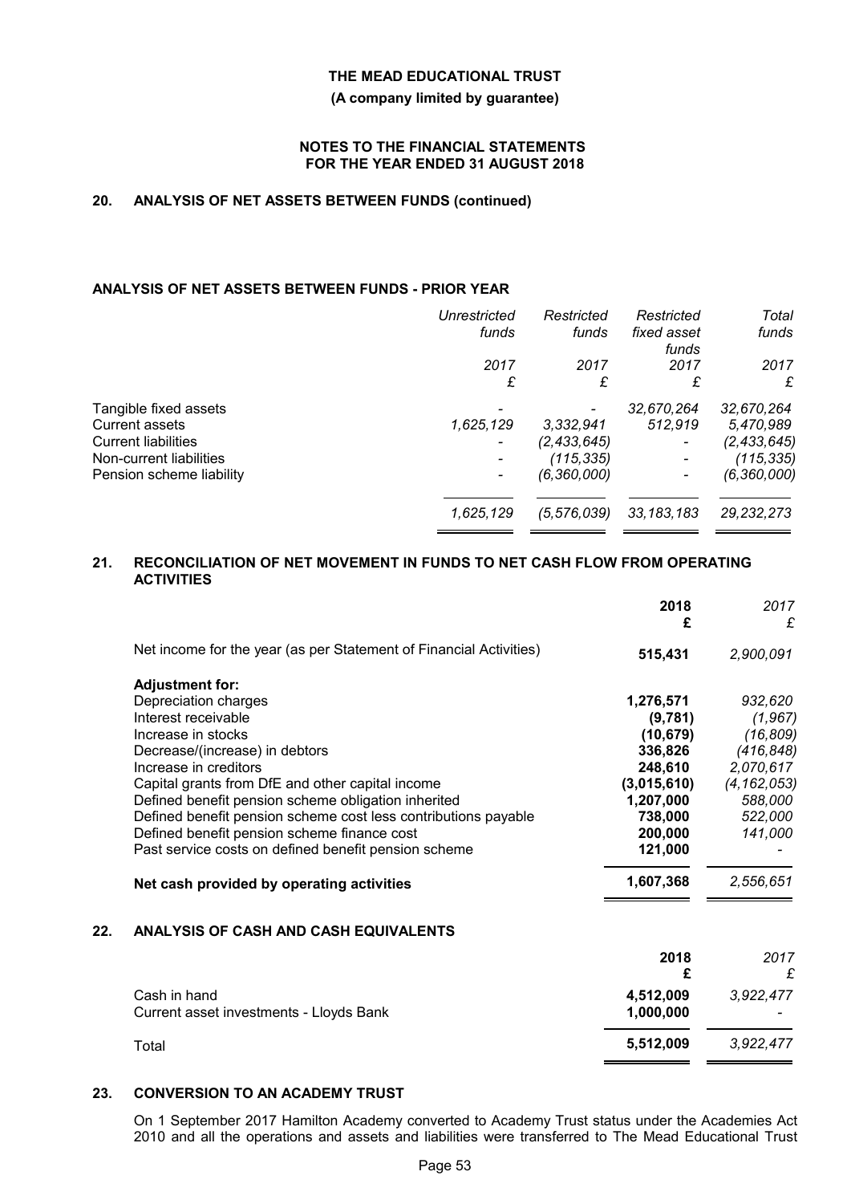**THE MEAD EDUCATIONAL TRUST**

**(A company limited by guarantee)**

**NOTES TO THE FINANCIAL STATEMENTS FOR THE YEAR ENDED 31 AUGUST 2018**

## 20. ANALYSIS OF NET ASSETS BETWEEN FUNDS (continued)

### ANALYSIS OF NET ASSETS BETWEEN FUNDS - PRIOR YEAR

| | *Unrestricted funds* | *Restricted funds* | *Restricted fixed asset funds* | *Total funds* |
|---|---|---|---|---|
| | *2017* | *2017* | *2017* | *2017* |
| | *£* | *£* | *£* | *£* |
| Tangible fixed assets | - | - | *32,670,264* | *32,670,264* |
| Current assets | *1,625,129* | *3,332,941* | *512,919* | *5,470,989* |
| Current liabilities | - | *(2,433,645)* | - | *(2,433,645)* |
| Non-current liabilities | - | *(115,335)* | - | *(115,335)* |
| Pension scheme liability | - | *(6,360,000)* | - | *(6,360,000)* |
| | *1,625,129* | *(5,576,039)* | *33,183,183* | *29,232,273* |

## 21. RECONCILIATION OF NET MOVEMENT IN FUNDS TO NET CASH FLOW FROM OPERATING ACTIVITIES

| | **2018** | *2017* |
|---|---|---|
| | **£** | *£* |
| Net income for the year (as per Statement of Financial Activities) | **515,431** | *2,900,091* |
| **Adjustment for:** | | |
| Depreciation charges | **1,276,571** | *932,620* |
| Interest receivable | **(9,781)** | *(1,967)* |
| Increase in stocks | **(10,679)** | *(16,809)* |
| Decrease/(increase) in debtors | **336,826** | *(416,848)* |
| Increase in creditors | **248,610** | *2,070,617* |
| Capital grants from DfE and other capital income | **(3,015,610)** | *(4,162,053)* |
| Defined benefit pension scheme obligation inherited | **1,207,000** | *588,000* |
| Defined benefit pension scheme cost less contributions payable | **738,000** | *522,000* |
| Defined benefit pension scheme finance cost | **200,000** | *141,000* |
| Past service costs on defined benefit pension scheme | **121,000** | - |
| **Net cash provided by operating activities** | **1,607,368** | *2,556,651* |

## 22. ANALYSIS OF CASH AND CASH EQUIVALENTS

| | **2018** | *2017* |
|---|---|---|
| | **£** | *£* |
| Cash in hand | **4,512,009** | *3,922,477* |
| Current asset investments - Lloyds Bank | **1,000,000** | - |
| Total | **5,512,009** | *3,922,477* |

## 23. CONVERSION TO AN ACADEMY TRUST

On 1 September 2017 Hamilton Academy converted to Academy Trust status under the Academies Act 2010 and all the operations and assets and liabilities were transferred to The Mead Educational Trust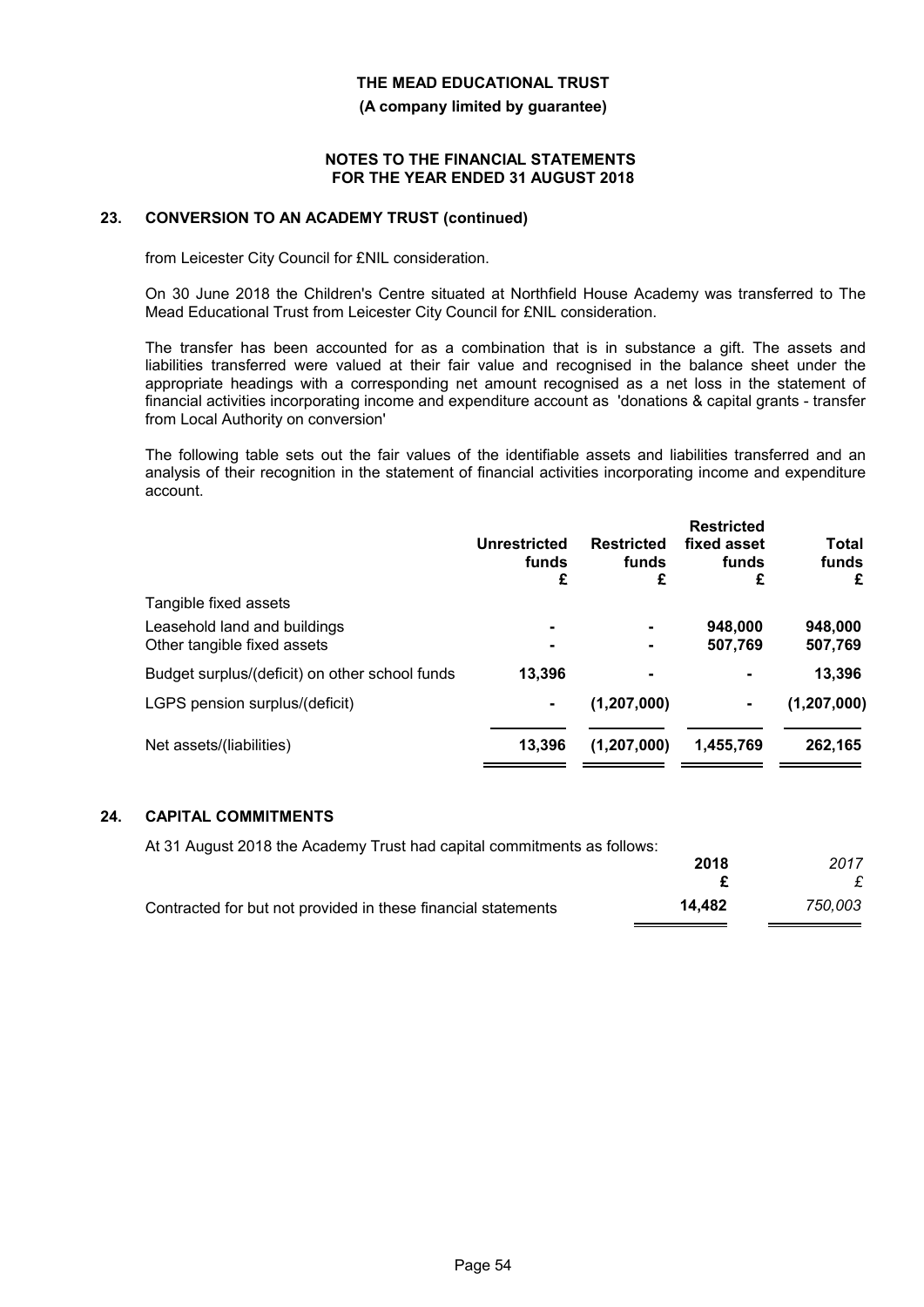## 23. CONVERSION TO AN ACADEMY TRUST (continued)

from Leicester City Council for £NIL consideration.

On 30 June 2018 the Children's Centre situated at Northfield House Academy was transferred to The Mead Educational Trust from Leicester City Council for £NIL consideration.

The transfer has been accounted for as a combination that is in substance a gift. The assets and liabilities transferred were valued at their fair value and recognised in the balance sheet under the appropriate headings with a corresponding net amount recognised as a net loss in the statement of financial activities incorporating income and expenditure account as 'donations & capital grants - transfer from Local Authority on conversion'

The following table sets out the fair values of the identifiable assets and liabilities transferred and an analysis of their recognition in the statement of financial activities incorporating income and expenditure account.

| | Unrestricted funds £ | Restricted funds £ | Restricted fixed asset funds £ | Total funds £ |
|---|---|---|---|---|
| Tangible fixed assets | | | | |
| Leasehold land and buildings | - | - | 948,000 | 948,000 |
| Other tangible fixed assets | - | - | 507,769 | 507,769 |
| Budget surplus/(deficit) on other school funds | 13,396 | - | - | 13,396 |
| LGPS pension surplus/(deficit) | - | (1,207,000) | - | (1,207,000) |
| Net assets/(liabilities) | 13,396 | (1,207,000) | 1,455,769 | 262,165 |

## 24. CAPITAL COMMITMENTS

At 31 August 2018 the Academy Trust had capital commitments as follows:

| | 2018 £ | *2017 £* |
|---|---|---|
| Contracted for but not provided in these financial statements | 14,482 | *750,003* |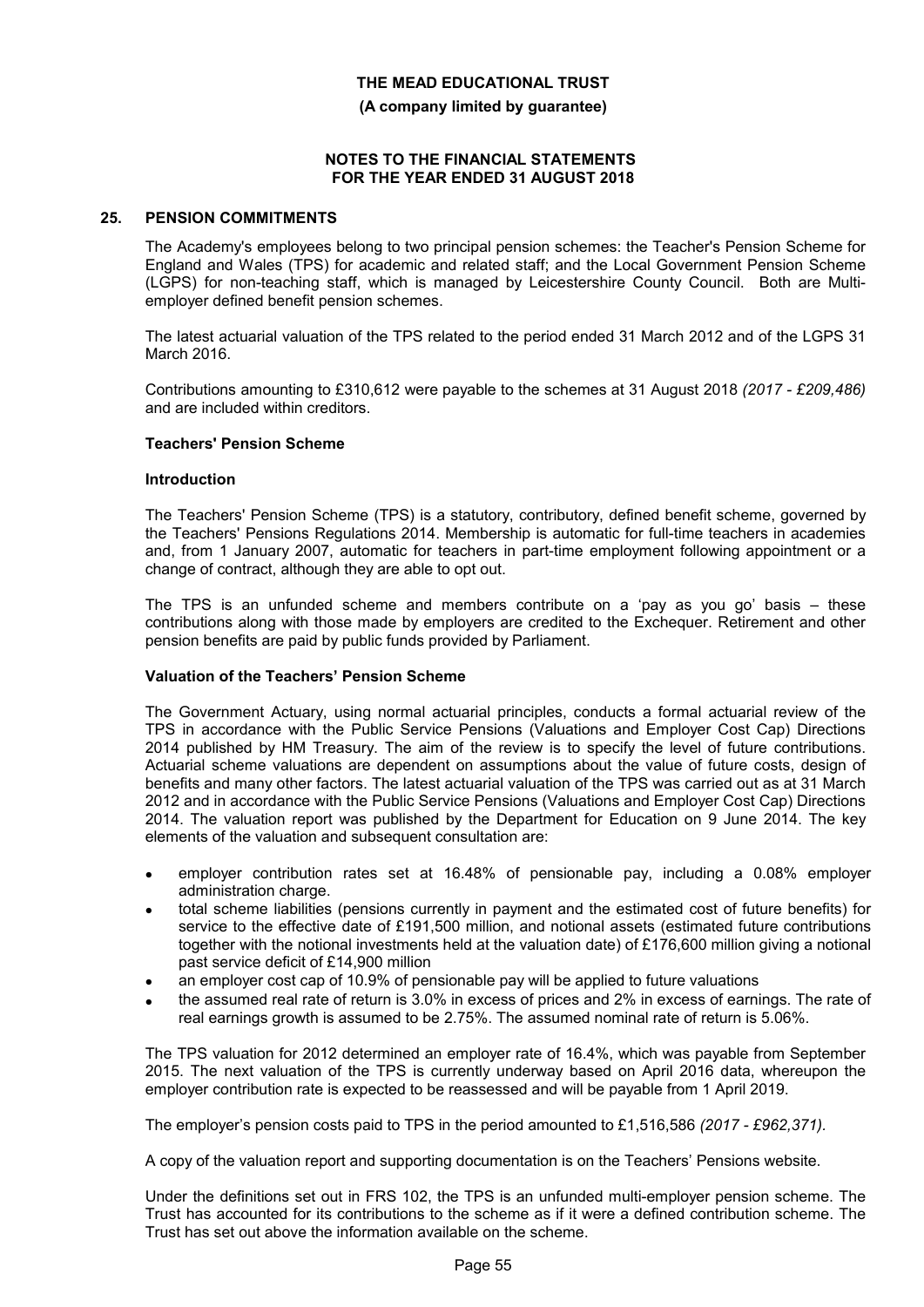## 25. PENSION COMMITMENTS

The Academy's employees belong to two principal pension schemes: the Teacher's Pension Scheme for England and Wales (TPS) for academic and related staff; and the Local Government Pension Scheme (LGPS) for non-teaching staff, which is managed by Leicestershire County Council. Both are Multi-employer defined benefit pension schemes.

The latest actuarial valuation of the TPS related to the period ended 31 March 2012 and of the LGPS 31 March 2016.

Contributions amounting to £310,612 were payable to the schemes at 31 August 2018 *(2017 - £209,486)* and are included within creditors.

### Teachers' Pension Scheme

#### Introduction

The Teachers' Pension Scheme (TPS) is a statutory, contributory, defined benefit scheme, governed by the Teachers' Pensions Regulations 2014. Membership is automatic for full-time teachers in academies and, from 1 January 2007, automatic for teachers in part-time employment following appointment or a change of contract, although they are able to opt out.

The TPS is an unfunded scheme and members contribute on a 'pay as you go' basis – these contributions along with those made by employers are credited to the Exchequer. Retirement and other pension benefits are paid by public funds provided by Parliament.

#### Valuation of the Teachers' Pension Scheme

The Government Actuary, using normal actuarial principles, conducts a formal actuarial review of the TPS in accordance with the Public Service Pensions (Valuations and Employer Cost Cap) Directions 2014 published by HM Treasury. The aim of the review is to specify the level of future contributions. Actuarial scheme valuations are dependent on assumptions about the value of future costs, design of benefits and many other factors. The latest actuarial valuation of the TPS was carried out as at 31 March 2012 and in accordance with the Public Service Pensions (Valuations and Employer Cost Cap) Directions 2014. The valuation report was published by the Department for Education on 9 June 2014. The key elements of the valuation and subsequent consultation are:

- employer contribution rates set at 16.48% of pensionable pay, including a 0.08% employer administration charge.
- total scheme liabilities (pensions currently in payment and the estimated cost of future benefits) for service to the effective date of £191,500 million, and notional assets (estimated future contributions together with the notional investments held at the valuation date) of £176,600 million giving a notional past service deficit of £14,900 million
- an employer cost cap of 10.9% of pensionable pay will be applied to future valuations
- the assumed real rate of return is 3.0% in excess of prices and 2% in excess of earnings. The rate of real earnings growth is assumed to be 2.75%. The assumed nominal rate of return is 5.06%.

The TPS valuation for 2012 determined an employer rate of 16.4%, which was payable from September 2015. The next valuation of the TPS is currently underway based on April 2016 data, whereupon the employer contribution rate is expected to be reassessed and will be payable from 1 April 2019.

The employer's pension costs paid to TPS in the period amounted to £1,516,586 *(2017 - £962,371).*

A copy of the valuation report and supporting documentation is on the Teachers' Pensions website.

Under the definitions set out in FRS 102, the TPS is an unfunded multi-employer pension scheme. The Trust has accounted for its contributions to the scheme as if it were a defined contribution scheme. The Trust has set out above the information available on the scheme.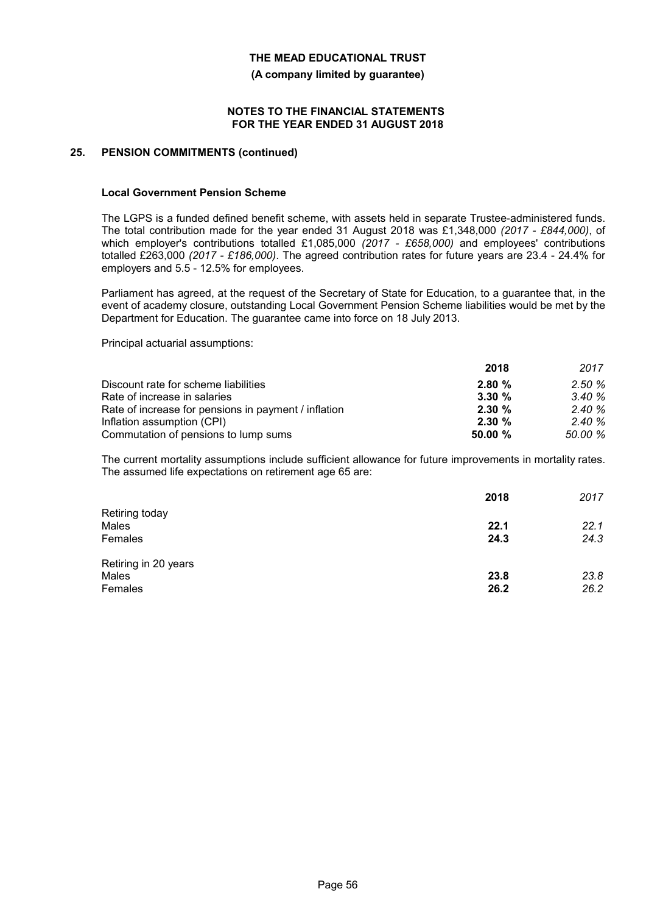**THE MEAD EDUCATIONAL TRUST**

**(A company limited by guarantee)**

**NOTES TO THE FINANCIAL STATEMENTS FOR THE YEAR ENDED 31 AUGUST 2018**

## 25. PENSION COMMITMENTS (continued)

### Local Government Pension Scheme

The LGPS is a funded defined benefit scheme, with assets held in separate Trustee-administered funds. The total contribution made for the year ended 31 August 2018 was £1,348,000 *(2017 - £844,000)*, of which employer's contributions totalled £1,085,000 *(2017 - £658,000)* and employees' contributions totalled £263,000 *(2017 - £186,000)*. The agreed contribution rates for future years are 23.4 - 24.4% for employers and 5.5 - 12.5% for employees.

Parliament has agreed, at the request of the Secretary of State for Education, to a guarantee that, in the event of academy closure, outstanding Local Government Pension Scheme liabilities would be met by the Department for Education. The guarantee came into force on 18 July 2013.

Principal actuarial assumptions:

| | 2018 | 2017 |
|---|---|---|
| Discount rate for scheme liabilities | **2.80 %** | *2.50 %* |
| Rate of increase in salaries | **3.30 %** | *3.40 %* |
| Rate of increase for pensions in payment / inflation | **2.30 %** | *2.40 %* |
| Inflation assumption (CPI) | **2.30 %** | *2.40 %* |
| Commutation of pensions to lump sums | **50.00 %** | *50.00 %* |

The current mortality assumptions include sufficient allowance for future improvements in mortality rates. The assumed life expectations on retirement age 65 are:

| | 2018 | 2017 |
|---|---|---|
| Retiring today | | |
| Males | **22.1** | *22.1* |
| Females | **24.3** | *24.3* |
| Retiring in 20 years | | |
| Males | **23.8** | *23.8* |
| Females | **26.2** | *26.2* |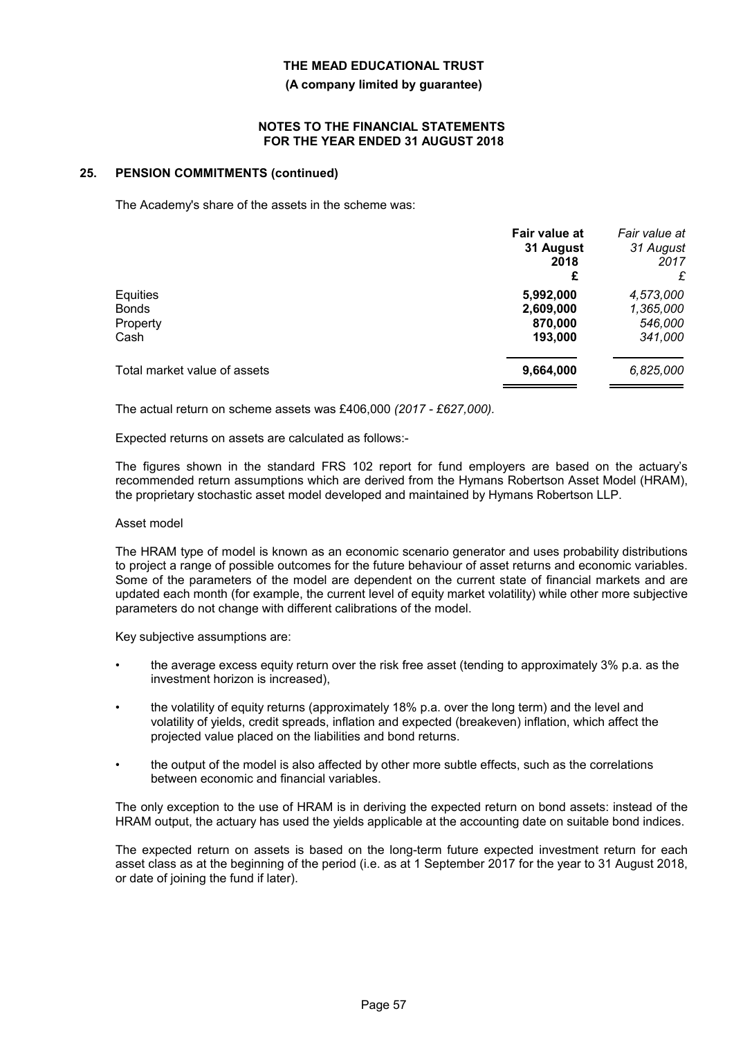## 25. PENSION COMMITMENTS (continued)

The Academy's share of the assets in the scheme was:

| | **Fair value at 31 August 2018 £** | *Fair value at 31 August 2017 £* |
|---|---|---|
| Equities | **5,992,000** | *4,573,000* |
| Bonds | **2,609,000** | *1,365,000* |
| Property | **870,000** | *546,000* |
| Cash | **193,000** | *341,000* |
| Total market value of assets | **9,664,000** | *6,825,000* |

The actual return on scheme assets was £406,000 *(2017 - £627,000).*

Expected returns on assets are calculated as follows:-

The figures shown in the standard FRS 102 report for fund employers are based on the actuary's recommended return assumptions which are derived from the Hymans Robertson Asset Model (HRAM), the proprietary stochastic asset model developed and maintained by Hymans Robertson LLP.

Asset model

The HRAM type of model is known as an economic scenario generator and uses probability distributions to project a range of possible outcomes for the future behaviour of asset returns and economic variables. Some of the parameters of the model are dependent on the current state of financial markets and are updated each month (for example, the current level of equity market volatility) while other more subjective parameters do not change with different calibrations of the model.

Key subjective assumptions are:

- the average excess equity return over the risk free asset (tending to approximately 3% p.a. as the investment horizon is increased),
- the volatility of equity returns (approximately 18% p.a. over the long term) and the level and volatility of yields, credit spreads, inflation and expected (breakeven) inflation, which affect the projected value placed on the liabilities and bond returns.
- the output of the model is also affected by other more subtle effects, such as the correlations between economic and financial variables.

The only exception to the use of HRAM is in deriving the expected return on bond assets: instead of the HRAM output, the actuary has used the yields applicable at the accounting date on suitable bond indices.

The expected return on assets is based on the long-term future expected investment return for each asset class as at the beginning of the period (i.e. as at 1 September 2017 for the year to 31 August 2018, or date of joining the fund if later).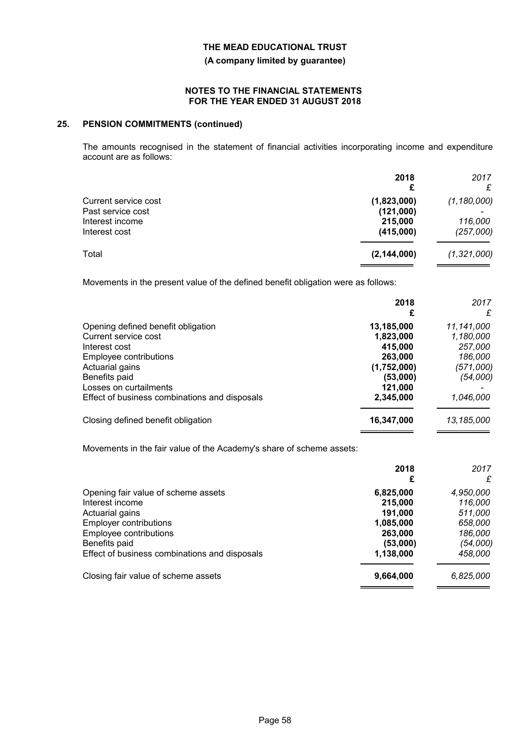## 25. PENSION COMMITMENTS (continued)

The amounts recognised in the statement of financial activities incorporating income and expenditure account are as follows:

| | 2018 £ | *2017 £* |
|---|---|---|
| Current service cost | **(1,823,000)** | *(1,180,000)* |
| Past service cost | **(121,000)** | *-* |
| Interest income | **215,000** | *116,000* |
| Interest cost | **(415,000)** | *(257,000)* |
| Total | **(2,144,000)** | *(1,321,000)* |

Movements in the present value of the defined benefit obligation were as follows:

| | 2018 £ | *2017 £* |
|---|---|---|
| Opening defined benefit obligation | **13,185,000** | *11,141,000* |
| Current service cost | **1,823,000** | *1,180,000* |
| Interest cost | **415,000** | *257,000* |
| Employee contributions | **263,000** | *186,000* |
| Actuarial gains | **(1,752,000)** | *(571,000)* |
| Benefits paid | **(53,000)** | *(54,000)* |
| Losses on curtailments | **121,000** | *-* |
| Effect of business combinations and disposals | **2,345,000** | *1,046,000* |
| Closing defined benefit obligation | **16,347,000** | *13,185,000* |

Movements in the fair value of the Academy's share of scheme assets:

| | 2018 £ | *2017 £* |
|---|---|---|
| Opening fair value of scheme assets | **6,825,000** | *4,950,000* |
| Interest income | **215,000** | *116,000* |
| Actuarial gains | **191,000** | *511,000* |
| Employer contributions | **1,085,000** | *658,000* |
| Employee contributions | **263,000** | *186,000* |
| Benefits paid | **(53,000)** | *(54,000)* |
| Effect of business combinations and disposals | **1,138,000** | *458,000* |
| Closing fair value of scheme assets | **9,664,000** | *6,825,000* |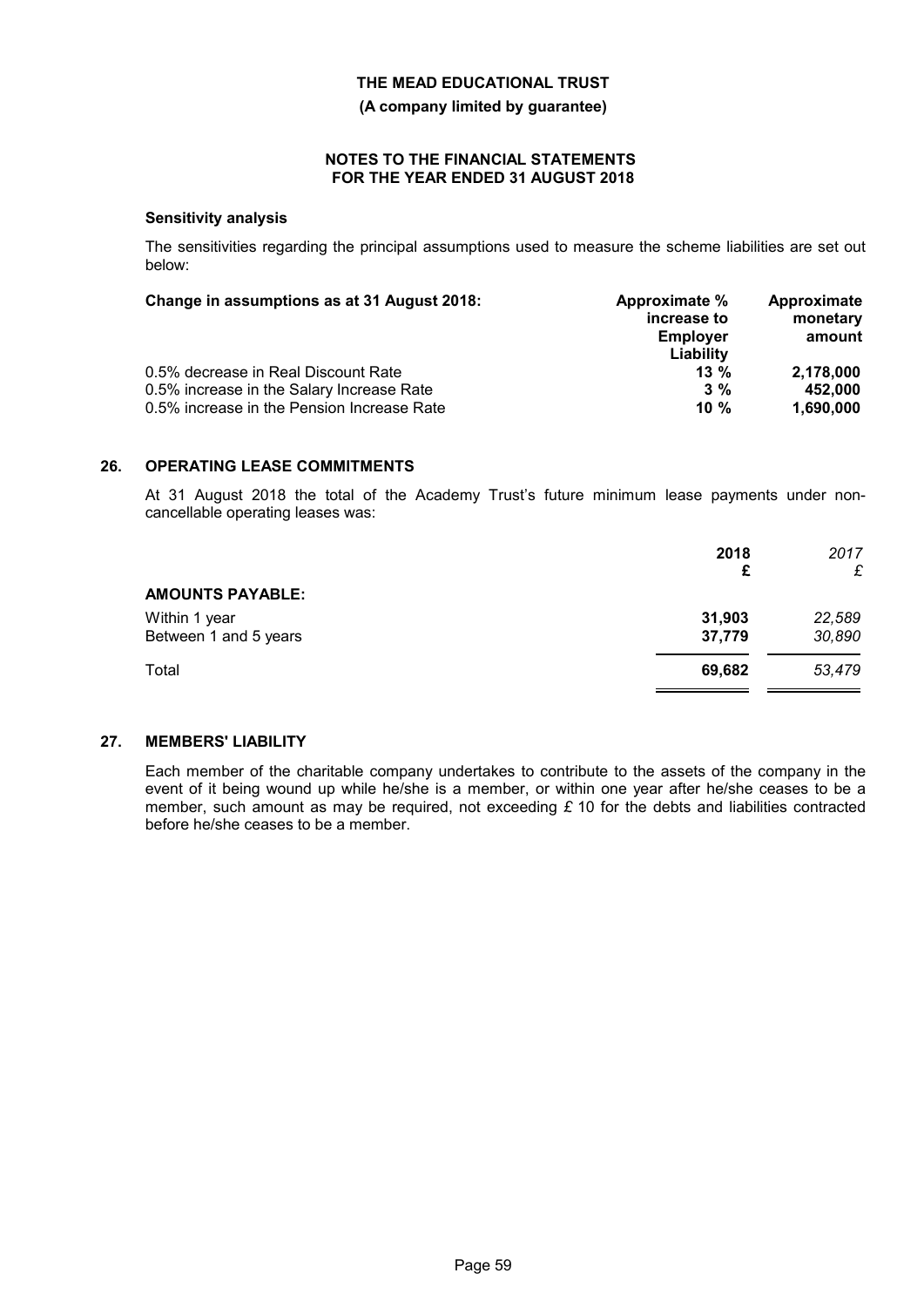### Sensitivity analysis

The sensitivities regarding the principal assumptions used to measure the scheme liabilities are set out below:

| Change in assumptions as at 31 August 2018: | Approximate % increase to Employer Liability | Approximate monetary amount |
|---|---|---|
| 0.5% decrease in Real Discount Rate | **13 %** | **2,178,000** |
| 0.5% increase in the Salary Increase Rate | **3 %** | **452,000** |
| 0.5% increase in the Pension Increase Rate | **10 %** | **1,690,000** |

## 26. OPERATING LEASE COMMITMENTS

At 31 August 2018 the total of the Academy Trust's future minimum lease payments under non-cancellable operating leases was:

| | 2018 £ | *2017 £* |
|---|---|---|
| **AMOUNTS PAYABLE:** | | |
| Within 1 year | **31,903** | *22,589* |
| Between 1 and 5 years | **37,779** | *30,890* |
| Total | **69,682** | *53,479* |

## 27. MEMBERS' LIABILITY

Each member of the charitable company undertakes to contribute to the assets of the company in the event of it being wound up while he/she is a member, or within one year after he/she ceases to be a member, such amount as may be required, not exceeding £ 10 for the debts and liabilities contracted before he/she ceases to be a member.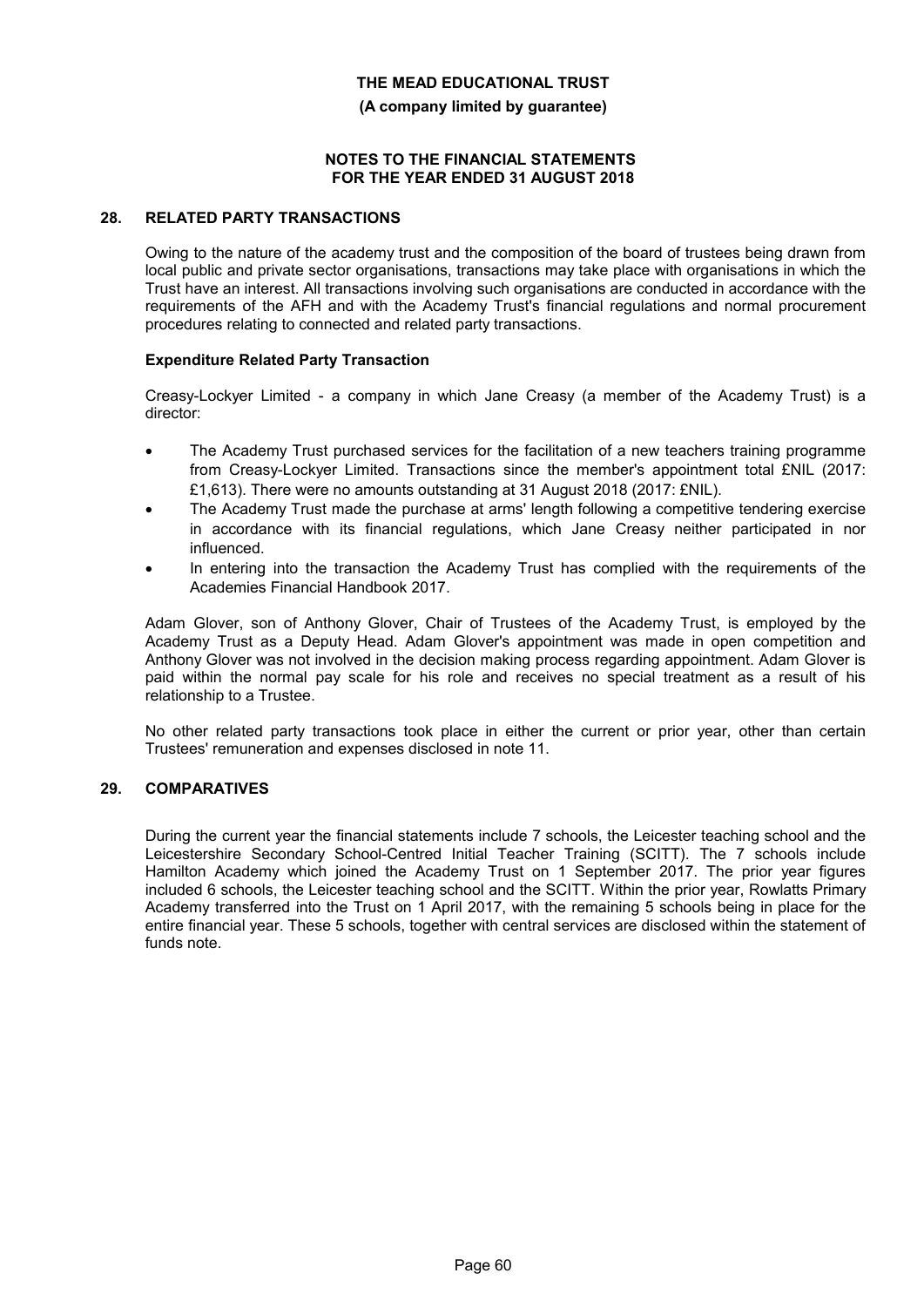## 28. RELATED PARTY TRANSACTIONS

Owing to the nature of the academy trust and the composition of the board of trustees being drawn from local public and private sector organisations, transactions may take place with organisations in which the Trust have an interest. All transactions involving such organisations are conducted in accordance with the requirements of the AFH and with the Academy Trust's financial regulations and normal procurement procedures relating to connected and related party transactions.

### Expenditure Related Party Transaction

Creasy-Lockyer Limited - a company in which Jane Creasy (a member of the Academy Trust) is a director:

- The Academy Trust purchased services for the facilitation of a new teachers training programme from Creasy-Lockyer Limited. Transactions since the member's appointment total £NIL (2017: £1,613). There were no amounts outstanding at 31 August 2018 (2017: £NIL).
- The Academy Trust made the purchase at arms' length following a competitive tendering exercise in accordance with its financial regulations, which Jane Creasy neither participated in nor influenced.
- In entering into the transaction the Academy Trust has complied with the requirements of the Academies Financial Handbook 2017.

Adam Glover, son of Anthony Glover, Chair of Trustees of the Academy Trust, is employed by the Academy Trust as a Deputy Head. Adam Glover's appointment was made in open competition and Anthony Glover was not involved in the decision making process regarding appointment. Adam Glover is paid within the normal pay scale for his role and receives no special treatment as a result of his relationship to a Trustee.

No other related party transactions took place in either the current or prior year, other than certain Trustees' remuneration and expenses disclosed in note 11.

## 29. COMPARATIVES

During the current year the financial statements include 7 schools, the Leicester teaching school and the Leicestershire Secondary School-Centred Initial Teacher Training (SCITT). The 7 schools include Hamilton Academy which joined the Academy Trust on 1 September 2017. The prior year figures included 6 schools, the Leicester teaching school and the SCITT. Within the prior year, Rowlatts Primary Academy transferred into the Trust on 1 April 2017, with the remaining 5 schools being in place for the entire financial year. These 5 schools, together with central services are disclosed within the statement of funds note.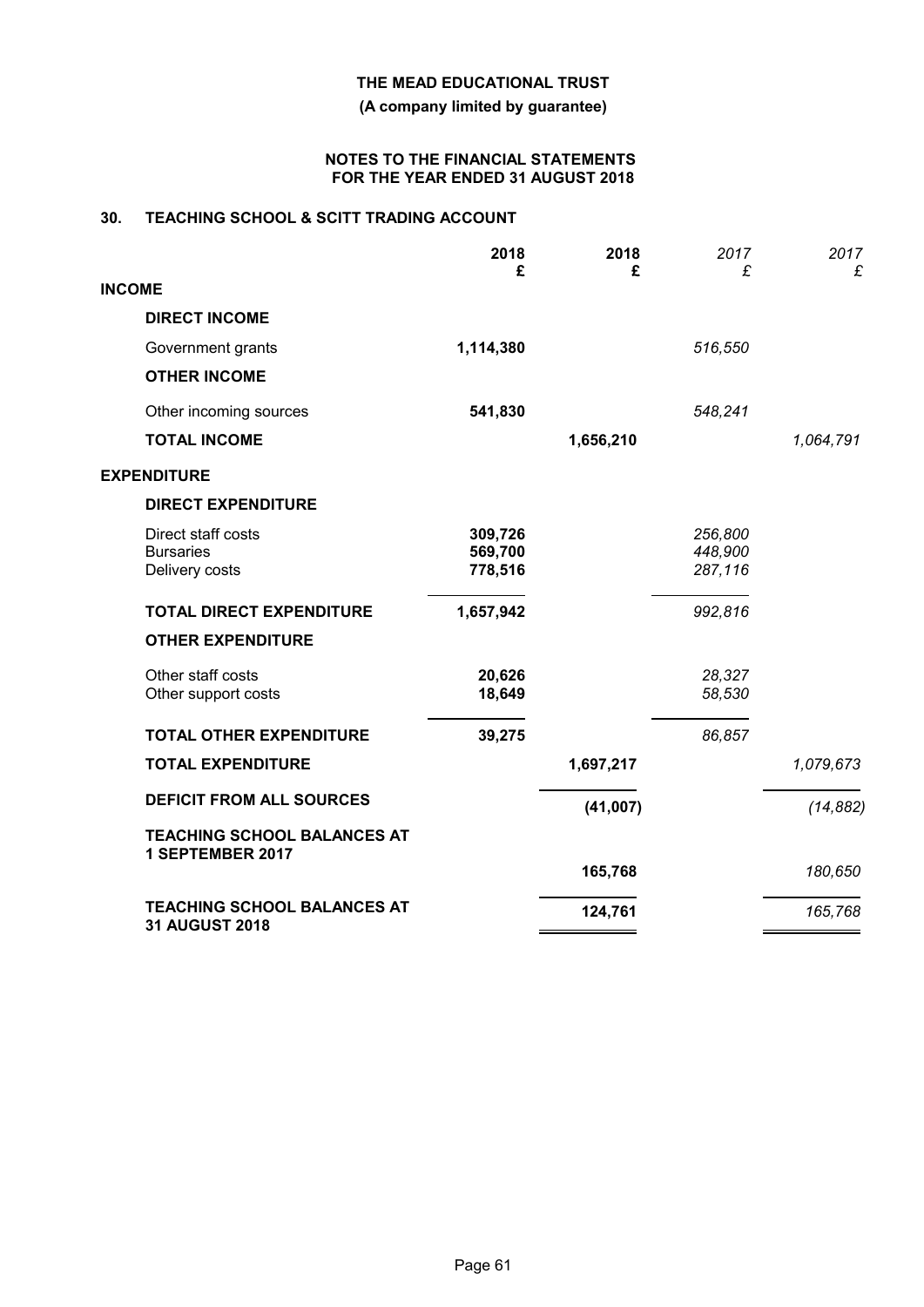THE MEAD EDUCATIONAL TRUST

(A company limited by guarantee)

NOTES TO THE FINANCIAL STATEMENTS
FOR THE YEAR ENDED 31 AUGUST 2018

## 30. TEACHING SCHOOL & SCITT TRADING ACCOUNT

| | 2018 £ | 2018 £ | *2017 £* | *2017 £* |
|---|---|---|---|---|
| **INCOME** | | | | |
| **DIRECT INCOME** | | | | |
| Government grants | **1,114,380** | | *516,550* | |
| **OTHER INCOME** | | | | |
| Other incoming sources | **541,830** | | *548,241* | |
| **TOTAL INCOME** | | **1,656,210** | | *1,064,791* |
| **EXPENDITURE** | | | | |
| **DIRECT EXPENDITURE** | | | | |
| Direct staff costs | **309,726** | | *256,800* | |
| Bursaries | **569,700** | | *448,900* | |
| Delivery costs | **778,516** | | *287,116* | |
| **TOTAL DIRECT EXPENDITURE** | **1,657,942** | | *992,816* | |
| **OTHER EXPENDITURE** | | | | |
| Other staff costs | **20,626** | | *28,327* | |
| Other support costs | **18,649** | | *58,530* | |
| **TOTAL OTHER EXPENDITURE** | **39,275** | | *86,857* | |
| **TOTAL EXPENDITURE** | | **1,697,217** | | *1,079,673* |
| **DEFICIT FROM ALL SOURCES** | | **(41,007)** | | *(14,882)* |
| **TEACHING SCHOOL BALANCES AT 1 SEPTEMBER 2017** | | **165,768** | | *180,650* |
| **TEACHING SCHOOL BALANCES AT 31 AUGUST 2018** | | **124,761** | | *165,768* |